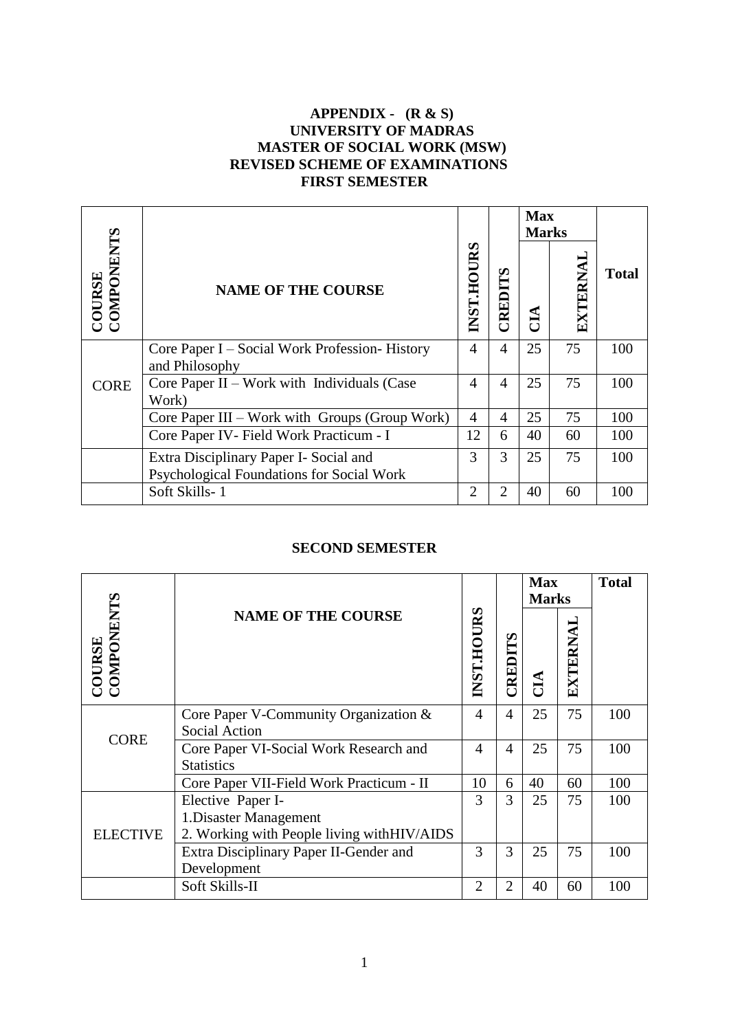**APPENDIX - (R & S)**
**UNIVERSITY OF MADRAS**
**MASTER OF SOCIAL WORK (MSW)**
**REVISED SCHEME OF EXAMINATIONS**
**FIRST SEMESTER**

| COURSE COMPONENTS | NAME OF THE COURSE | INST.HOURS | CREDITS | Max Marks | | Total |
|---|---|---|---|---|---|---|
| | | | | CIA | EXTERNAL | |
| CORE | Core Paper I – Social Work Profession- History and Philosophy | 4 | 4 | 25 | 75 | 100 |
| | Core Paper II – Work with Individuals (Case Work) | 4 | 4 | 25 | 75 | 100 |
| | Core Paper III – Work with Groups (Group Work) | 4 | 4 | 25 | 75 | 100 |
| | Core Paper IV- Field Work Practicum - I | 12 | 6 | 40 | 60 | 100 |
| | Extra Disciplinary Paper I- Social and Psychological Foundations for Social Work | 3 | 3 | 25 | 75 | 100 |
| | Soft Skills- 1 | 2 | 2 | 40 | 60 | 100 |

**SECOND SEMESTER**

| COURSE COMPONENTS | NAME OF THE COURSE | INST.HOURS | CREDITS | Max Marks | | Total |
|---|---|---|---|---|---|---|
| | | | | CIA | EXTERNAL | |
| CORE | Core Paper V-Community Organization & Social Action | 4 | 4 | 25 | 75 | 100 |
| | Core Paper VI-Social Work Research and Statistics | 4 | 4 | 25 | 75 | 100 |
| | Core Paper VII-Field Work Practicum - II | 10 | 6 | 40 | 60 | 100 |
| ELECTIVE | Elective Paper I-<br>1.Disaster Management<br>2. Working with People living withHIV/AIDS | 3 | 3 | 25 | 75 | 100 |
| | Extra Disciplinary Paper II-Gender and Development | 3 | 3 | 25 | 75 | 100 |
| | Soft Skills-II | 2 | 2 | 40 | 60 | 100 |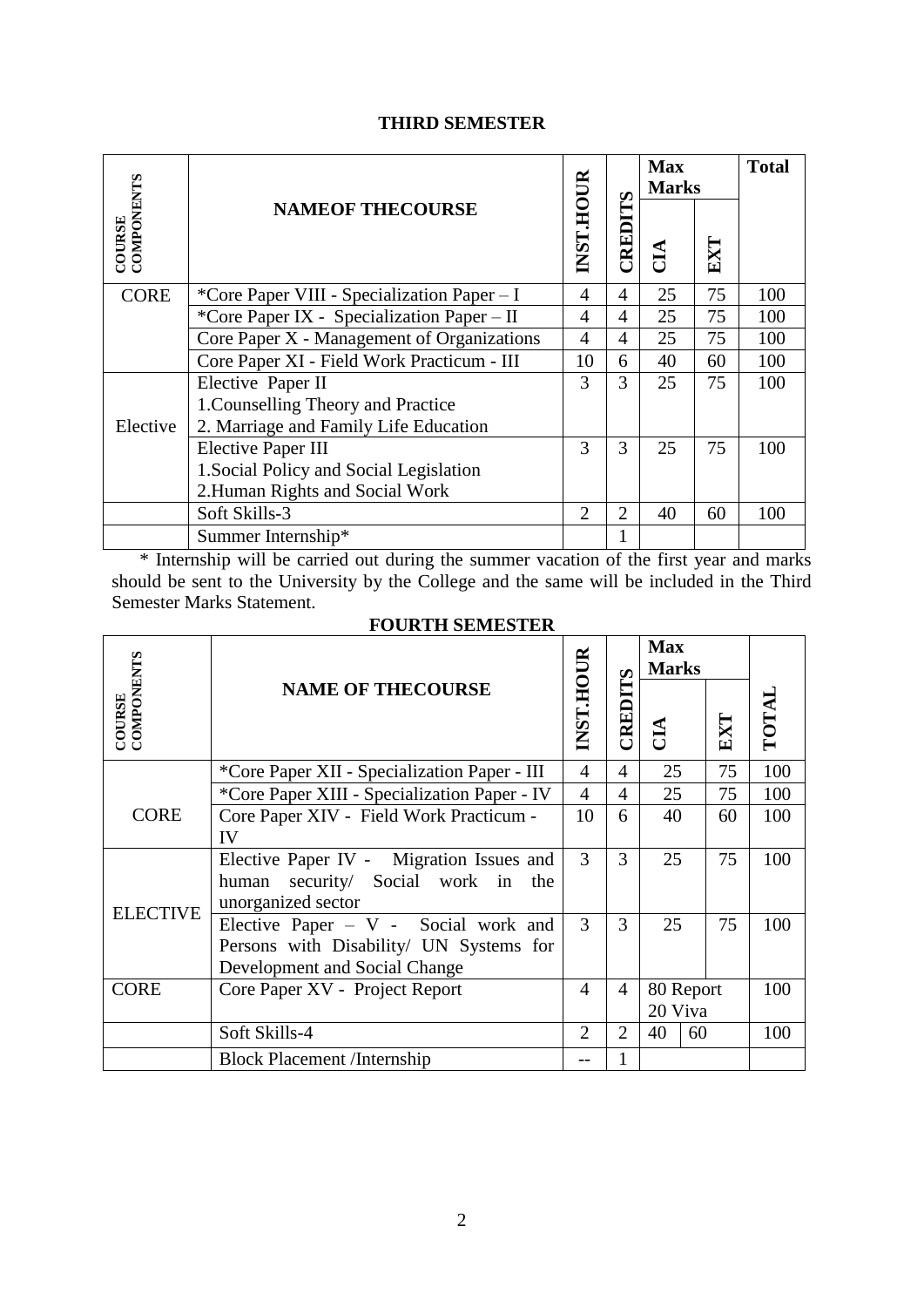## THIRD SEMESTER

| COURSE COMPONENTS | NAMEOF THECOURSE | INST.HOUR | CREDITS | Max Marks | | Total |
|---|---|---|---|---|---|---|
| | | | | CIA | EXT | |
| CORE | *Core Paper VIII - Specialization Paper – I | 4 | 4 | 25 | 75 | 100 |
| | *Core Paper IX - Specialization Paper – II | 4 | 4 | 25 | 75 | 100 |
| | Core Paper X - Management of Organizations | 4 | 4 | 25 | 75 | 100 |
| | Core Paper XI - Field Work Practicum - III | 10 | 6 | 40 | 60 | 100 |
| Elective | Elective Paper II<br>1.Counselling Theory and Practice<br>2. Marriage and Family Life Education | 3 | 3 | 25 | 75 | 100 |
| | Elective Paper III<br>1.Social Policy and Social Legislation<br>2.Human Rights and Social Work | 3 | 3 | 25 | 75 | 100 |
| | Soft Skills-3 | 2 | 2 | 40 | 60 | 100 |
| | Summer Internship* | | 1 | | | |

* Internship will be carried out during the summer vacation of the first year and marks should be sent to the University by the College and the same will be included in the Third Semester Marks Statement.

## FOURTH SEMESTER

| COURSE COMPONENTS | NAME OF THECOURSE | INST.HOUR | CREDITS | Max Marks | | TOTAL |
|---|---|---|---|---|---|---|
| | | | | CIA | EXT | |
| CORE | *Core Paper XII - Specialization Paper - III | 4 | 4 | 25 | 75 | 100 |
| | *Core Paper XIII - Specialization Paper - IV | 4 | 4 | 25 | 75 | 100 |
| | Core Paper XIV - Field Work Practicum - IV | 10 | 6 | 40 | 60 | 100 |
| ELECTIVE | Elective Paper IV - Migration Issues and human security/ Social work in the unorganized sector | 3 | 3 | 25 | 75 | 100 |
| | Elective Paper – V - Social work and Persons with Disability/ UN Systems for Development and Social Change | 3 | 3 | 25 | 75 | 100 |
| CORE | Core Paper XV - Project Report | 4 | 4 | 80 Report<br>20 Viva | | 100 |
| | Soft Skills-4 | 2 | 2 | 40 | 60 | 100 |
| | Block Placement /Internship | -- | 1 | | | |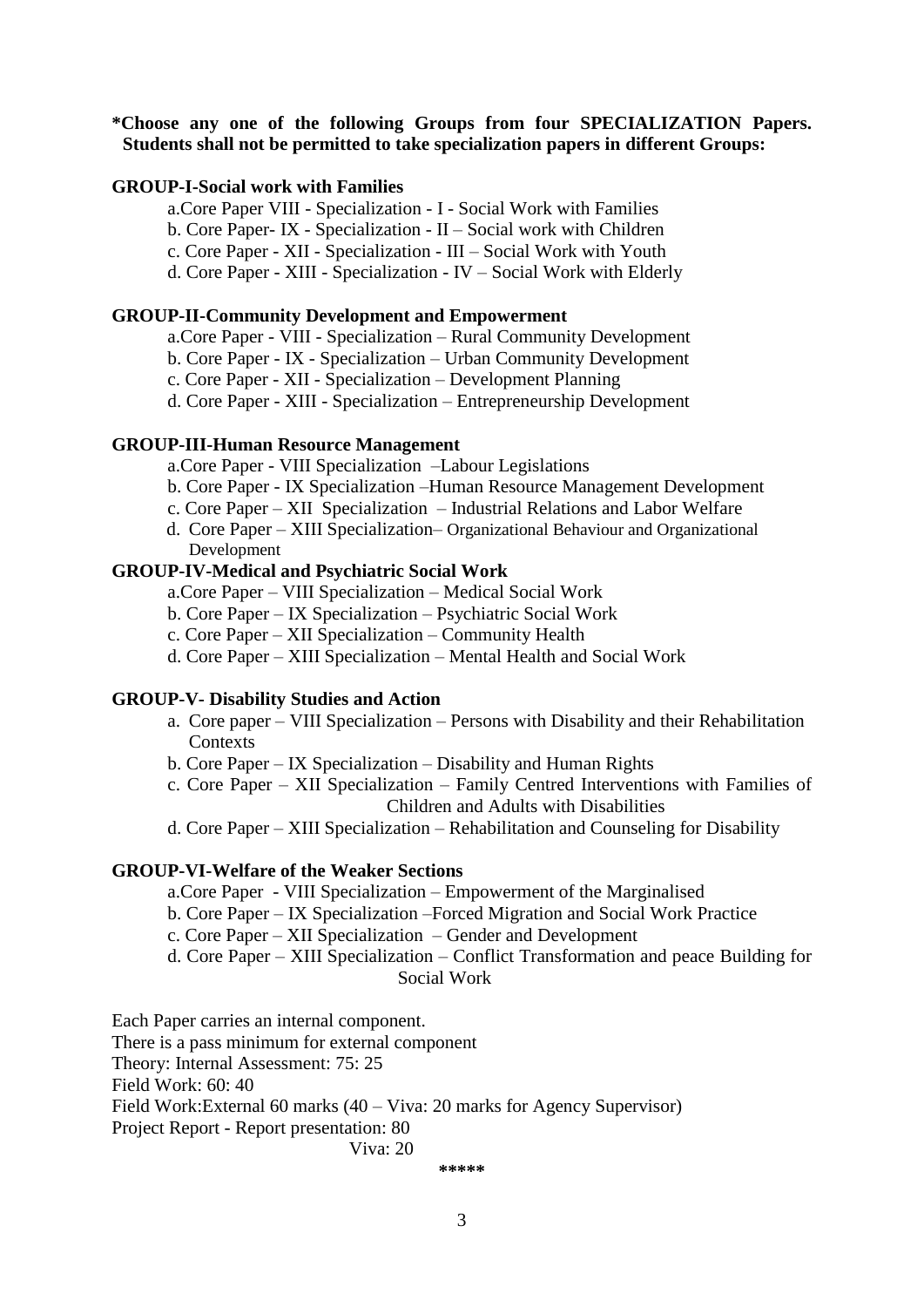**\*Choose any one of the following Groups from four SPECIALIZATION Papers. Students shall not be permitted to take specialization papers in different Groups:**

**GROUP-I-Social work with Families**

a.Core Paper VIII - Specialization - I - Social Work with Families
b. Core Paper- IX - Specialization - II – Social work with Children
c. Core Paper - XII - Specialization - III – Social Work with Youth
d. Core Paper - XIII - Specialization - IV – Social Work with Elderly

**GROUP-II-Community Development and Empowerment**

a.Core Paper - VIII - Specialization – Rural Community Development
b. Core Paper - IX - Specialization – Urban Community Development
c. Core Paper - XII - Specialization – Development Planning
d. Core Paper - XIII - Specialization – Entrepreneurship Development

**GROUP-III-Human Resource Management**

a.Core Paper - VIII Specialization –Labour Legislations
b. Core Paper - IX Specialization –Human Resource Management Development
c. Core Paper – XII Specialization – Industrial Relations and Labor Welfare
d. Core Paper – XIII Specialization– Organizational Behaviour and Organizational Development

**GROUP-IV-Medical and Psychiatric Social Work**

a.Core Paper – VIII Specialization – Medical Social Work
b. Core Paper – IX Specialization – Psychiatric Social Work
c. Core Paper – XII Specialization – Community Health
d. Core Paper – XIII Specialization – Mental Health and Social Work

**GROUP-V- Disability Studies and Action**

a. Core paper – VIII Specialization – Persons with Disability and their Rehabilitation Contexts
b. Core Paper – IX Specialization – Disability and Human Rights
c. Core Paper – XII Specialization – Family Centred Interventions with Families of Children and Adults with Disabilities
d. Core Paper – XIII Specialization – Rehabilitation and Counseling for Disability

**GROUP-VI-Welfare of the Weaker Sections**

a.Core Paper - VIII Specialization – Empowerment of the Marginalised
b. Core Paper – IX Specialization –Forced Migration and Social Work Practice
c. Core Paper – XII Specialization – Gender and Development
d. Core Paper – XIII Specialization – Conflict Transformation and peace Building for Social Work

Each Paper carries an internal component.
There is a pass minimum for external component
Theory: Internal Assessment: 75: 25
Field Work: 60: 40
Field Work:External 60 marks (40 – Viva: 20 marks for Agency Supervisor)
Project Report - Report presentation: 80
Viva: 20

\*\*\*\*\*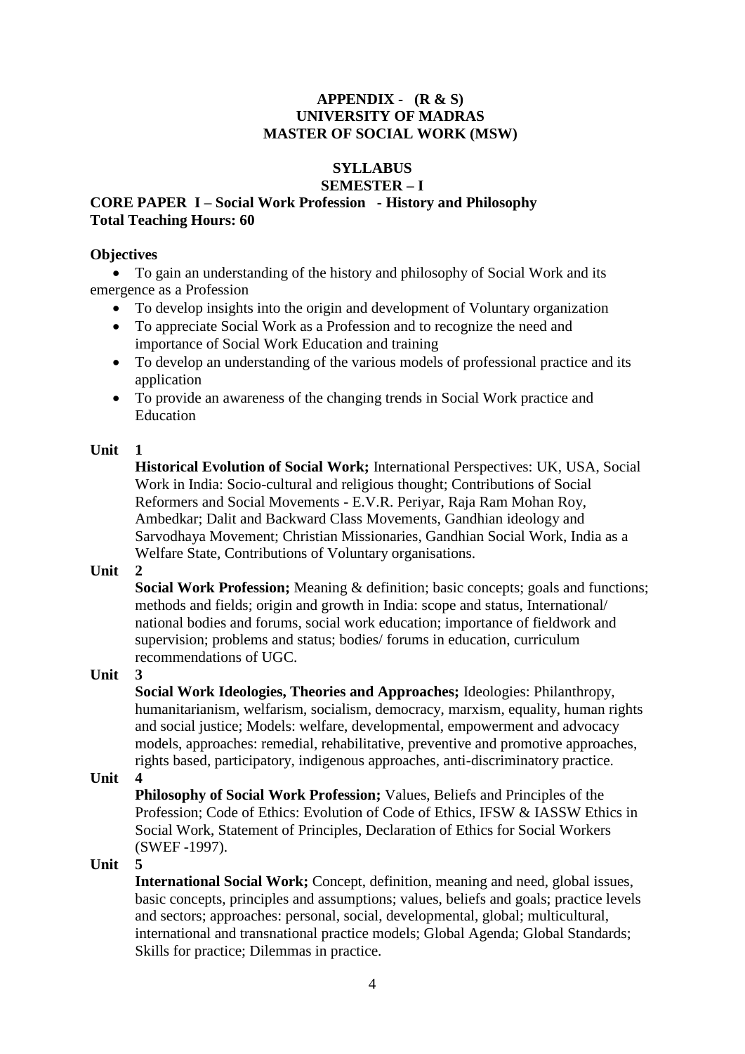**APPENDIX - (R & S)**
**UNIVERSITY OF MADRAS**
**MASTER OF SOCIAL WORK (MSW)**

**SYLLABUS**
**SEMESTER – I**

**CORE PAPER I – Social Work Profession - History and Philosophy**
**Total Teaching Hours: 60**

**Objectives**

- To gain an understanding of the history and philosophy of Social Work and its emergence as a Profession
- To develop insights into the origin and development of Voluntary organization
- To appreciate Social Work as a Profession and to recognize the need and importance of Social Work Education and training
- To develop an understanding of the various models of professional practice and its application
- To provide an awareness of the changing trends in Social Work practice and Education

**Unit 1**

**Historical Evolution of Social Work;** International Perspectives: UK, USA, Social Work in India: Socio-cultural and religious thought; Contributions of Social Reformers and Social Movements - E.V.R. Periyar, Raja Ram Mohan Roy, Ambedkar; Dalit and Backward Class Movements, Gandhian ideology and Sarvodhaya Movement; Christian Missionaries, Gandhian Social Work, India as a Welfare State, Contributions of Voluntary organisations.

**Unit 2**

**Social Work Profession;** Meaning & definition; basic concepts; goals and functions; methods and fields; origin and growth in India: scope and status, International/ national bodies and forums, social work education; importance of fieldwork and supervision; problems and status; bodies/ forums in education, curriculum recommendations of UGC.

**Unit 3**

**Social Work Ideologies, Theories and Approaches;** Ideologies: Philanthropy, humanitarianism, welfarism, socialism, democracy, marxism, equality, human rights and social justice; Models: welfare, developmental, empowerment and advocacy models, approaches: remedial, rehabilitative, preventive and promotive approaches, rights based, participatory, indigenous approaches, anti-discriminatory practice.

**Unit 4**

**Philosophy of Social Work Profession;** Values, Beliefs and Principles of the Profession; Code of Ethics: Evolution of Code of Ethics, IFSW & IASSW Ethics in Social Work, Statement of Principles, Declaration of Ethics for Social Workers (SWEF -1997).

**Unit 5**

**International Social Work;** Concept, definition, meaning and need, global issues, basic concepts, principles and assumptions; values, beliefs and goals; practice levels and sectors; approaches: personal, social, developmental, global; multicultural, international and transnational practice models; Global Agenda; Global Standards; Skills for practice; Dilemmas in practice.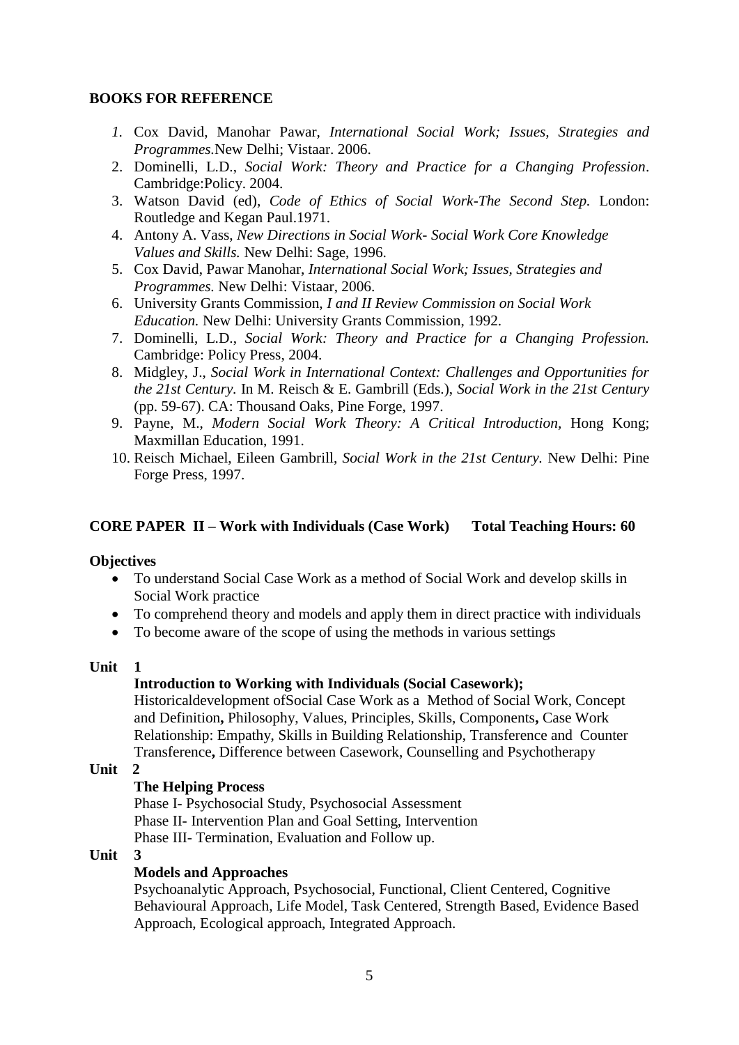**BOOKS FOR REFERENCE**

1. Cox David, Manohar Pawar, *International Social Work; Issues, Strategies and Programmes*.New Delhi; Vistaar. 2006.
2. Dominelli, L.D., *Social Work: Theory and Practice for a Changing Profession*. Cambridge:Policy. 2004.
3. Watson David (ed), *Code of Ethics of Social Work-The Second Step.* London: Routledge and Kegan Paul.1971.
4. Antony A. Vass, *New Directions in Social Work- Social Work Core Knowledge Values and Skills.* New Delhi: Sage, 1996.
5. Cox David, Pawar Manohar, *International Social Work; Issues, Strategies and Programmes.* New Delhi: Vistaar, 2006.
6. University Grants Commission, *I and II Review Commission on Social Work Education.* New Delhi: University Grants Commission, 1992.
7. Dominelli, L.D., *Social Work: Theory and Practice for a Changing Profession.* Cambridge: Policy Press, 2004.
8. Midgley, J., *Social Work in International Context: Challenges and Opportunities for the 21st Century.* In M. Reisch & E. Gambrill (Eds.), *Social Work in the 21st Century* (pp. 59-67). CA: Thousand Oaks, Pine Forge, 1997.
9. Payne, M., *Modern Social Work Theory: A Critical Introduction,* Hong Kong; Maxmillan Education, 1991.
10. Reisch Michael, Eileen Gambrill, *Social Work in the 21st Century.* New Delhi: Pine Forge Press, 1997.

**CORE PAPER II – Work with Individuals (Case Work) Total Teaching Hours: 60**

**Objectives**

- To understand Social Case Work as a method of Social Work and develop skills in Social Work practice
- To comprehend theory and models and apply them in direct practice with individuals
- To become aware of the scope of using the methods in various settings

**Unit 1**

**Introduction to Working with Individuals (Social Casework);**

Historicaldevelopment ofSocial Case Work as a Method of Social Work, Concept and Definition**,** Philosophy, Values, Principles, Skills, Components**,** Case Work Relationship: Empathy, Skills in Building Relationship, Transference and Counter Transference**,** Difference between Casework, Counselling and Psychotherapy

**Unit 2**

**The Helping Process**

Phase I- Psychosocial Study, Psychosocial Assessment
Phase II- Intervention Plan and Goal Setting, Intervention
Phase III- Termination, Evaluation and Follow up.

**Unit 3**

**Models and Approaches**

Psychoanalytic Approach, Psychosocial, Functional, Client Centered, Cognitive Behavioural Approach, Life Model, Task Centered, Strength Based, Evidence Based Approach, Ecological approach, Integrated Approach.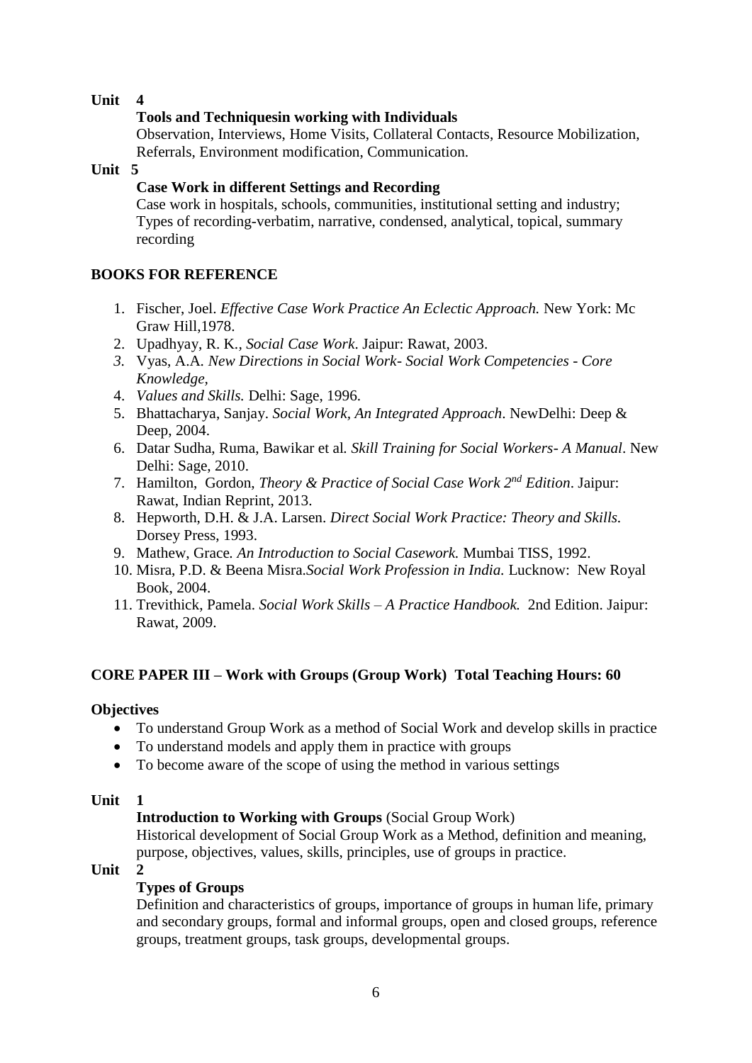**Unit 4**

**Tools and Techniquesin working with Individuals**

Observation, Interviews, Home Visits, Collateral Contacts, Resource Mobilization, Referrals, Environment modification, Communication.

**Unit 5**

**Case Work in different Settings and Recording**

Case work in hospitals, schools, communities, institutional setting and industry; Types of recording-verbatim, narrative, condensed, analytical, topical, summary recording

## BOOKS FOR REFERENCE

1. Fischer, Joel. *Effective Case Work Practice An Eclectic Approach.* New York: Mc Graw Hill,1978.
2. Upadhyay, R. K., *Social Case Work*. Jaipur: Rawat, 2003.
3. Vyas, A.A. *New Directions in Social Work- Social Work Competencies - Core Knowledge,*
4. *Values and Skills.* Delhi: Sage, 1996.
5. Bhattacharya, Sanjay. *Social Work, An Integrated Approach*. NewDelhi: Deep & Deep, 2004.
6. Datar Sudha, Ruma, Bawikar et al. *Skill Training for Social Workers- A Manual*. New Delhi: Sage, 2010.
7. Hamilton, Gordon, *Theory & Practice of Social Case Work 2nd Edition*. Jaipur: Rawat, Indian Reprint, 2013.
8. Hepworth, D.H. & J.A. Larsen. *Direct Social Work Practice: Theory and Skills.* Dorsey Press, 1993.
9. Mathew, Grace. *An Introduction to Social Casework.* Mumbai TISS, 1992.
10. Misra, P.D. & Beena Misra.*Social Work Profession in India.* Lucknow: New Royal Book, 2004.
11. Trevithick, Pamela. *Social Work Skills – A Practice Handbook.* 2nd Edition. Jaipur: Rawat, 2009.

## CORE PAPER III – Work with Groups (Group Work) Total Teaching Hours: 60

**Objectives**

- To understand Group Work as a method of Social Work and develop skills in practice
- To understand models and apply them in practice with groups
- To become aware of the scope of using the method in various settings

**Unit 1**

**Introduction to Working with Groups** (Social Group Work)

Historical development of Social Group Work as a Method, definition and meaning, purpose, objectives, values, skills, principles, use of groups in practice.

**Unit 2**

**Types of Groups**

Definition and characteristics of groups, importance of groups in human life, primary and secondary groups, formal and informal groups, open and closed groups, reference groups, treatment groups, task groups, developmental groups.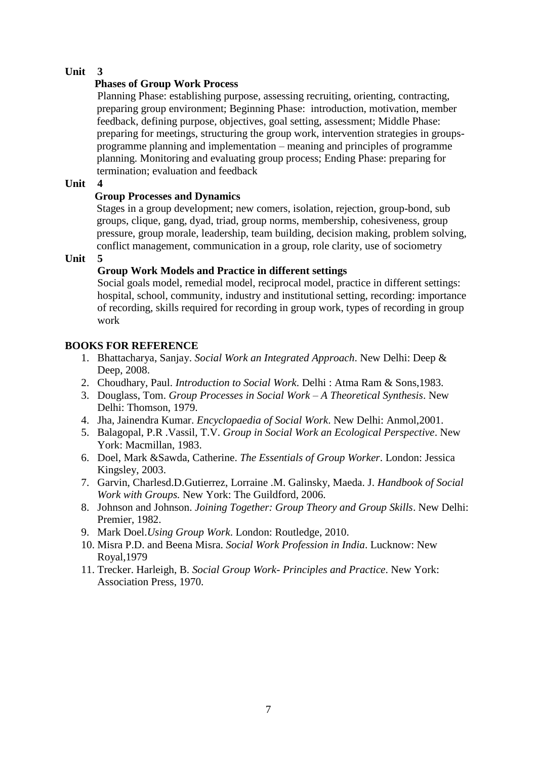**Unit 3**

**Phases of Group Work Process**

Planning Phase: establishing purpose, assessing recruiting, orienting, contracting, preparing group environment; Beginning Phase: introduction, motivation, member feedback, defining purpose, objectives, goal setting, assessment; Middle Phase: preparing for meetings, structuring the group work, intervention strategies in groups-programme planning and implementation – meaning and principles of programme planning. Monitoring and evaluating group process; Ending Phase: preparing for termination; evaluation and feedback

**Unit 4**

**Group Processes and Dynamics**

Stages in a group development; new comers, isolation, rejection, group-bond, sub groups, clique, gang, dyad, triad, group norms, membership, cohesiveness, group pressure, group morale, leadership, team building, decision making, problem solving, conflict management, communication in a group, role clarity, use of sociometry

**Unit 5**

**Group Work Models and Practice in different settings**

Social goals model, remedial model, reciprocal model, practice in different settings: hospital, school, community, industry and institutional setting, recording: importance of recording, skills required for recording in group work, types of recording in group work

**BOOKS FOR REFERENCE**

1. Bhattacharya, Sanjay. *Social Work an Integrated Approach*. New Delhi: Deep & Deep, 2008.
2. Choudhary, Paul. *Introduction to Social Work*. Delhi : Atma Ram & Sons,1983.
3. Douglass, Tom. *Group Processes in Social Work – A Theoretical Synthesis*. New Delhi: Thomson, 1979.
4. Jha, Jainendra Kumar. *Encyclopaedia of Social Work*. New Delhi: Anmol,2001.
5. Balagopal, P.R .Vassil, T.V. *Group in Social Work an Ecological Perspective*. New York: Macmillan, 1983.
6. Doel, Mark &Sawda, Catherine. *The Essentials of Group Worker*. London: Jessica Kingsley, 2003.
7. Garvin, Charlesd.D.Gutierrez, Lorraine .M. Galinsky, Maeda. J. *Handbook of Social Work with Groups.* New York: The Guildford, 2006.
8. Johnson and Johnson. *Joining Together: Group Theory and Group Skills*. New Delhi: Premier, 1982.
9. Mark Doel.*Using Group Work*. London: Routledge, 2010.
10. Misra P.D. and Beena Misra. *Social Work Profession in India*. Lucknow: New Royal,1979
11. Trecker. Harleigh, B. *Social Group Work- Principles and Practice*. New York: Association Press, 1970.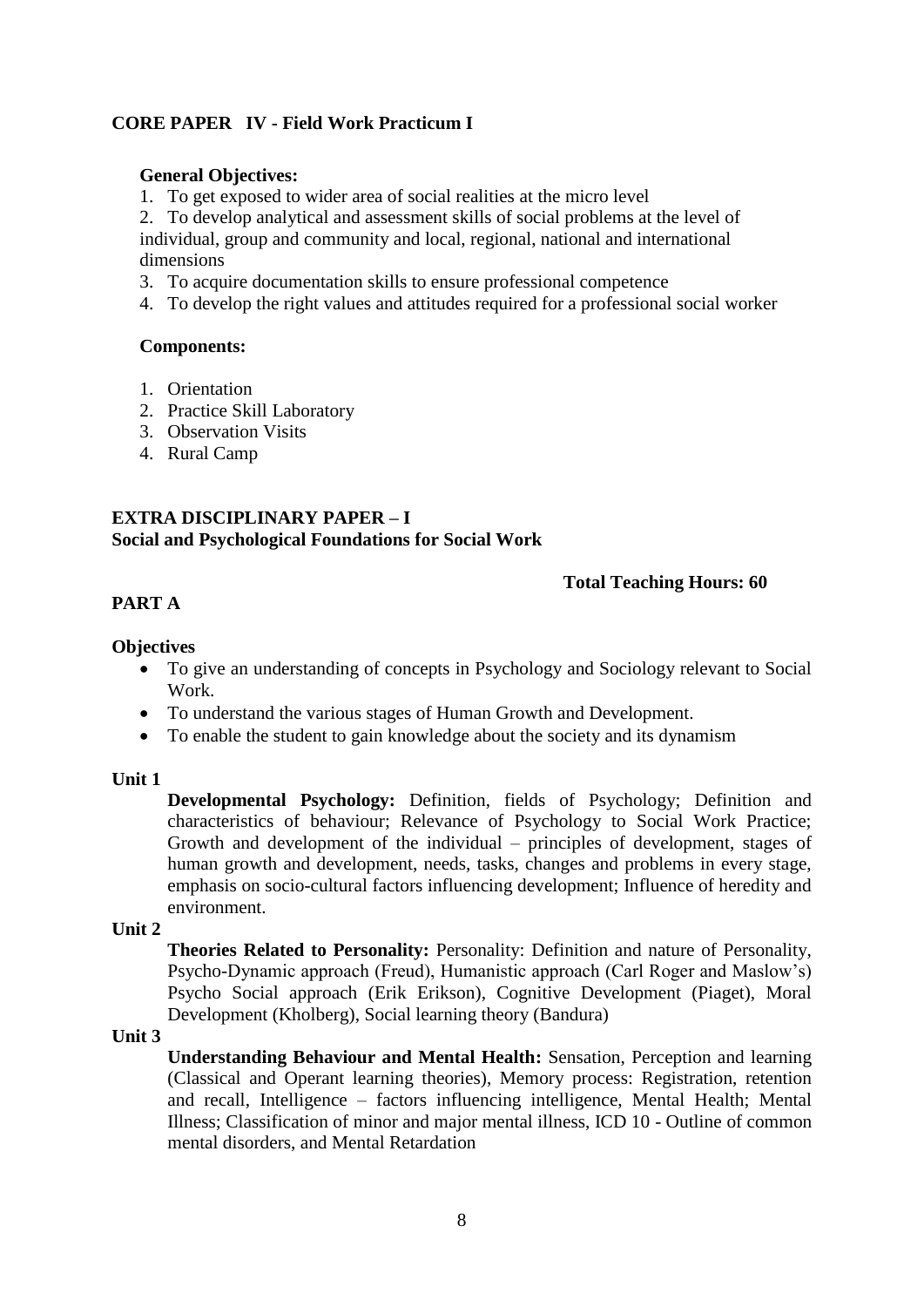## CORE PAPER IV - Field Work Practicum I

**General Objectives:**

1. To get exposed to wider area of social realities at the micro level
2. To develop analytical and assessment skills of social problems at the level of individual, group and community and local, regional, national and international dimensions
3. To acquire documentation skills to ensure professional competence
4. To develop the right values and attitudes required for a professional social worker

**Components:**

1. Orientation
2. Practice Skill Laboratory
3. Observation Visits
4. Rural Camp

## EXTRA DISCIPLINARY PAPER – I
## Social and Psychological Foundations for Social Work

**Total Teaching Hours: 60**

### PART A

**Objectives**

- To give an understanding of concepts in Psychology and Sociology relevant to Social Work.
- To understand the various stages of Human Growth and Development.
- To enable the student to gain knowledge about the society and its dynamism

**Unit 1**

**Developmental Psychology:** Definition, fields of Psychology; Definition and characteristics of behaviour; Relevance of Psychology to Social Work Practice; Growth and development of the individual – principles of development, stages of human growth and development, needs, tasks, changes and problems in every stage, emphasis on socio-cultural factors influencing development; Influence of heredity and environment.

**Unit 2**

**Theories Related to Personality:** Personality: Definition and nature of Personality, Psycho-Dynamic approach (Freud), Humanistic approach (Carl Roger and Maslow's) Psycho Social approach (Erik Erikson), Cognitive Development (Piaget), Moral Development (Kholberg), Social learning theory (Bandura)

**Unit 3**

**Understanding Behaviour and Mental Health:** Sensation, Perception and learning (Classical and Operant learning theories), Memory process: Registration, retention and recall, Intelligence – factors influencing intelligence, Mental Health; Mental Illness; Classification of minor and major mental illness, ICD 10 - Outline of common mental disorders, and Mental Retardation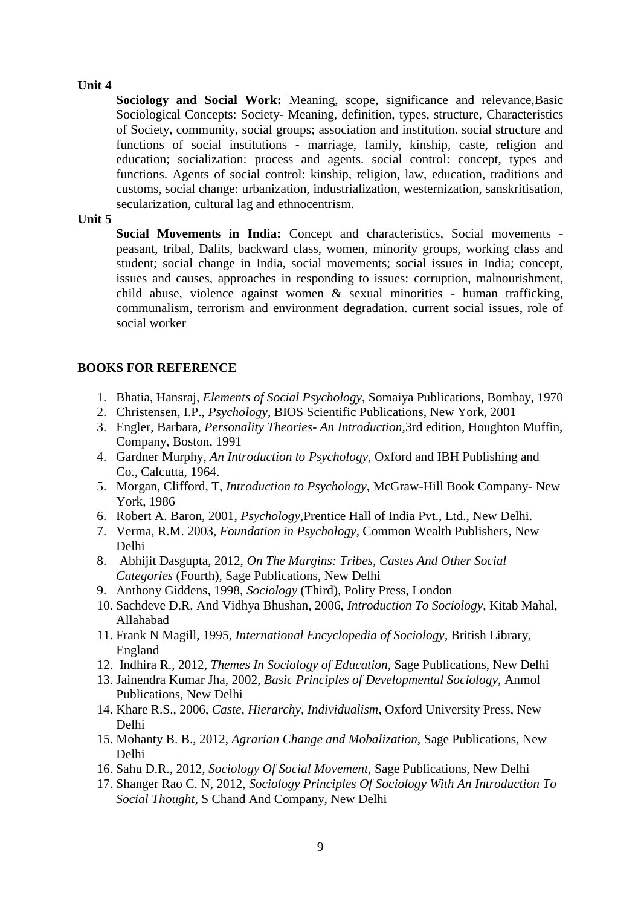**Unit 4**

**Sociology and Social Work:** Meaning, scope, significance and relevance,Basic Sociological Concepts: Society- Meaning, definition, types, structure, Characteristics of Society, community, social groups; association and institution. social structure and functions of social institutions - marriage, family, kinship, caste, religion and education; socialization: process and agents. social control: concept, types and functions. Agents of social control: kinship, religion, law, education, traditions and customs, social change: urbanization, industrialization, westernization, sanskritisation, secularization, cultural lag and ethnocentrism.

**Unit 5**

**Social Movements in India:** Concept and characteristics, Social movements - peasant, tribal, Dalits, backward class, women, minority groups, working class and student; social change in India, social movements; social issues in India; concept, issues and causes, approaches in responding to issues: corruption, malnourishment, child abuse, violence against women & sexual minorities - human trafficking, communalism, terrorism and environment degradation. current social issues, role of social worker

**BOOKS FOR REFERENCE**

1. Bhatia, Hansraj, *Elements of Social Psychology*, Somaiya Publications, Bombay, 1970
2. Christensen, I.P., *Psychology*, BIOS Scientific Publications, New York, 2001
3. Engler, Barbara, *Personality Theories- An Introduction*,3rd edition, Houghton Muffin, Company, Boston, 1991
4. Gardner Murphy, *An Introduction to Psychology*, Oxford and IBH Publishing and Co., Calcutta, 1964.
5. Morgan, Clifford, T, *Introduction to Psychology*, McGraw-Hill Book Company- New York, 1986
6. Robert A. Baron, 2001, *Psychology*,Prentice Hall of India Pvt., Ltd., New Delhi.
7. Verma, R.M. 2003, *Foundation in Psychology*, Common Wealth Publishers, New Delhi
8. Abhijit Dasgupta, 2012, *On The Margins: Tribes, Castes And Other Social Categories* (Fourth), Sage Publications, New Delhi
9. Anthony Giddens, 1998, *Sociology* (Third), Polity Press, London
10. Sachdeve D.R. And Vidhya Bhushan, 2006, *Introduction To Sociology*, Kitab Mahal, Allahabad
11. Frank N Magill, 1995, *International Encyclopedia of Sociology*, British Library, England
12. Indhira R., 2012, *Themes In Sociology of Education*, Sage Publications, New Delhi
13. Jainendra Kumar Jha, 2002, *Basic Principles of Developmental Sociology*, Anmol Publications, New Delhi
14. Khare R.S., 2006, *Caste, Hierarchy, Individualism*, Oxford University Press, New Delhi
15. Mohanty B. B., 2012, *Agrarian Change and Mobalization*, Sage Publications, New Delhi
16. Sahu D.R., 2012, *Sociology Of Social Movement*, Sage Publications, New Delhi
17. Shanger Rao C. N, 2012, *Sociology Principles Of Sociology With An Introduction To Social Thought*, S Chand And Company, New Delhi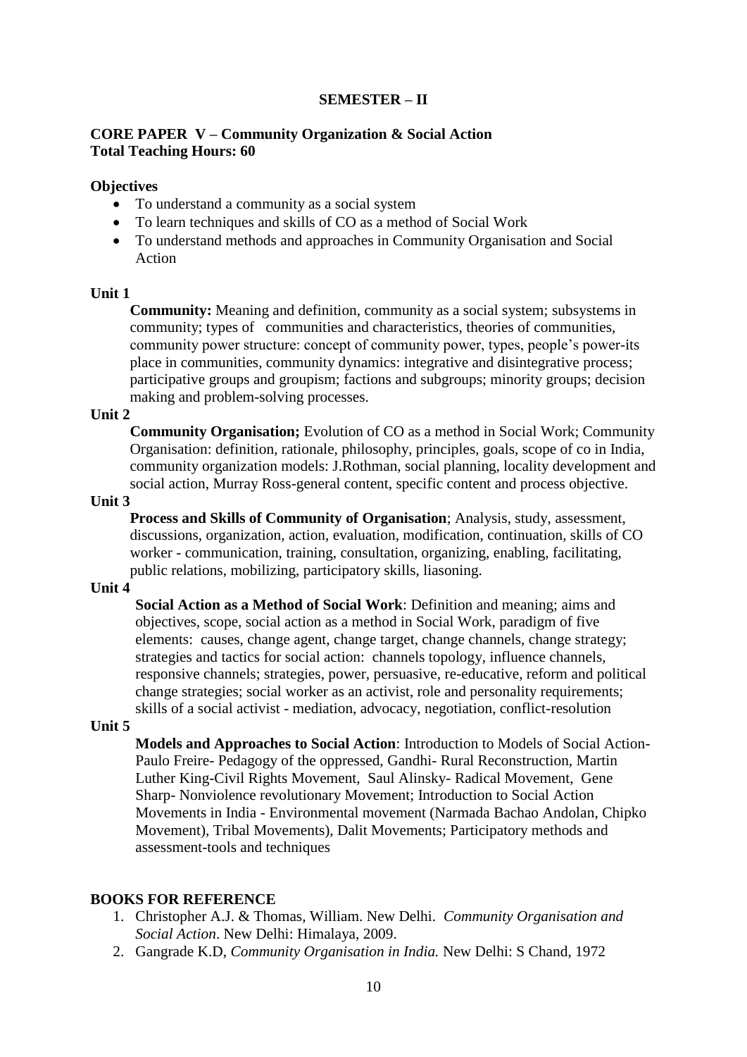## SEMESTER – II

**CORE PAPER V – Community Organization & Social Action**
**Total Teaching Hours: 60**

**Objectives**

- To understand a community as a social system
- To learn techniques and skills of CO as a method of Social Work
- To understand methods and approaches in Community Organisation and Social Action

**Unit 1**

**Community:** Meaning and definition, community as a social system; subsystems in community; types of communities and characteristics, theories of communities, community power structure: concept of community power, types, people's power-its place in communities, community dynamics: integrative and disintegrative process; participative groups and groupism; factions and subgroups; minority groups; decision making and problem-solving processes.

**Unit 2**

**Community Organisation;** Evolution of CO as a method in Social Work; Community Organisation: definition, rationale, philosophy, principles, goals, scope of co in India, community organization models: J.Rothman, social planning, locality development and social action, Murray Ross-general content, specific content and process objective.

**Unit 3**

**Process and Skills of Community of Organisation**; Analysis, study, assessment, discussions, organization, action, evaluation, modification, continuation, skills of CO worker - communication, training, consultation, organizing, enabling, facilitating, public relations, mobilizing, participatory skills, liasoning.

**Unit 4**

**Social Action as a Method of Social Work**: Definition and meaning; aims and objectives, scope, social action as a method in Social Work, paradigm of five elements: causes, change agent, change target, change channels, change strategy; strategies and tactics for social action: channels topology, influence channels, responsive channels; strategies, power, persuasive, re-educative, reform and political change strategies; social worker as an activist, role and personality requirements; skills of a social activist - mediation, advocacy, negotiation, conflict-resolution

**Unit 5**

**Models and Approaches to Social Action**: Introduction to Models of Social Action- Paulo Freire- Pedagogy of the oppressed, Gandhi- Rural Reconstruction, Martin Luther King-Civil Rights Movement, Saul Alinsky- Radical Movement, Gene Sharp- Nonviolence revolutionary Movement; Introduction to Social Action Movements in India - Environmental movement (Narmada Bachao Andolan, Chipko Movement), Tribal Movements), Dalit Movements; Participatory methods and assessment-tools and techniques

**BOOKS FOR REFERENCE**

1. Christopher A.J. & Thomas, William. New Delhi. *Community Organisation and Social Action*. New Delhi: Himalaya, 2009.
2. Gangrade K.D, *Community Organisation in India.* New Delhi: S Chand, 1972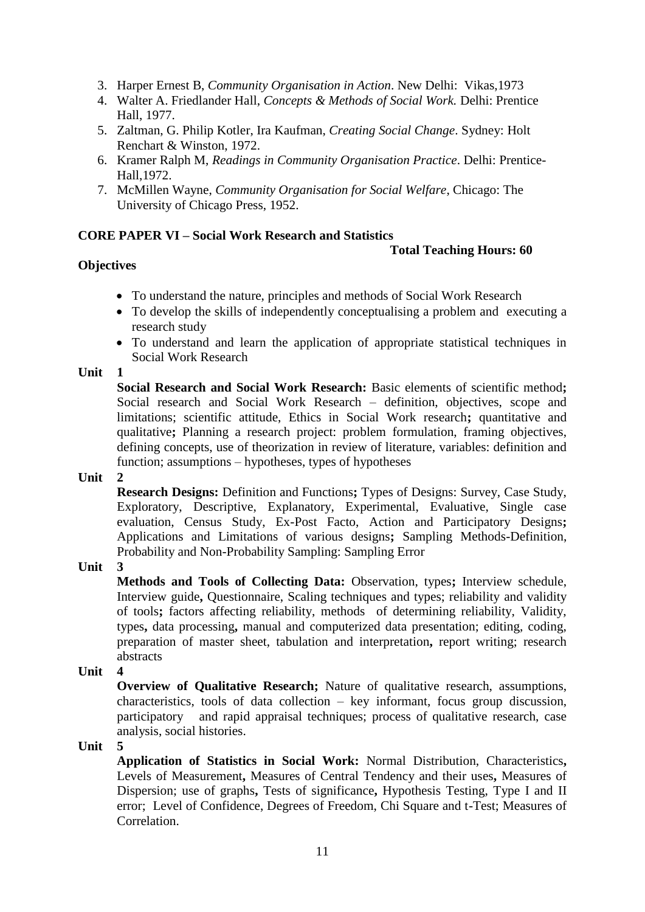3. Harper Ernest B, *Community Organisation in Action*. New Delhi: Vikas,1973
4. Walter A. Friedlander Hall, *Concepts & Methods of Social Work.* Delhi: Prentice Hall, 1977.
5. Zaltman, G. Philip Kotler, Ira Kaufman, *Creating Social Change*. Sydney: Holt Renchart & Winston, 1972.
6. Kramer Ralph M, *Readings in Community Organisation Practice*. Delhi: Prentice-Hall,1972.
7. McMillen Wayne, *Community Organisation for Social Welfare*, Chicago: The University of Chicago Press, 1952.

**CORE PAPER VI – Social Work Research and Statistics**

**Total Teaching Hours: 60**

**Objectives**

- To understand the nature, principles and methods of Social Work Research
- To develop the skills of independently conceptualising a problem and executing a research study
- To understand and learn the application of appropriate statistical techniques in Social Work Research

**Unit 1**

**Social Research and Social Work Research:** Basic elements of scientific method**;** Social research and Social Work Research – definition, objectives, scope and limitations; scientific attitude, Ethics in Social Work research**;** quantitative and qualitative**;** Planning a research project: problem formulation, framing objectives, defining concepts, use of theorization in review of literature, variables: definition and function; assumptions – hypotheses, types of hypotheses

**Unit 2**

**Research Designs:** Definition and Functions**;** Types of Designs: Survey, Case Study, Exploratory, Descriptive, Explanatory, Experimental, Evaluative, Single case evaluation, Census Study, Ex-Post Facto, Action and Participatory Designs**;** Applications and Limitations of various designs**;** Sampling Methods-Definition, Probability and Non-Probability Sampling: Sampling Error

**Unit 3**

**Methods and Tools of Collecting Data:** Observation, types**;** Interview schedule, Interview guide**,** Questionnaire, Scaling techniques and types; reliability and validity of tools**;** factors affecting reliability, methods of determining reliability, Validity, types**,** data processing**,** manual and computerized data presentation; editing, coding, preparation of master sheet, tabulation and interpretation**,** report writing; research abstracts

**Unit 4**

**Overview of Qualitative Research;** Nature of qualitative research, assumptions, characteristics, tools of data collection – key informant, focus group discussion, participatory and rapid appraisal techniques; process of qualitative research, case analysis, social histories.

**Unit 5**

**Application of Statistics in Social Work:** Normal Distribution, Characteristics**,** Levels of Measurement**,** Measures of Central Tendency and their uses**,** Measures of Dispersion; use of graphs**,** Tests of significance**,** Hypothesis Testing, Type I and II error; Level of Confidence, Degrees of Freedom, Chi Square and t-Test; Measures of Correlation.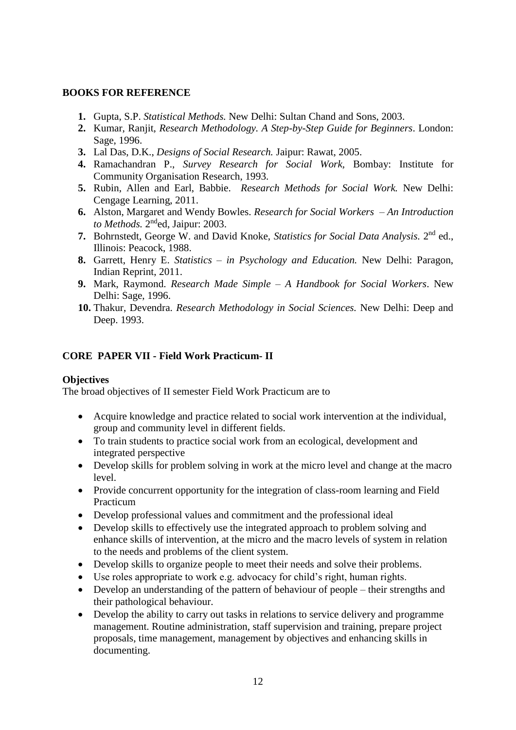**BOOKS FOR REFERENCE**

1. Gupta, S.P. *Statistical Methods.* New Delhi: Sultan Chand and Sons, 2003.
2. Kumar, Ranjit, *Research Methodology. A Step-by-Step Guide for Beginners*. London: Sage, 1996.
3. Lal Das, D.K., *Designs of Social Research.* Jaipur: Rawat, 2005.
4. Ramachandran P., *Survey Research for Social Work,* Bombay: Institute for Community Organisation Research, 1993.
5. Rubin, Allen and Earl, Babbie. *Research Methods for Social Work.* New Delhi: Cengage Learning, 2011.
6. Alston, Margaret and Wendy Bowles. *Research for Social Workers – An Introduction to Methods.* 2nd ed, Jaipur: 2003.
7. Bohrnstedt, George W. and David Knoke, *Statistics for Social Data Analysis.* 2nd ed., Illinois: Peacock, 1988.
8. Garrett, Henry E. *Statistics – in Psychology and Education.* New Delhi: Paragon, Indian Reprint, 2011.
9. Mark, Raymond. *Research Made Simple – A Handbook for Social Workers*. New Delhi: Sage, 1996.
10. Thakur, Devendra. *Research Methodology in Social Sciences.* New Delhi: Deep and Deep. 1993.

**CORE PAPER VII - Field Work Practicum- II**

**Objectives**

The broad objectives of II semester Field Work Practicum are to

- Acquire knowledge and practice related to social work intervention at the individual, group and community level in different fields.
- To train students to practice social work from an ecological, development and integrated perspective
- Develop skills for problem solving in work at the micro level and change at the macro level.
- Provide concurrent opportunity for the integration of class-room learning and Field Practicum
- Develop professional values and commitment and the professional ideal
- Develop skills to effectively use the integrated approach to problem solving and enhance skills of intervention, at the micro and the macro levels of system in relation to the needs and problems of the client system.
- Develop skills to organize people to meet their needs and solve their problems.
- Use roles appropriate to work e.g. advocacy for child's right, human rights.
- Develop an understanding of the pattern of behaviour of people – their strengths and their pathological behaviour.
- Develop the ability to carry out tasks in relations to service delivery and programme management. Routine administration, staff supervision and training, prepare project proposals, time management, management by objectives and enhancing skills in documenting.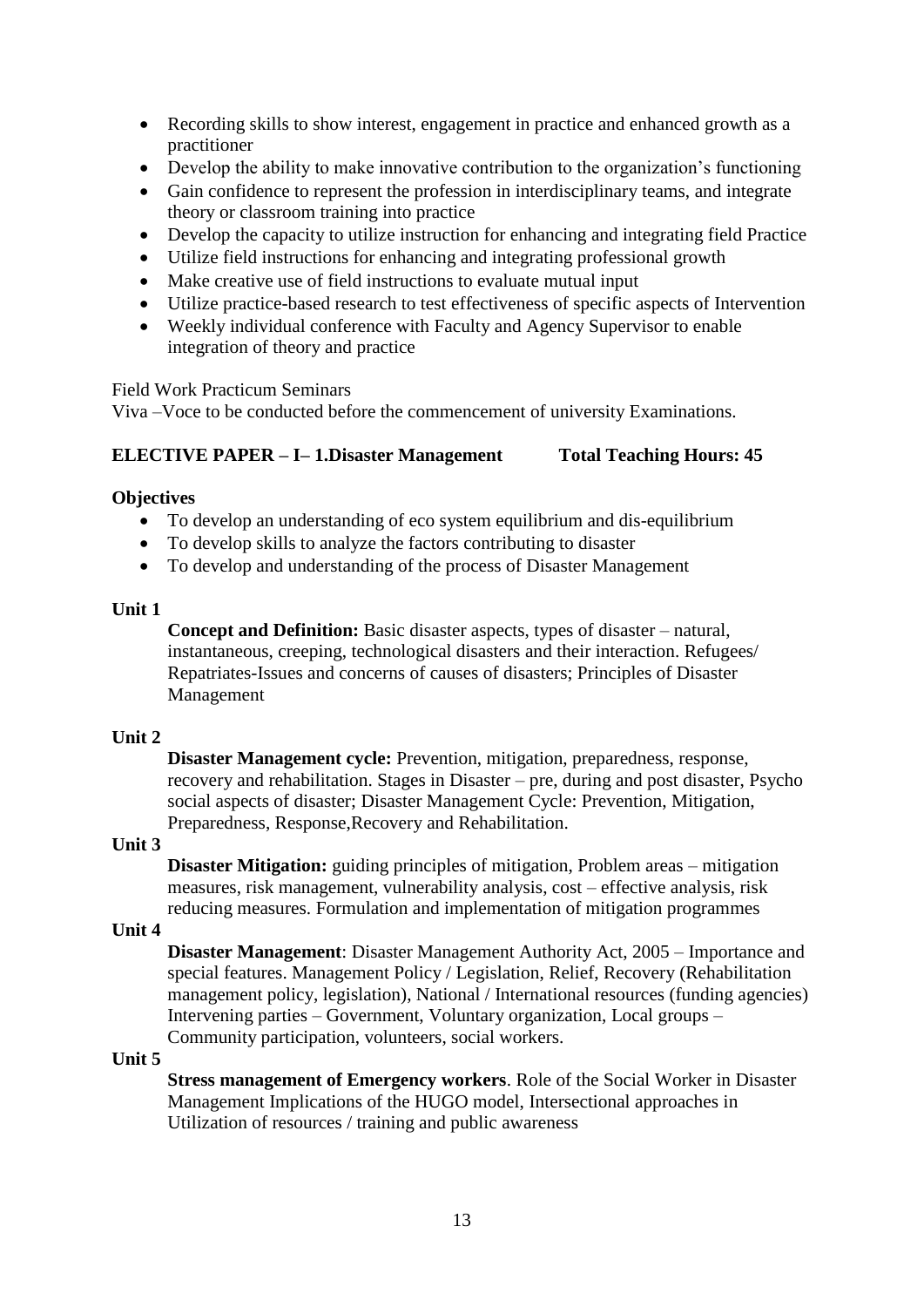- Recording skills to show interest, engagement in practice and enhanced growth as a practitioner
- Develop the ability to make innovative contribution to the organization's functioning
- Gain confidence to represent the profession in interdisciplinary teams, and integrate theory or classroom training into practice
- Develop the capacity to utilize instruction for enhancing and integrating field Practice
- Utilize field instructions for enhancing and integrating professional growth
- Make creative use of field instructions to evaluate mutual input
- Utilize practice-based research to test effectiveness of specific aspects of Intervention
- Weekly individual conference with Faculty and Agency Supervisor to enable integration of theory and practice

Field Work Practicum Seminars

Viva –Voce to be conducted before the commencement of university Examinations.

**ELECTIVE PAPER – I– 1.Disaster Management Total Teaching Hours: 45**

**Objectives**

- To develop an understanding of eco system equilibrium and dis-equilibrium
- To develop skills to analyze the factors contributing to disaster
- To develop and understanding of the process of Disaster Management

**Unit 1**

**Concept and Definition:** Basic disaster aspects, types of disaster – natural, instantaneous, creeping, technological disasters and their interaction. Refugees/ Repatriates-Issues and concerns of causes of disasters; Principles of Disaster Management

**Unit 2**

**Disaster Management cycle:** Prevention, mitigation, preparedness, response, recovery and rehabilitation. Stages in Disaster – pre, during and post disaster, Psycho social aspects of disaster; Disaster Management Cycle: Prevention, Mitigation, Preparedness, Response,Recovery and Rehabilitation.

**Unit 3**

**Disaster Mitigation:** guiding principles of mitigation, Problem areas – mitigation measures, risk management, vulnerability analysis, cost – effective analysis, risk reducing measures. Formulation and implementation of mitigation programmes

**Unit 4**

**Disaster Management**: Disaster Management Authority Act, 2005 – Importance and special features. Management Policy / Legislation, Relief, Recovery (Rehabilitation management policy, legislation), National / International resources (funding agencies) Intervening parties – Government, Voluntary organization, Local groups – Community participation, volunteers, social workers.

**Unit 5**

**Stress management of Emergency workers**. Role of the Social Worker in Disaster Management Implications of the HUGO model, Intersectional approaches in Utilization of resources / training and public awareness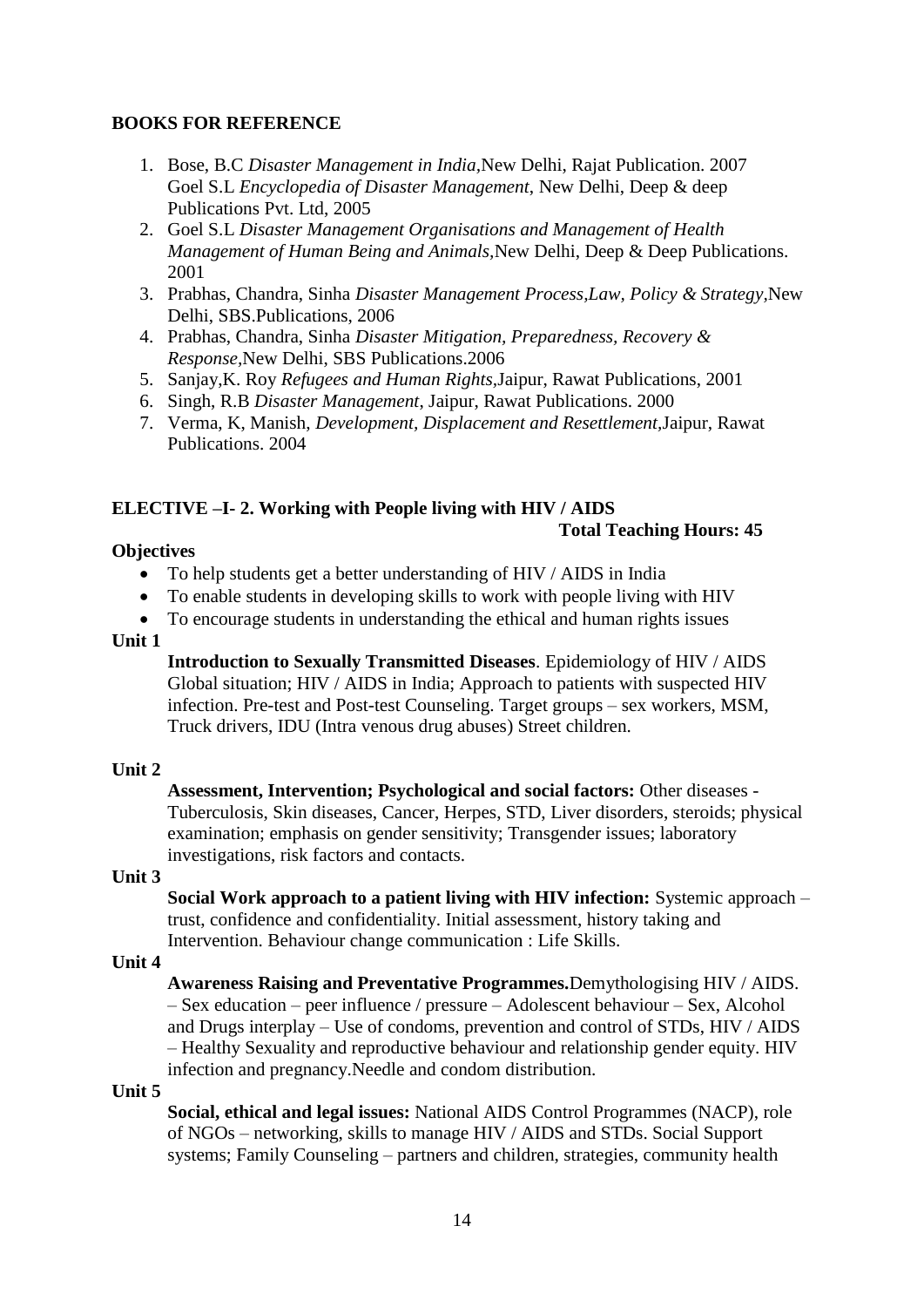**BOOKS FOR REFERENCE**

1. Bose, B.C *Disaster Management in India*,New Delhi, Rajat Publication. 2007
   Goel S.L *Encyclopedia of Disaster Management*, New Delhi, Deep & deep Publications Pvt. Ltd, 2005
2. Goel S.L *Disaster Management Organisations and Management of Health Management of Human Being and Animals*,New Delhi, Deep & Deep Publications. 2001
3. Prabhas, Chandra, Sinha *Disaster Management Process,Law, Policy & Strategy*,New Delhi, SBS.Publications, 2006
4. Prabhas, Chandra, Sinha *Disaster Mitigation, Preparedness, Recovery & Response*,New Delhi, SBS Publications.2006
5. Sanjay,K. Roy *Refugees and Human Rights*,Jaipur, Rawat Publications, 2001
6. Singh, R.B *Disaster Management*, Jaipur, Rawat Publications. 2000
7. Verma, K, Manish, *Development, Displacement and Resettlement*,Jaipur, Rawat Publications. 2004

**ELECTIVE –I- 2. Working with People living with HIV / AIDS**

**Total Teaching Hours: 45**

**Objectives**

- To help students get a better understanding of HIV / AIDS in India
- To enable students in developing skills to work with people living with HIV
- To encourage students in understanding the ethical and human rights issues

**Unit 1**

**Introduction to Sexually Transmitted Diseases**. Epidemiology of HIV / AIDS Global situation; HIV / AIDS in India; Approach to patients with suspected HIV infection. Pre-test and Post-test Counseling. Target groups – sex workers, MSM, Truck drivers, IDU (Intra venous drug abuses) Street children.

**Unit 2**

**Assessment, Intervention; Psychological and social factors:** Other diseases - Tuberculosis, Skin diseases, Cancer, Herpes, STD, Liver disorders, steroids; physical examination; emphasis on gender sensitivity; Transgender issues; laboratory investigations, risk factors and contacts.

**Unit 3**

**Social Work approach to a patient living with HIV infection:** Systemic approach – trust, confidence and confidentiality. Initial assessment, history taking and Intervention. Behaviour change communication : Life Skills.

**Unit 4**

**Awareness Raising and Preventative Programmes.**Demythologising HIV / AIDS. – Sex education – peer influence / pressure – Adolescent behaviour – Sex, Alcohol and Drugs interplay – Use of condoms, prevention and control of STDs, HIV / AIDS – Healthy Sexuality and reproductive behaviour and relationship gender equity. HIV infection and pregnancy.Needle and condom distribution.

**Unit 5**

**Social, ethical and legal issues:** National AIDS Control Programmes (NACP), role of NGOs – networking, skills to manage HIV / AIDS and STDs. Social Support systems; Family Counseling – partners and children, strategies, community health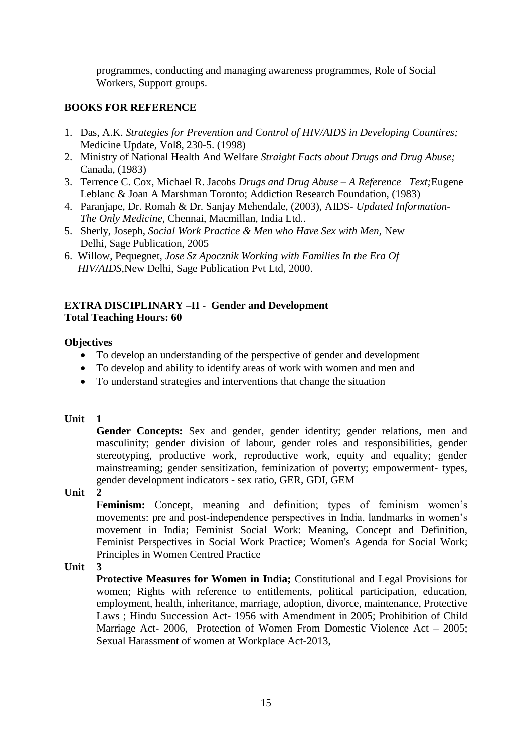programmes, conducting and managing awareness programmes, Role of Social Workers, Support groups.

**BOOKS FOR REFERENCE**

1. Das, A.K. *Strategies for Prevention and Control of HIV/AIDS in Developing Countires;* Medicine Update, Vol8, 230-5. (1998)
2. Ministry of National Health And Welfare *Straight Facts about Drugs and Drug Abuse;* Canada, (1983)
3. Terrence C. Cox, Michael R. Jacobs *Drugs and Drug Abuse – A Reference Text;*Eugene Leblanc & Joan A Marshman Toronto; Addiction Research Foundation, (1983)
4. Paranjape, Dr. Romah & Dr. Sanjay Mehendale, (2003), AIDS- *Updated Information- The Only Medicine,* Chennai, Macmillan, India Ltd..
5. Sherly, Joseph, *Social Work Practice & Men who Have Sex with Men,* New Delhi, Sage Publication, 2005
6. Willow, Pequegnet, *Jose Sz Apocznik Working with Families In the Era Of HIV/AIDS,*New Delhi, Sage Publication Pvt Ltd, 2000.

**EXTRA DISCIPLINARY –II - Gender and Development**
**Total Teaching Hours: 60**

**Objectives**

- To develop an understanding of the perspective of gender and development
- To develop and ability to identify areas of work with women and men and
- To understand strategies and interventions that change the situation

**Unit 1**

**Gender Concepts:** Sex and gender, gender identity; gender relations, men and masculinity; gender division of labour, gender roles and responsibilities, gender stereotyping, productive work, reproductive work, equity and equality; gender mainstreaming; gender sensitization, feminization of poverty; empowerment- types, gender development indicators - sex ratio, GER, GDI, GEM

**Unit 2**

**Feminism:** Concept, meaning and definition; types of feminism women's movements: pre and post-independence perspectives in India, landmarks in women's movement in India; Feminist Social Work: Meaning, Concept and Definition, Feminist Perspectives in Social Work Practice; Women's Agenda for Social Work; Principles in Women Centred Practice

**Unit 3**

**Protective Measures for Women in India;** Constitutional and Legal Provisions for women; Rights with reference to entitlements, political participation, education, employment, health, inheritance, marriage, adoption, divorce, maintenance, Protective Laws ; Hindu Succession Act- 1956 with Amendment in 2005; Prohibition of Child Marriage Act- 2006, Protection of Women From Domestic Violence Act – 2005; Sexual Harassment of women at Workplace Act-2013,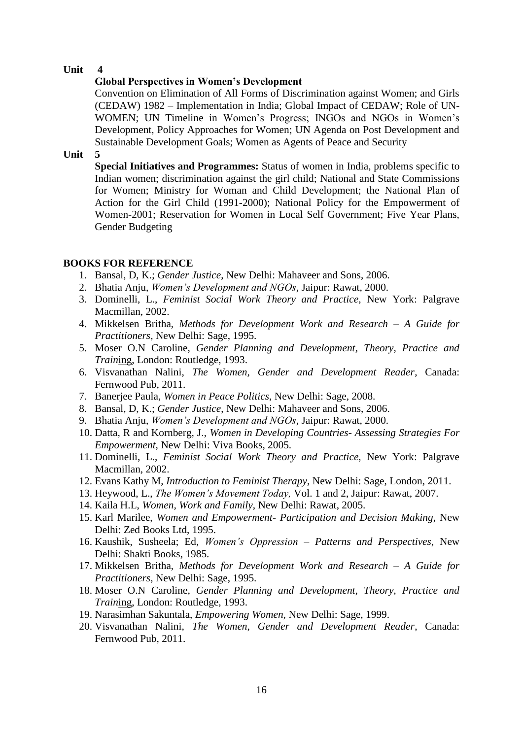**Unit 4**

**Global Perspectives in Women's Development**

Convention on Elimination of All Forms of Discrimination against Women; and Girls (CEDAW) 1982 – Implementation in India; Global Impact of CEDAW; Role of UN-WOMEN; UN Timeline in Women's Progress; INGOs and NGOs in Women's Development, Policy Approaches for Women; UN Agenda on Post Development and Sustainable Development Goals; Women as Agents of Peace and Security

**Unit 5**

**Special Initiatives and Programmes:** Status of women in India, problems specific to Indian women; discrimination against the girl child; National and State Commissions for Women; Ministry for Woman and Child Development; the National Plan of Action for the Girl Child (1991-2000); National Policy for the Empowerment of Women-2001; Reservation for Women in Local Self Government; Five Year Plans, Gender Budgeting

**BOOKS FOR REFERENCE**

1. Bansal, D, K.; *Gender Justice*, New Delhi: Mahaveer and Sons, 2006.
2. Bhatia Anju, *Women's Development and NGOs*, Jaipur: Rawat, 2000.
3. Dominelli, L., *Feminist Social Work Theory and Practice*, New York: Palgrave Macmillan, 2002.
4. Mikkelsen Britha, *Methods for Development Work and Research – A Guide for Practitioners,* New Delhi: Sage, 1995.
5. Moser O.N Caroline, *Gender Planning and Development, Theory, Practice and Training*, London: Routledge, 1993.
6. Visvanathan Nalini, *The Women, Gender and Development Reader*, Canada: Fernwood Pub, 2011.
7. Banerjee Paula, *Women in Peace Politics*, New Delhi: Sage, 2008.
8. Bansal, D, K.; *Gender Justice*, New Delhi: Mahaveer and Sons, 2006.
9. Bhatia Anju, *Women's Development and NGOs*, Jaipur: Rawat, 2000.
10. Datta, R and Kornberg, J., *Women in Developing Countries- Assessing Strategies For Empowerment,* New Delhi: Viva Books, 2005.
11. Dominelli, L., *Feminist Social Work Theory and Practice*, New York: Palgrave Macmillan, 2002.
12. Evans Kathy M, *Introduction to Feminist Therapy*, New Delhi: Sage, London, 2011.
13. Heywood, L., *The Women's Movement Today,* Vol. 1 and 2, Jaipur: Rawat, 2007.
14. Kaila H.L, *Women, Work and Family*, New Delhi: Rawat, 2005.
15. Karl Marilee, *Women and Empowerment- Participation and Decision Making,* New Delhi: Zed Books Ltd, 1995.
16. Kaushik, Susheela; Ed, *Women's Oppression – Patterns and Perspectives*, New Delhi: Shakti Books, 1985.
17. Mikkelsen Britha, *Methods for Development Work and Research – A Guide for Practitioners,* New Delhi: Sage, 1995.
18. Moser O.N Caroline, *Gender Planning and Development, Theory, Practice and Training*, London: Routledge, 1993.
19. Narasimhan Sakuntala, *Empowering Women,* New Delhi: Sage, 1999.
20. Visvanathan Nalini, *The Women, Gender and Development Reader*, Canada: Fernwood Pub, 2011.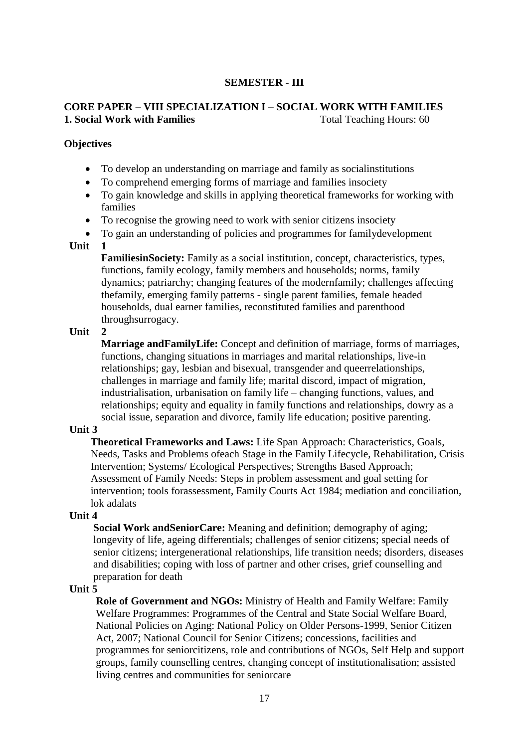## SEMESTER - III

### CORE PAPER – VIII SPECIALIZATION I – SOCIAL WORK WITH FAMILIES

**1. Social Work with Families** Total Teaching Hours: 60

**Objectives**

- To develop an understanding on marriage and family as socialinstitutions
- To comprehend emerging forms of marriage and families insociety
- To gain knowledge and skills in applying theoretical frameworks for working with families
- To recognise the growing need to work with senior citizens insociety
- To gain an understanding of policies and programmes for familydevelopment

**Unit 1**

**FamiliesinSociety:** Family as a social institution, concept, characteristics, types, functions, family ecology, family members and households; norms, family dynamics; patriarchy; changing features of the modernfamily; challenges affecting thefamily, emerging family patterns - single parent families, female headed households, dual earner families, reconstituted families and parenthood throughsurrogacy.

**Unit 2**

**Marriage andFamilyLife:** Concept and definition of marriage, forms of marriages, functions, changing situations in marriages and marital relationships, live-in relationships; gay, lesbian and bisexual, transgender and queerrelationships, challenges in marriage and family life; marital discord, impact of migration, industrialisation, urbanisation on family life – changing functions, values, and relationships; equity and equality in family functions and relationships, dowry as a social issue, separation and divorce, family life education; positive parenting.

**Unit 3**

**Theoretical Frameworks and Laws:** Life Span Approach: Characteristics, Goals, Needs, Tasks and Problems ofeach Stage in the Family Lifecycle, Rehabilitation, Crisis Intervention; Systems/ Ecological Perspectives; Strengths Based Approach; Assessment of Family Needs: Steps in problem assessment and goal setting for intervention; tools forassessment, Family Courts Act 1984; mediation and conciliation, lok adalats

**Unit 4**

**Social Work andSeniorCare:** Meaning and definition; demography of aging; longevity of life, ageing differentials; challenges of senior citizens; special needs of senior citizens; intergenerational relationships, life transition needs; disorders, diseases and disabilities; coping with loss of partner and other crises, grief counselling and preparation for death

**Unit 5**

**Role of Government and NGOs:** Ministry of Health and Family Welfare: Family Welfare Programmes: Programmes of the Central and State Social Welfare Board, National Policies on Aging: National Policy on Older Persons-1999, Senior Citizen Act, 2007; National Council for Senior Citizens; concessions, facilities and programmes for seniorcitizens, role and contributions of NGOs, Self Help and support groups, family counselling centres, changing concept of institutionalisation; assisted living centres and communities for seniorcare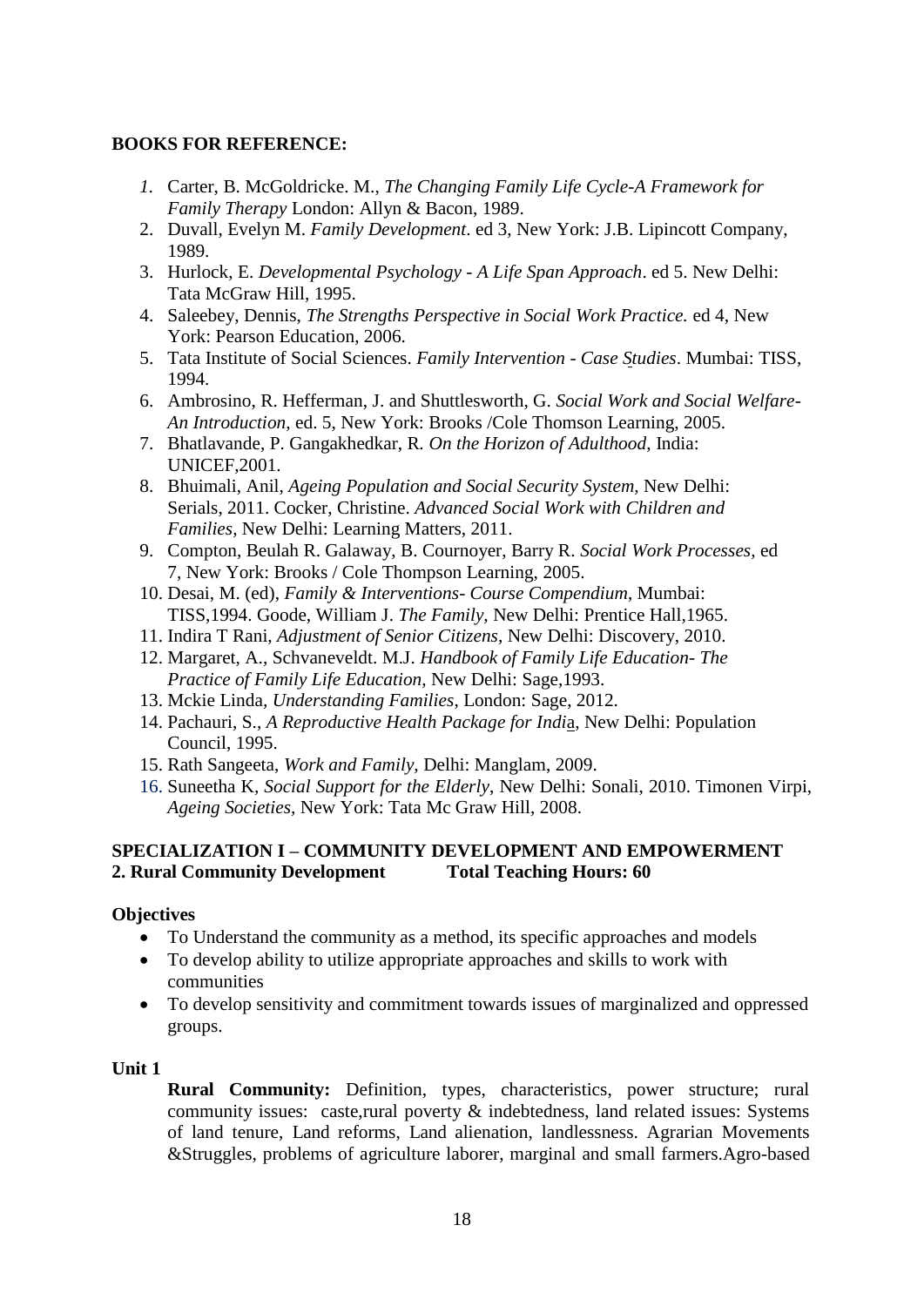**BOOKS FOR REFERENCE:**

1. Carter, B. McGoldricke. M., *The Changing Family Life Cycle-A Framework for Family Therapy* London: Allyn & Bacon, 1989.
2. Duvall, Evelyn M. *Family Development*. ed 3, New York: J.B. Lipincott Company, 1989.
3. Hurlock, E. *Developmental Psychology - A Life Span Approach*. ed 5. New Delhi: Tata McGraw Hill, 1995.
4. Saleebey, Dennis, *The Strengths Perspective in Social Work Practice.* ed 4, New York: Pearson Education, 2006.
5. Tata Institute of Social Sciences. *Family Intervention - Case Studies*. Mumbai: TISS, 1994.
6. Ambrosino, R. Hefferman, J. and Shuttlesworth, G. *Social Work and Social Welfare- An Introduction,* ed. 5, New York: Brooks /Cole Thomson Learning, 2005.
7. Bhatlavande, P. Gangakhedkar, R. *On the Horizon of Adulthood*, India: UNICEF,2001.
8. Bhuimali, Anil, *Ageing Population and Social Security System,* New Delhi: Serials, 2011. Cocker, Christine. *Advanced Social Work with Children and Families*, New Delhi: Learning Matters, 2011.
9. Compton, Beulah R. Galaway, B. Cournoyer, Barry R. *Social Work Processes,* ed 7, New York: Brooks / Cole Thompson Learning, 2005.
10. Desai, M. (ed), *Family & Interventions- Course Compendium*, Mumbai: TISS,1994. Goode, William J. *The Family*, New Delhi: Prentice Hall,1965.
11. Indira T Rani, *Adjustment of Senior Citizens,* New Delhi: Discovery, 2010.
12. Margaret, A., Schvaneveldt. M.J. *Handbook of Family Life Education- The Practice of Family Life Education,* New Delhi: Sage,1993.
13. Mckie Linda, *Understanding Families*, London: Sage, 2012.
14. Pachauri, S., *A Reproductive Health Package for India*, New Delhi: Population Council, 1995.
15. Rath Sangeeta, *Work and Family,* Delhi: Manglam, 2009.
16. Suneetha K, *Social Support for the Elderly*, New Delhi: Sonali, 2010. Timonen Virpi, *Ageing Societies,* New York: Tata Mc Graw Hill, 2008.

**SPECIALIZATION I – COMMUNITY DEVELOPMENT AND EMPOWERMENT**
**2. Rural Community Development Total Teaching Hours: 60**

**Objectives**

- To Understand the community as a method, its specific approaches and models
- To develop ability to utilize appropriate approaches and skills to work with communities
- To develop sensitivity and commitment towards issues of marginalized and oppressed groups.

**Unit 1**

**Rural Community:** Definition, types, characteristics, power structure; rural community issues: caste,rural poverty & indebtedness, land related issues: Systems of land tenure, Land reforms, Land alienation, landlessness. Agrarian Movements &Struggles, problems of agriculture laborer, marginal and small farmers.Agro-based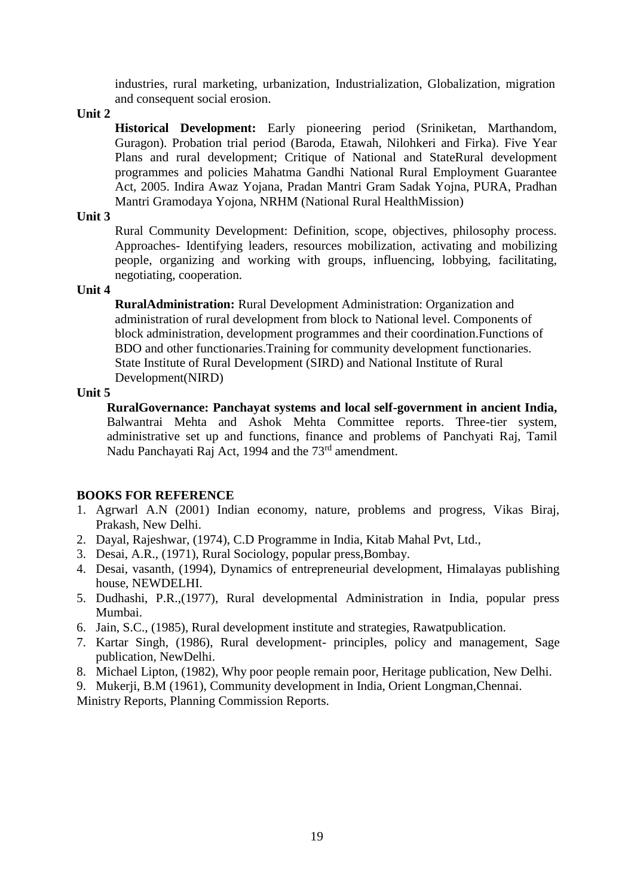industries, rural marketing, urbanization, Industrialization, Globalization, migration and consequent social erosion.

**Unit 2**

**Historical Development:** Early pioneering period (Sriniketan, Marthandom, Guragon). Probation trial period (Baroda, Etawah, Nilohkeri and Firka). Five Year Plans and rural development; Critique of National and StateRural development programmes and policies Mahatma Gandhi National Rural Employment Guarantee Act, 2005. Indira Awaz Yojana, Pradan Mantri Gram Sadak Yojna, PURA, Pradhan Mantri Gramodaya Yojona, NRHM (National Rural HealthMission)

**Unit 3**

Rural Community Development: Definition, scope, objectives, philosophy process. Approaches- Identifying leaders, resources mobilization, activating and mobilizing people, organizing and working with groups, influencing, lobbying, facilitating, negotiating, cooperation.

**Unit 4**

**RuralAdministration:** Rural Development Administration: Organization and administration of rural development from block to National level. Components of block administration, development programmes and their coordination.Functions of BDO and other functionaries.Training for community development functionaries. State Institute of Rural Development (SIRD) and National Institute of Rural Development(NIRD)

**Unit 5**

**RuralGovernance: Panchayat systems and local self-government in ancient India,** Balwantrai Mehta and Ashok Mehta Committee reports. Three-tier system, administrative set up and functions, finance and problems of Panchyati Raj, Tamil Nadu Panchayati Raj Act, 1994 and the 73rd amendment.

**BOOKS FOR REFERENCE**

1. Agrwarl A.N (2001) Indian economy, nature, problems and progress, Vikas Biraj, Prakash, New Delhi.
2. Dayal, Rajeshwar, (1974), C.D Programme in India, Kitab Mahal Pvt, Ltd.,
3. Desai, A.R., (1971), Rural Sociology, popular press,Bombay.
4. Desai, vasanth, (1994), Dynamics of entrepreneurial development, Himalayas publishing house, NEWDELHI.
5. Dudhashi, P.R.,(1977), Rural developmental Administration in India, popular press Mumbai.
6. Jain, S.C., (1985), Rural development institute and strategies, Rawatpublication.
7. Kartar Singh, (1986), Rural development- principles, policy and management, Sage publication, NewDelhi.
8. Michael Lipton, (1982), Why poor people remain poor, Heritage publication, New Delhi.
9. Mukerji, B.M (1961), Community development in India, Orient Longman,Chennai.

Ministry Reports, Planning Commission Reports.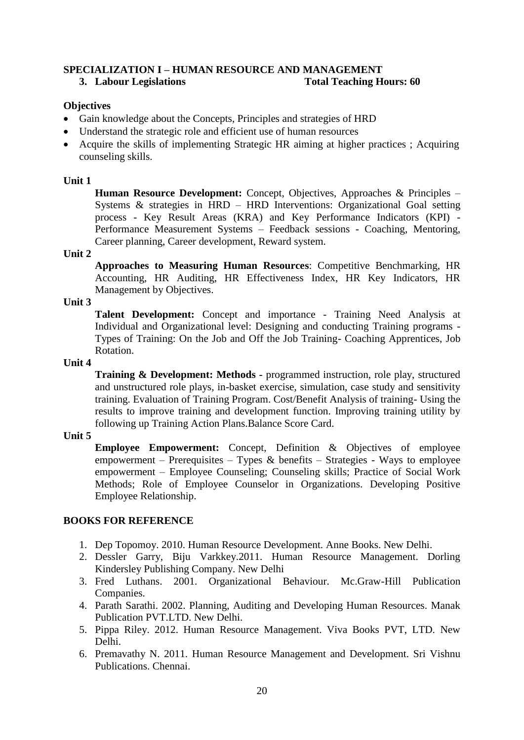## SPECIALIZATION I – HUMAN RESOURCE AND MANAGEMENT

### 3. Labour Legislations — Total Teaching Hours: 60

**Objectives**

- Gain knowledge about the Concepts, Principles and strategies of HRD
- Understand the strategic role and efficient use of human resources
- Acquire the skills of implementing Strategic HR aiming at higher practices ; Acquiring counseling skills.

**Unit 1**

**Human Resource Development:** Concept, Objectives, Approaches & Principles – Systems & strategies in HRD – HRD Interventions: Organizational Goal setting process - Key Result Areas (KRA) and Key Performance Indicators (KPI) - Performance Measurement Systems – Feedback sessions - Coaching, Mentoring, Career planning, Career development, Reward system.

**Unit 2**

**Approaches to Measuring Human Resources**: Competitive Benchmarking, HR Accounting, HR Auditing, HR Effectiveness Index, HR Key Indicators, HR Management by Objectives.

**Unit 3**

**Talent Development:** Concept and importance - Training Need Analysis at Individual and Organizational level: Designing and conducting Training programs - Types of Training: On the Job and Off the Job Training- Coaching Apprentices, Job Rotation.

**Unit 4**

**Training & Development: Methods -** programmed instruction, role play, structured and unstructured role plays, in-basket exercise, simulation, case study and sensitivity training. Evaluation of Training Program. Cost/Benefit Analysis of training- Using the results to improve training and development function. Improving training utility by following up Training Action Plans.Balance Score Card.

**Unit 5**

**Employee Empowerment:** Concept, Definition & Objectives of employee empowerment – Prerequisites – Types & benefits – Strategies - Ways to employee empowerment – Employee Counseling; Counseling skills; Practice of Social Work Methods; Role of Employee Counselor in Organizations. Developing Positive Employee Relationship.

**BOOKS FOR REFERENCE**

1. Dep Topomoy. 2010. Human Resource Development. Anne Books. New Delhi.
2. Dessler Garry, Biju Varkkey.2011. Human Resource Management. Dorling Kindersley Publishing Company. New Delhi
3. Fred Luthans. 2001. Organizational Behaviour. Mc.Graw-Hill Publication Companies.
4. Parath Sarathi. 2002. Planning, Auditing and Developing Human Resources. Manak Publication PVT.LTD. New Delhi.
5. Pippa Riley. 2012. Human Resource Management. Viva Books PVT, LTD. New Delhi.
6. Premavathy N. 2011. Human Resource Management and Development. Sri Vishnu Publications. Chennai.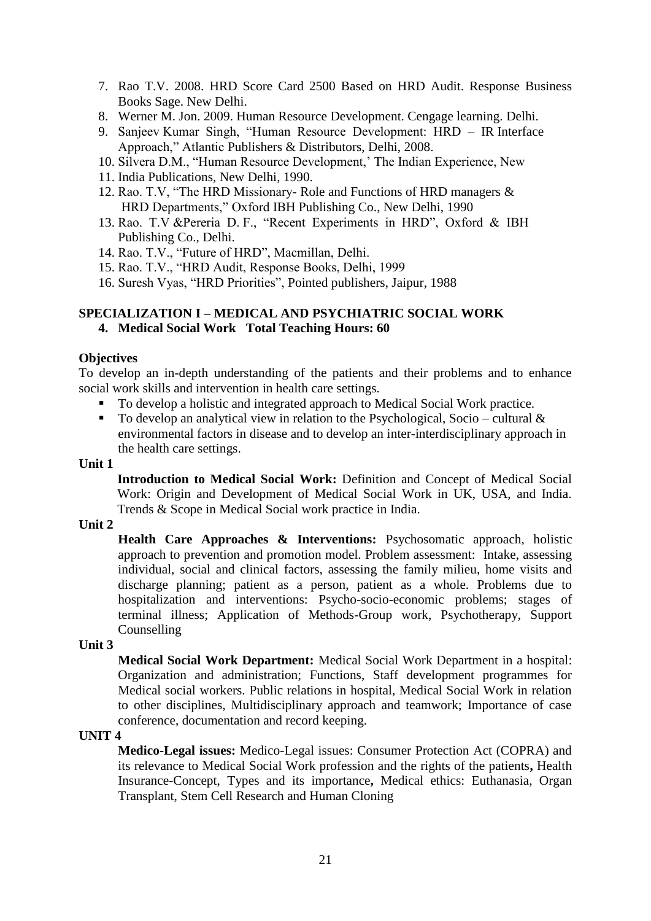7. Rao T.V. 2008. HRD Score Card 2500 Based on HRD Audit. Response Business Books Sage. New Delhi.
8. Werner M. Jon. 2009. Human Resource Development. Cengage learning. Delhi.
9. Sanjeev Kumar Singh, "Human Resource Development: HRD – IR Interface Approach," Atlantic Publishers & Distributors, Delhi, 2008.
10. Silvera D.M., "Human Resource Development,' The Indian Experience, New
11. India Publications, New Delhi, 1990.
12. Rao. T.V, "The HRD Missionary- Role and Functions of HRD managers & HRD Departments," Oxford IBH Publishing Co., New Delhi, 1990
13. Rao. T.V &Pereria D. F., "Recent Experiments in HRD", Oxford & IBH Publishing Co., Delhi.
14. Rao. T.V., "Future of HRD", Macmillan, Delhi.
15. Rao. T.V., "HRD Audit, Response Books, Delhi, 1999
16. Suresh Vyas, "HRD Priorities", Pointed publishers, Jaipur, 1988

## SPECIALIZATION I – MEDICAL AND PSYCHIATRIC SOCIAL WORK

### 4. Medical Social Work Total Teaching Hours: 60

**Objectives**

To develop an in-depth understanding of the patients and their problems and to enhance social work skills and intervention in health care settings.

- To develop a holistic and integrated approach to Medical Social Work practice.
- To develop an analytical view in relation to the Psychological, Socio – cultural & environmental factors in disease and to develop an inter-interdisciplinary approach in the health care settings.

**Unit 1**

**Introduction to Medical Social Work:** Definition and Concept of Medical Social Work: Origin and Development of Medical Social Work in UK, USA, and India. Trends & Scope in Medical Social work practice in India.

**Unit 2**

**Health Care Approaches & Interventions:** Psychosomatic approach, holistic approach to prevention and promotion model. Problem assessment: Intake, assessing individual, social and clinical factors, assessing the family milieu, home visits and discharge planning; patient as a person, patient as a whole. Problems due to hospitalization and interventions: Psycho-socio-economic problems; stages of terminal illness; Application of Methods-Group work, Psychotherapy, Support Counselling

**Unit 3**

**Medical Social Work Department:** Medical Social Work Department in a hospital: Organization and administration; Functions, Staff development programmes for Medical social workers. Public relations in hospital, Medical Social Work in relation to other disciplines, Multidisciplinary approach and teamwork; Importance of case conference, documentation and record keeping.

**UNIT 4**

**Medico-Legal issues:** Medico-Legal issues: Consumer Protection Act (COPRA) and its relevance to Medical Social Work profession and the rights of the patients**,** Health Insurance-Concept, Types and its importance**,** Medical ethics: Euthanasia, Organ Transplant, Stem Cell Research and Human Cloning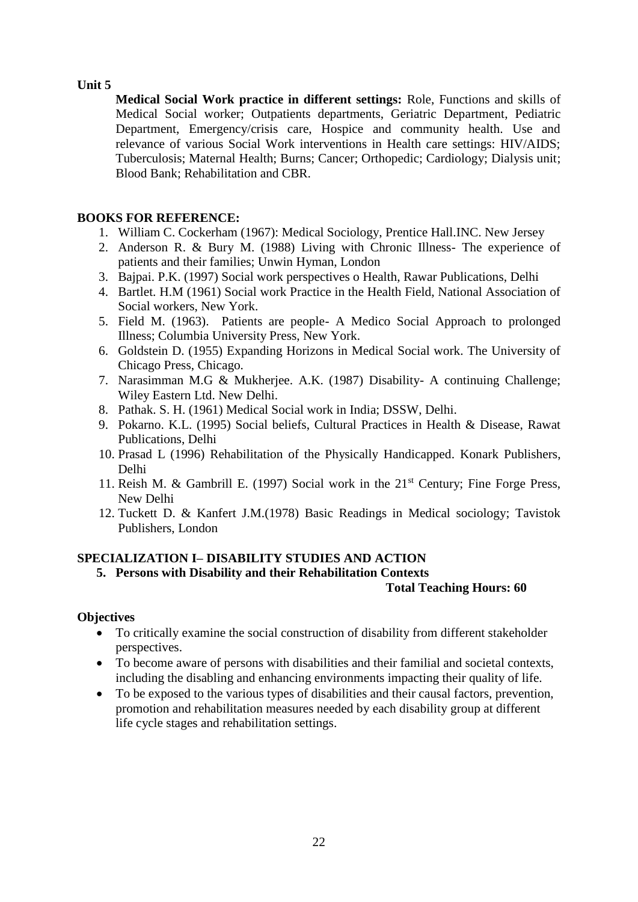**Unit 5**

**Medical Social Work practice in different settings:** Role, Functions and skills of Medical Social worker; Outpatients departments, Geriatric Department, Pediatric Department, Emergency/crisis care, Hospice and community health. Use and relevance of various Social Work interventions in Health care settings: HIV/AIDS; Tuberculosis; Maternal Health; Burns; Cancer; Orthopedic; Cardiology; Dialysis unit; Blood Bank; Rehabilitation and CBR.

**BOOKS FOR REFERENCE:**

1. William C. Cockerham (1967): Medical Sociology, Prentice Hall.INC. New Jersey
2. Anderson R. & Bury M. (1988) Living with Chronic Illness- The experience of patients and their families; Unwin Hyman, London
3. Bajpai. P.K. (1997) Social work perspectives o Health, Rawar Publications, Delhi
4. Bartlet. H.M (1961) Social work Practice in the Health Field, National Association of Social workers, New York.
5. Field M. (1963). Patients are people- A Medico Social Approach to prolonged Illness; Columbia University Press, New York.
6. Goldstein D. (1955) Expanding Horizons in Medical Social work. The University of Chicago Press, Chicago.
7. Narasimman M.G & Mukherjee. A.K. (1987) Disability- A continuing Challenge; Wiley Eastern Ltd. New Delhi.
8. Pathak. S. H. (1961) Medical Social work in India; DSSW, Delhi.
9. Pokarno. K.L. (1995) Social beliefs, Cultural Practices in Health & Disease, Rawat Publications, Delhi
10. Prasad L (1996) Rehabilitation of the Physically Handicapped. Konark Publishers, Delhi
11. Reish M. & Gambrill E. (1997) Social work in the 21st Century; Fine Forge Press, New Delhi
12. Tuckett D. & Kanfert J.M.(1978) Basic Readings in Medical sociology; Tavistok Publishers, London

**SPECIALIZATION I– DISABILITY STUDIES AND ACTION**

**5. Persons with Disability and their Rehabilitation Contexts**

**Total Teaching Hours: 60**

**Objectives**

- To critically examine the social construction of disability from different stakeholder perspectives.
- To become aware of persons with disabilities and their familial and societal contexts, including the disabling and enhancing environments impacting their quality of life.
- To be exposed to the various types of disabilities and their causal factors, prevention, promotion and rehabilitation measures needed by each disability group at different life cycle stages and rehabilitation settings.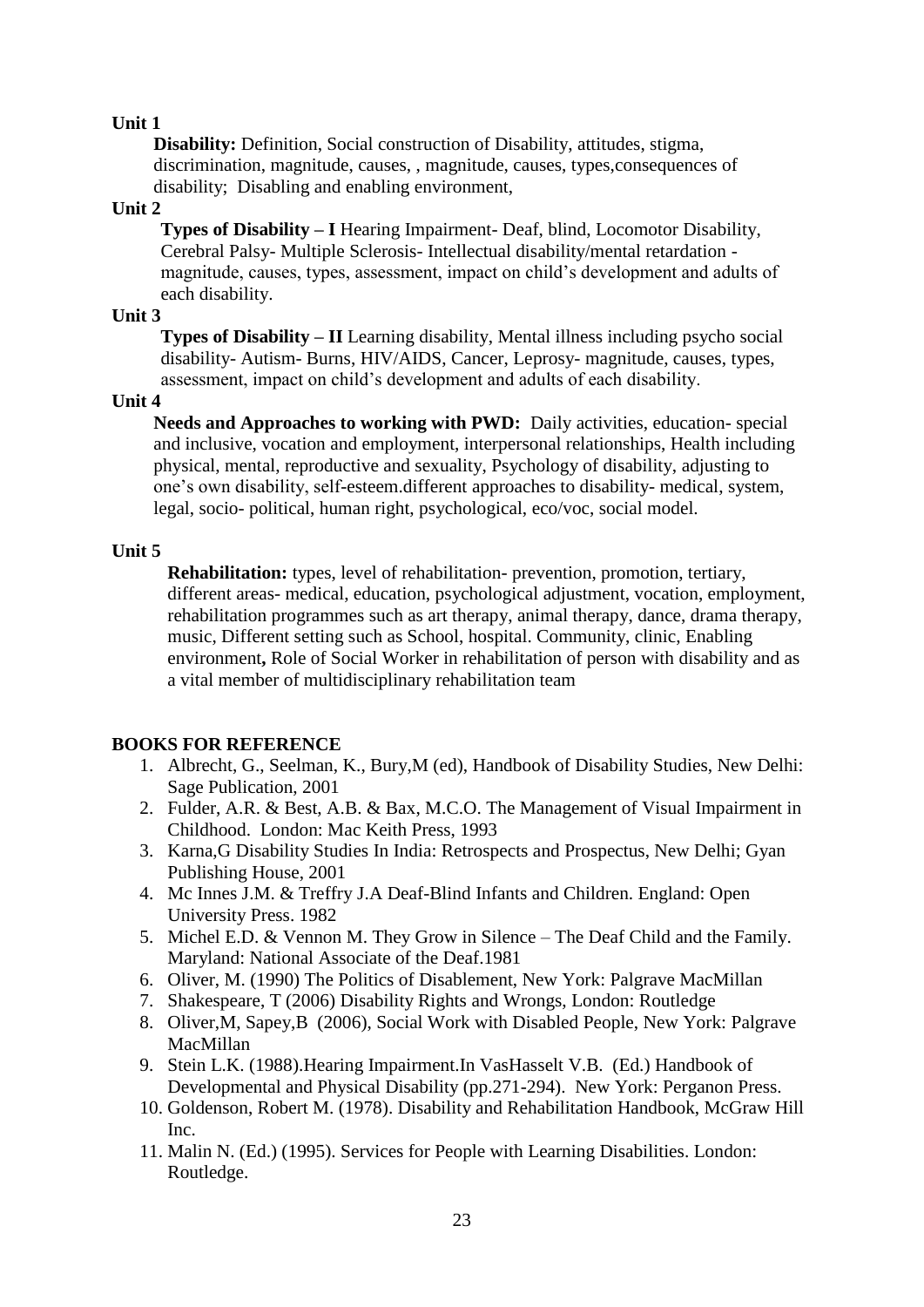**Unit 1**

**Disability:** Definition, Social construction of Disability, attitudes, stigma, discrimination, magnitude, causes, , magnitude, causes, types,consequences of disability; Disabling and enabling environment,

**Unit 2**

**Types of Disability – I** Hearing Impairment- Deaf, blind, Locomotor Disability, Cerebral Palsy- Multiple Sclerosis- Intellectual disability/mental retardation - magnitude, causes, types, assessment, impact on child's development and adults of each disability.

**Unit 3**

**Types of Disability – II** Learning disability, Mental illness including psycho social disability- Autism- Burns, HIV/AIDS, Cancer, Leprosy- magnitude, causes, types, assessment, impact on child's development and adults of each disability.

**Unit 4**

**Needs and Approaches to working with PWD:** Daily activities, education- special and inclusive, vocation and employment, interpersonal relationships, Health including physical, mental, reproductive and sexuality, Psychology of disability, adjusting to one's own disability, self-esteem.different approaches to disability- medical, system, legal, socio- political, human right, psychological, eco/voc, social model.

**Unit 5**

**Rehabilitation:** types, level of rehabilitation- prevention, promotion, tertiary, different areas- medical, education, psychological adjustment, vocation, employment, rehabilitation programmes such as art therapy, animal therapy, dance, drama therapy, music, Different setting such as School, hospital. Community, clinic, Enabling environment**,** Role of Social Worker in rehabilitation of person with disability and as a vital member of multidisciplinary rehabilitation team

**BOOKS FOR REFERENCE**

1. Albrecht, G., Seelman, K., Bury,M (ed), Handbook of Disability Studies, New Delhi: Sage Publication, 2001
2. Fulder, A.R. & Best, A.B. & Bax, M.C.O. The Management of Visual Impairment in Childhood. London: Mac Keith Press, 1993
3. Karna,G Disability Studies In India: Retrospects and Prospectus, New Delhi; Gyan Publishing House, 2001
4. Mc Innes J.M. & Treffry J.A Deaf-Blind Infants and Children. England: Open University Press. 1982
5. Michel E.D. & Vennon M. They Grow in Silence – The Deaf Child and the Family. Maryland: National Associate of the Deaf.1981
6. Oliver, M. (1990) The Politics of Disablement, New York: Palgrave MacMillan
7. Shakespeare, T (2006) Disability Rights and Wrongs, London: Routledge
8. Oliver,M, Sapey,B (2006), Social Work with Disabled People, New York: Palgrave MacMillan
9. Stein L.K. (1988).Hearing Impairment.In VasHasselt V.B. (Ed.) Handbook of Developmental and Physical Disability (pp.271-294). New York: Perganon Press.
10. Goldenson, Robert M. (1978). Disability and Rehabilitation Handbook, McGraw Hill Inc.
11. Malin N. (Ed.) (1995). Services for People with Learning Disabilities. London: Routledge.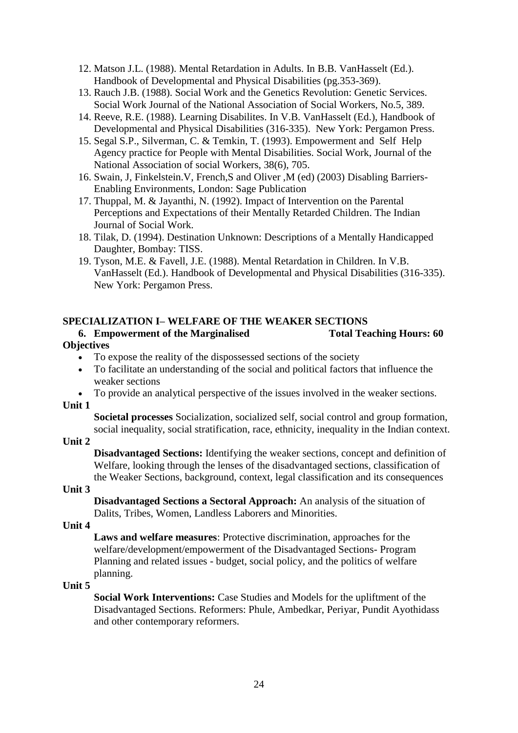12. Matson J.L. (1988). Mental Retardation in Adults. In B.B. VanHasselt (Ed.). Handbook of Developmental and Physical Disabilities (pg.353-369).
13. Rauch J.B. (1988). Social Work and the Genetics Revolution: Genetic Services. Social Work Journal of the National Association of Social Workers, No.5, 389.
14. Reeve, R.E. (1988). Learning Disabilites. In V.B. VanHasselt (Ed.), Handbook of Developmental and Physical Disabilities (316-335). New York: Pergamon Press.
15. Segal S.P., Silverman, C. & Temkin, T. (1993). Empowerment and Self Help Agency practice for People with Mental Disabilities. Social Work, Journal of the National Association of social Workers, 38(6), 705.
16. Swain, J, Finkelstein.V, French,S and Oliver ,M (ed) (2003) Disabling Barriers-Enabling Environments, London: Sage Publication
17. Thuppal, M. & Jayanthi, N. (1992). Impact of Intervention on the Parental Perceptions and Expectations of their Mentally Retarded Children. The Indian Journal of Social Work.
18. Tilak, D. (1994). Destination Unknown: Descriptions of a Mentally Handicapped Daughter, Bombay: TISS.
19. Tyson, M.E. & Favell, J.E. (1988). Mental Retardation in Children. In V.B. VanHasselt (Ed.). Handbook of Developmental and Physical Disabilities (316-335). New York: Pergamon Press.

## SPECIALIZATION I– WELFARE OF THE WEAKER SECTIONS

### 6. Empowerment of the Marginalised — Total Teaching Hours: 60

**Objectives**

- To expose the reality of the dispossessed sections of the society
- To facilitate an understanding of the social and political factors that influence the weaker sections
- To provide an analytical perspective of the issues involved in the weaker sections.

**Unit 1**

**Societal processes** Socialization, socialized self, social control and group formation, social inequality, social stratification, race, ethnicity, inequality in the Indian context.

**Unit 2**

**Disadvantaged Sections:** Identifying the weaker sections, concept and definition of Welfare, looking through the lenses of the disadvantaged sections, classification of the Weaker Sections, background, context, legal classification and its consequences

**Unit 3**

**Disadvantaged Sections a Sectoral Approach:** An analysis of the situation of Dalits, Tribes, Women, Landless Laborers and Minorities.

**Unit 4**

**Laws and welfare measures**: Protective discrimination, approaches for the welfare/development/empowerment of the Disadvantaged Sections- Program Planning and related issues - budget, social policy, and the politics of welfare planning.

**Unit 5**

**Social Work Interventions:** Case Studies and Models for the upliftment of the Disadvantaged Sections. Reformers: Phule, Ambedkar, Periyar, Pundit Ayothidass and other contemporary reformers.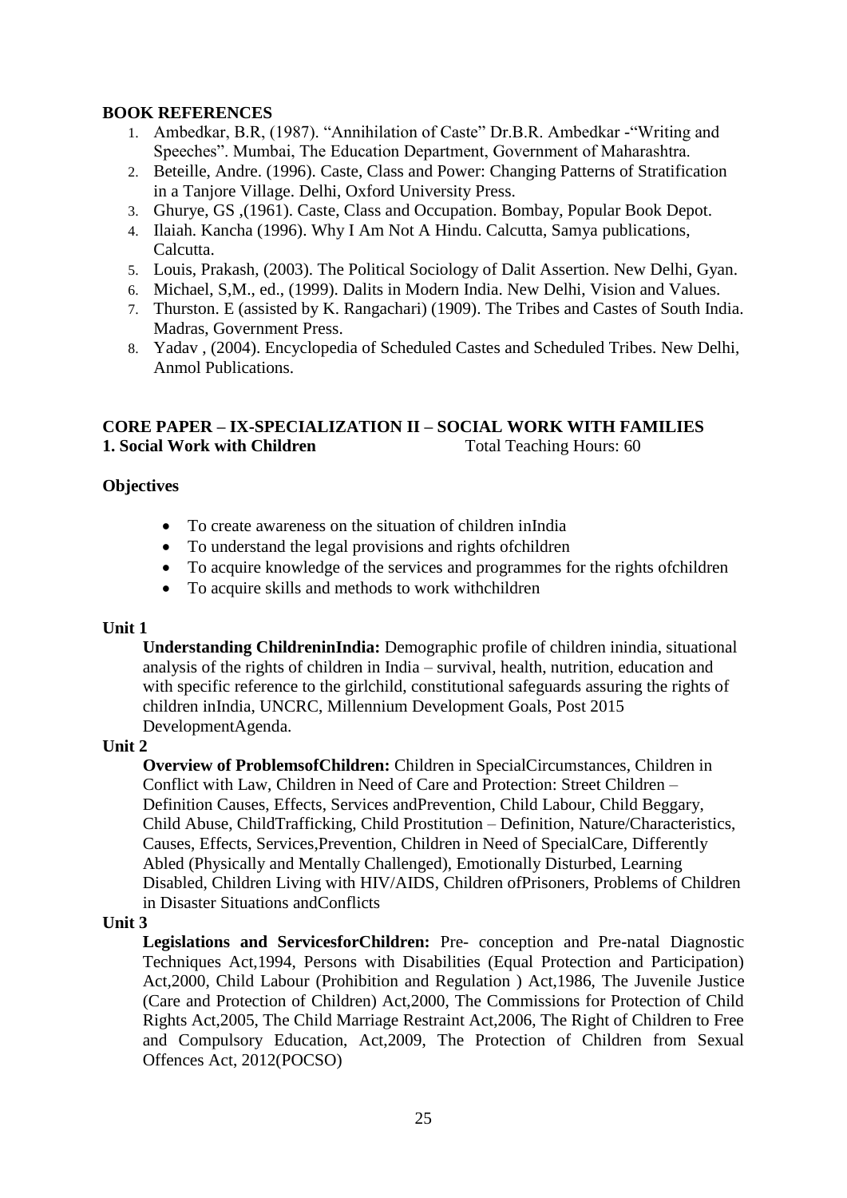**BOOK REFERENCES**

1. Ambedkar, B.R, (1987). "Annihilation of Caste" Dr.B.R. Ambedkar -"Writing and Speeches". Mumbai, The Education Department, Government of Maharashtra.
2. Beteille, Andre. (1996). Caste, Class and Power: Changing Patterns of Stratification in a Tanjore Village. Delhi, Oxford University Press.
3. Ghurye, GS ,(1961). Caste, Class and Occupation. Bombay, Popular Book Depot.
4. Ilaiah. Kancha (1996). Why I Am Not A Hindu. Calcutta, Samya publications, Calcutta.
5. Louis, Prakash, (2003). The Political Sociology of Dalit Assertion. New Delhi, Gyan.
6. Michael, S,M., ed., (1999). Dalits in Modern India. New Delhi, Vision and Values.
7. Thurston. E (assisted by K. Rangachari) (1909). The Tribes and Castes of South India. Madras, Government Press.
8. Yadav , (2004). Encyclopedia of Scheduled Castes and Scheduled Tribes. New Delhi, Anmol Publications.

**CORE PAPER – IX-SPECIALIZATION II – SOCIAL WORK WITH FAMILIES**
**1. Social Work with Children** Total Teaching Hours: 60

**Objectives**

- To create awareness on the situation of children inIndia
- To understand the legal provisions and rights ofchildren
- To acquire knowledge of the services and programmes for the rights ofchildren
- To acquire skills and methods to work withchildren

**Unit 1**

**Understanding ChildreninIndia:** Demographic profile of children inindia, situational analysis of the rights of children in India – survival, health, nutrition, education and with specific reference to the girlchild, constitutional safeguards assuring the rights of children inIndia, UNCRC, Millennium Development Goals, Post 2015 DevelopmentAgenda.

**Unit 2**

**Overview of ProblemsofChildren:** Children in SpecialCircumstances, Children in Conflict with Law, Children in Need of Care and Protection: Street Children – Definition Causes, Effects, Services andPrevention, Child Labour, Child Beggary, Child Abuse, ChildTrafficking, Child Prostitution – Definition, Nature/Characteristics, Causes, Effects, Services,Prevention, Children in Need of SpecialCare, Differently Abled (Physically and Mentally Challenged), Emotionally Disturbed, Learning Disabled, Children Living with HIV/AIDS, Children ofPrisoners, Problems of Children in Disaster Situations andConflicts

**Unit 3**

**Legislations and ServicesforChildren:** Pre- conception and Pre-natal Diagnostic Techniques Act,1994, Persons with Disabilities (Equal Protection and Participation) Act,2000, Child Labour (Prohibition and Regulation ) Act,1986, The Juvenile Justice (Care and Protection of Children) Act,2000, The Commissions for Protection of Child Rights Act,2005, The Child Marriage Restraint Act,2006, The Right of Children to Free and Compulsory Education, Act,2009, The Protection of Children from Sexual Offences Act, 2012(POCSO)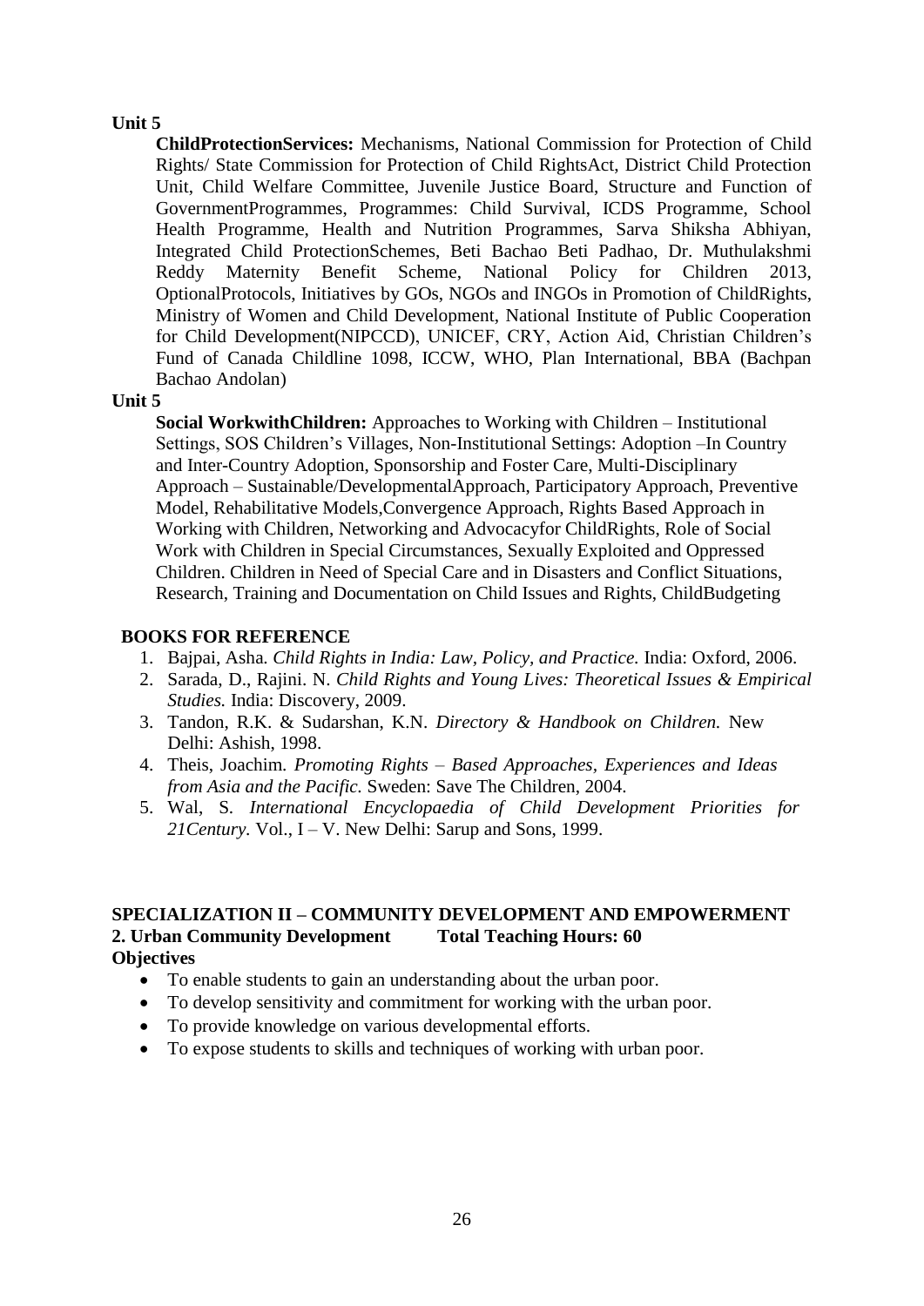**Unit 5**

**ChildProtectionServices:** Mechanisms, National Commission for Protection of Child Rights/ State Commission for Protection of Child RightsAct, District Child Protection Unit, Child Welfare Committee, Juvenile Justice Board, Structure and Function of GovernmentProgrammes, Programmes: Child Survival, ICDS Programme, School Health Programme, Health and Nutrition Programmes, Sarva Shiksha Abhiyan, Integrated Child ProtectionSchemes, Beti Bachao Beti Padhao, Dr. Muthulakshmi Reddy Maternity Benefit Scheme, National Policy for Children 2013, OptionalProtocols, Initiatives by GOs, NGOs and INGOs in Promotion of ChildRights, Ministry of Women and Child Development, National Institute of Public Cooperation for Child Development(NIPCCD), UNICEF, CRY, Action Aid, Christian Children's Fund of Canada Childline 1098, ICCW, WHO, Plan International, BBA (Bachpan Bachao Andolan)

**Unit 5**

**Social WorkwithChildren:** Approaches to Working with Children – Institutional Settings, SOS Children's Villages, Non-Institutional Settings: Adoption –In Country and Inter-Country Adoption, Sponsorship and Foster Care, Multi-Disciplinary Approach – Sustainable/DevelopmentalApproach, Participatory Approach, Preventive Model, Rehabilitative Models,Convergence Approach, Rights Based Approach in Working with Children, Networking and Advocacyfor ChildRights, Role of Social Work with Children in Special Circumstances, Sexually Exploited and Oppressed Children. Children in Need of Special Care and in Disasters and Conflict Situations, Research, Training and Documentation on Child Issues and Rights, ChildBudgeting

**BOOKS FOR REFERENCE**

1. Bajpai, Asha. *Child Rights in India: Law, Policy, and Practice.* India: Oxford, 2006.
2. Sarada, D., Rajini. N. *Child Rights and Young Lives: Theoretical Issues & Empirical Studies.* India: Discovery, 2009.
3. Tandon, R.K. & Sudarshan, K.N. *Directory & Handbook on Children.* New Delhi: Ashish, 1998.
4. Theis, Joachim. *Promoting Rights – Based Approaches, Experiences and Ideas from Asia and the Pacific.* Sweden: Save The Children, 2004.
5. Wal, S. *International Encyclopaedia of Child Development Priorities for 21Century.* Vol., I – V. New Delhi: Sarup and Sons, 1999.

## SPECIALIZATION II – COMMUNITY DEVELOPMENT AND EMPOWERMENT

**2. Urban Community Development Total Teaching Hours: 60**

**Objectives**

- To enable students to gain an understanding about the urban poor.
- To develop sensitivity and commitment for working with the urban poor.
- To provide knowledge on various developmental efforts.
- To expose students to skills and techniques of working with urban poor.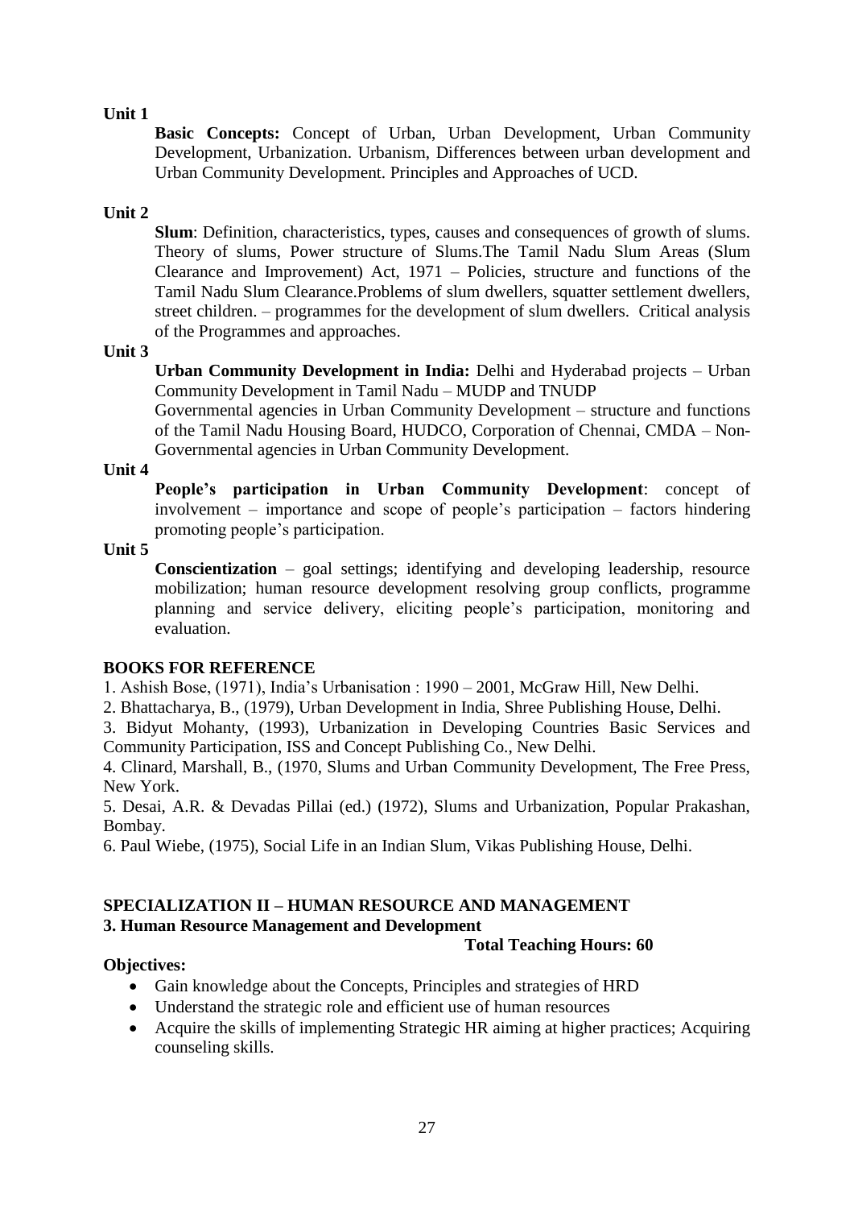**Unit 1**

**Basic Concepts:** Concept of Urban, Urban Development, Urban Community Development, Urbanization. Urbanism, Differences between urban development and Urban Community Development. Principles and Approaches of UCD.

**Unit 2**

**Slum**: Definition, characteristics, types, causes and consequences of growth of slums. Theory of slums, Power structure of Slums.The Tamil Nadu Slum Areas (Slum Clearance and Improvement) Act, 1971 – Policies, structure and functions of the Tamil Nadu Slum Clearance.Problems of slum dwellers, squatter settlement dwellers, street children. – programmes for the development of slum dwellers. Critical analysis of the Programmes and approaches.

**Unit 3**

**Urban Community Development in India:** Delhi and Hyderabad projects – Urban Community Development in Tamil Nadu – MUDP and TNUDP

Governmental agencies in Urban Community Development – structure and functions of the Tamil Nadu Housing Board, HUDCO, Corporation of Chennai, CMDA – Non-Governmental agencies in Urban Community Development.

**Unit 4**

**People's participation in Urban Community Development**: concept of involvement – importance and scope of people's participation – factors hindering promoting people's participation.

**Unit 5**

**Conscientization** – goal settings; identifying and developing leadership, resource mobilization; human resource development resolving group conflicts, programme planning and service delivery, eliciting people's participation, monitoring and evaluation.

**BOOKS FOR REFERENCE**

1. Ashish Bose, (1971), India's Urbanisation : 1990 – 2001, McGraw Hill, New Delhi.
2. Bhattacharya, B., (1979), Urban Development in India, Shree Publishing House, Delhi.
3. Bidyut Mohanty, (1993), Urbanization in Developing Countries Basic Services and Community Participation, ISS and Concept Publishing Co., New Delhi.
4. Clinard, Marshall, B., (1970, Slums and Urban Community Development, The Free Press, New York.
5. Desai, A.R. & Devadas Pillai (ed.) (1972), Slums and Urbanization, Popular Prakashan, Bombay.
6. Paul Wiebe, (1975), Social Life in an Indian Slum, Vikas Publishing House, Delhi.

## SPECIALIZATION II – HUMAN RESOURCE AND MANAGEMENT

### 3. Human Resource Management and Development

**Total Teaching Hours: 60**

**Objectives:**

- Gain knowledge about the Concepts, Principles and strategies of HRD
- Understand the strategic role and efficient use of human resources
- Acquire the skills of implementing Strategic HR aiming at higher practices; Acquiring counseling skills.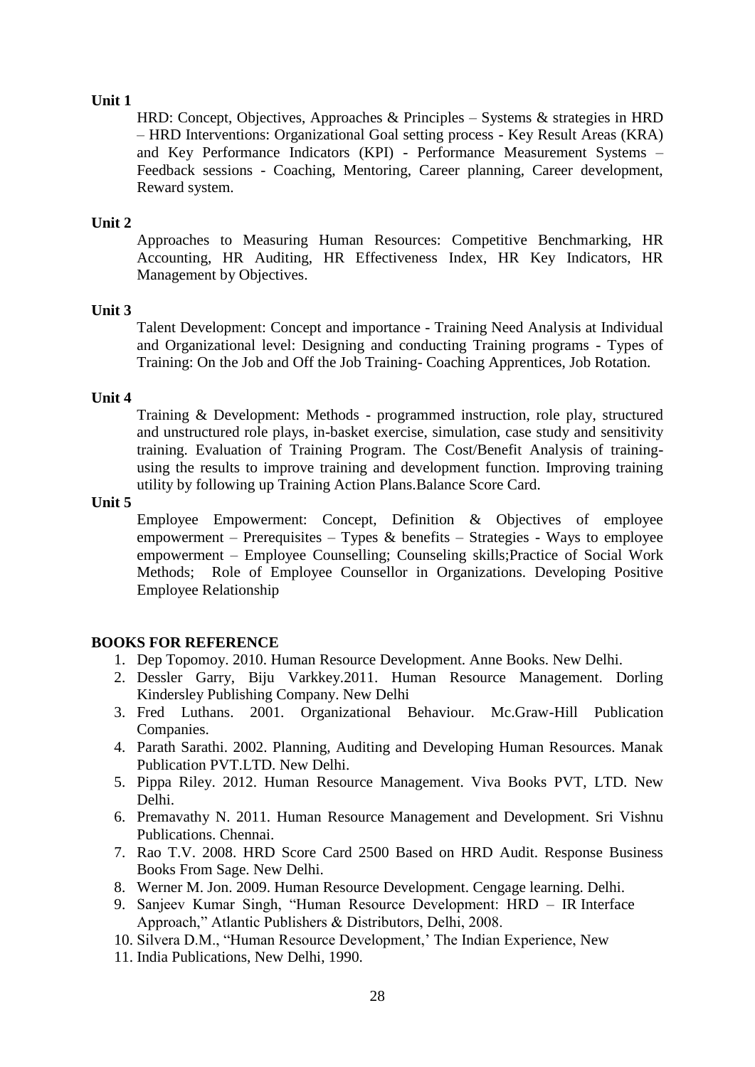**Unit 1**

HRD: Concept, Objectives, Approaches & Principles – Systems & strategies in HRD – HRD Interventions: Organizational Goal setting process - Key Result Areas (KRA) and Key Performance Indicators (KPI) - Performance Measurement Systems – Feedback sessions - Coaching, Mentoring, Career planning, Career development, Reward system.

**Unit 2**

Approaches to Measuring Human Resources: Competitive Benchmarking, HR Accounting, HR Auditing, HR Effectiveness Index, HR Key Indicators, HR Management by Objectives.

**Unit 3**

Talent Development: Concept and importance - Training Need Analysis at Individual and Organizational level: Designing and conducting Training programs - Types of Training: On the Job and Off the Job Training- Coaching Apprentices, Job Rotation.

**Unit 4**

Training & Development: Methods - programmed instruction, role play, structured and unstructured role plays, in-basket exercise, simulation, case study and sensitivity training. Evaluation of Training Program. The Cost/Benefit Analysis of training-using the results to improve training and development function. Improving training utility by following up Training Action Plans.Balance Score Card.

**Unit 5**

Employee Empowerment: Concept, Definition & Objectives of employee empowerment – Prerequisites – Types & benefits – Strategies - Ways to employee empowerment – Employee Counselling; Counseling skills;Practice of Social Work Methods; Role of Employee Counsellor in Organizations. Developing Positive Employee Relationship

**BOOKS FOR REFERENCE**

1. Dep Topomoy. 2010. Human Resource Development. Anne Books. New Delhi.
2. Dessler Garry, Biju Varkkey.2011. Human Resource Management. Dorling Kindersley Publishing Company. New Delhi
3. Fred Luthans. 2001. Organizational Behaviour. Mc.Graw-Hill Publication Companies.
4. Parath Sarathi. 2002. Planning, Auditing and Developing Human Resources. Manak Publication PVT.LTD. New Delhi.
5. Pippa Riley. 2012. Human Resource Management. Viva Books PVT, LTD. New Delhi.
6. Premavathy N. 2011. Human Resource Management and Development. Sri Vishnu Publications. Chennai.
7. Rao T.V. 2008. HRD Score Card 2500 Based on HRD Audit. Response Business Books From Sage. New Delhi.
8. Werner M. Jon. 2009. Human Resource Development. Cengage learning. Delhi.
9. Sanjeev Kumar Singh, "Human Resource Development: HRD – IR Interface Approach," Atlantic Publishers & Distributors, Delhi, 2008.
10. Silvera D.M., "Human Resource Development,' The Indian Experience, New
11. India Publications, New Delhi, 1990.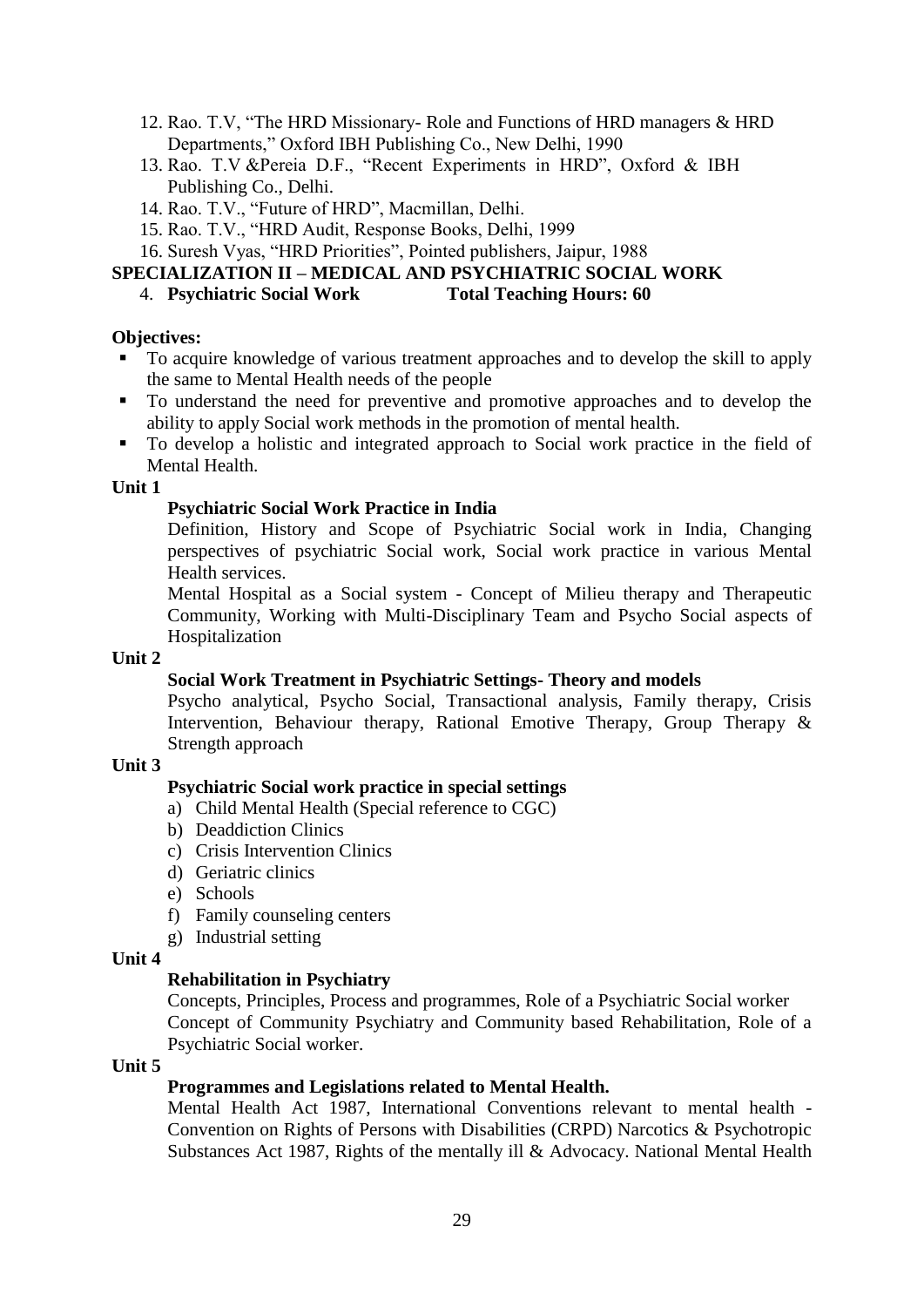12. Rao. T.V, "The HRD Missionary- Role and Functions of HRD managers & HRD Departments," Oxford IBH Publishing Co., New Delhi, 1990
13. Rao. T.V &Pereia D.F., "Recent Experiments in HRD", Oxford & IBH Publishing Co., Delhi.
14. Rao. T.V., "Future of HRD", Macmillan, Delhi.
15. Rao. T.V., "HRD Audit, Response Books, Delhi, 1999
16. Suresh Vyas, "HRD Priorities", Pointed publishers, Jaipur, 1988

## SPECIALIZATION II – MEDICAL AND PSYCHIATRIC SOCIAL WORK

4. **Psychiatric Social Work** **Total Teaching Hours: 60**

**Objectives:**

- To acquire knowledge of various treatment approaches and to develop the skill to apply the same to Mental Health needs of the people
- To understand the need for preventive and promotive approaches and to develop the ability to apply Social work methods in the promotion of mental health.
- To develop a holistic and integrated approach to Social work practice in the field of Mental Health.

**Unit 1**

**Psychiatric Social Work Practice in India**

Definition, History and Scope of Psychiatric Social work in India, Changing perspectives of psychiatric Social work, Social work practice in various Mental Health services.

Mental Hospital as a Social system - Concept of Milieu therapy and Therapeutic Community, Working with Multi-Disciplinary Team and Psycho Social aspects of Hospitalization

**Unit 2**

**Social Work Treatment in Psychiatric Settings- Theory and models**

Psycho analytical, Psycho Social, Transactional analysis, Family therapy, Crisis Intervention, Behaviour therapy, Rational Emotive Therapy, Group Therapy & Strength approach

**Unit 3**

**Psychiatric Social work practice in special settings**

a) Child Mental Health (Special reference to CGC)
b) Deaddiction Clinics
c) Crisis Intervention Clinics
d) Geriatric clinics
e) Schools
f) Family counseling centers
g) Industrial setting

**Unit 4**

**Rehabilitation in Psychiatry**

Concepts, Principles, Process and programmes, Role of a Psychiatric Social worker

Concept of Community Psychiatry and Community based Rehabilitation, Role of a Psychiatric Social worker.

**Unit 5**

**Programmes and Legislations related to Mental Health.**

Mental Health Act 1987, International Conventions relevant to mental health - Convention on Rights of Persons with Disabilities (CRPD) Narcotics & Psychotropic Substances Act 1987, Rights of the mentally ill & Advocacy. National Mental Health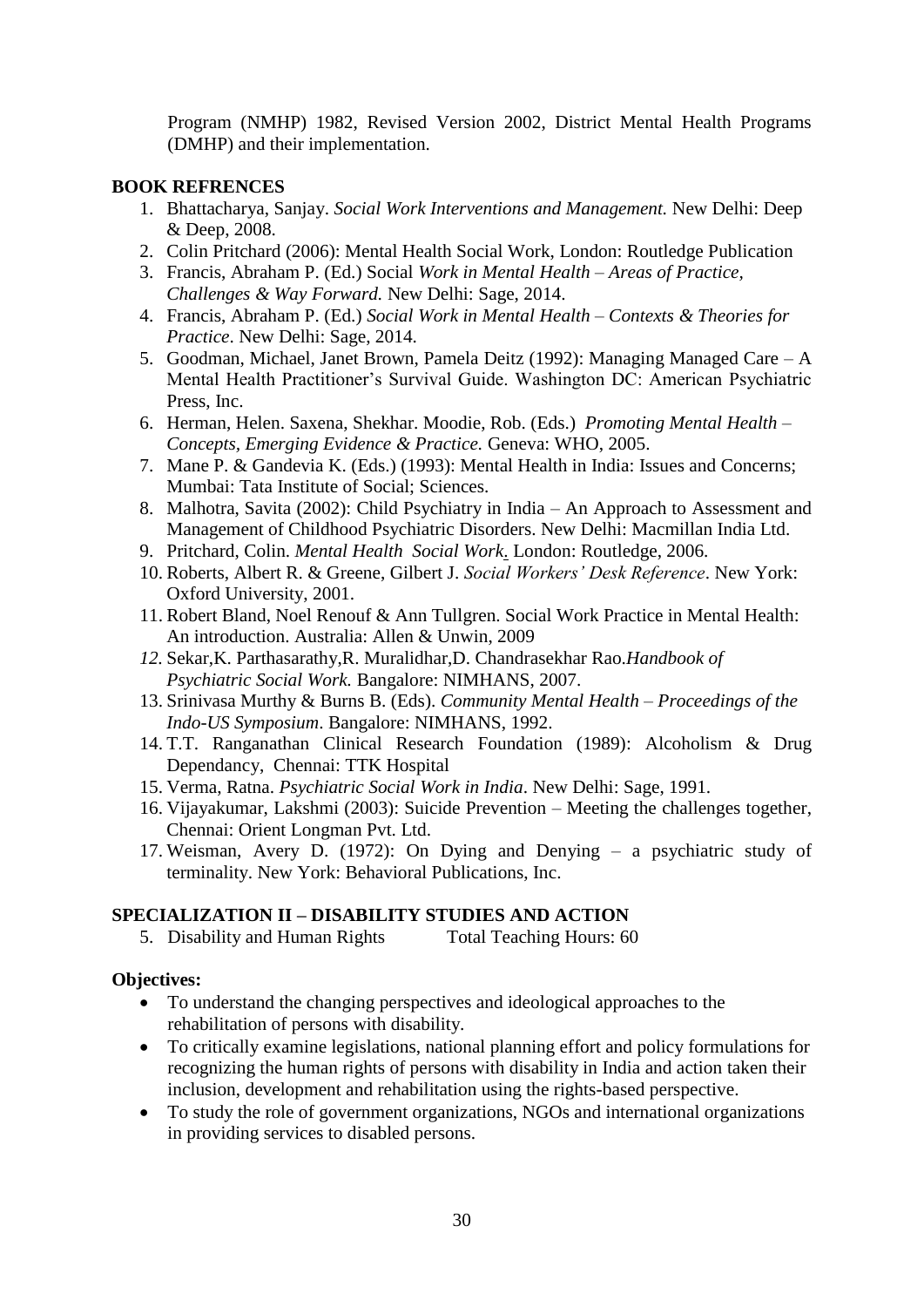Program (NMHP) 1982, Revised Version 2002, District Mental Health Programs (DMHP) and their implementation.

**BOOK REFRENCES**

1. Bhattacharya, Sanjay. *Social Work Interventions and Management.* New Delhi: Deep & Deep, 2008.
2. Colin Pritchard (2006): Mental Health Social Work, London: Routledge Publication
3. Francis, Abraham P. (Ed.) Social *Work in Mental Health – Areas of Practice, Challenges & Way Forward.* New Delhi: Sage, 2014.
4. Francis, Abraham P. (Ed.) *Social Work in Mental Health – Contexts & Theories for Practice*. New Delhi: Sage, 2014.
5. Goodman, Michael, Janet Brown, Pamela Deitz (1992): Managing Managed Care – A Mental Health Practitioner's Survival Guide. Washington DC: American Psychiatric Press, Inc.
6. Herman, Helen. Saxena, Shekhar. Moodie, Rob. (Eds.) *Promoting Mental Health – Concepts, Emerging Evidence & Practice.* Geneva: WHO, 2005.
7. Mane P. & Gandevia K. (Eds.) (1993): Mental Health in India: Issues and Concerns; Mumbai: Tata Institute of Social; Sciences.
8. Malhotra, Savita (2002): Child Psychiatry in India – An Approach to Assessment and Management of Childhood Psychiatric Disorders. New Delhi: Macmillan India Ltd.
9. Pritchard, Colin. *Mental Health Social Work*. London: Routledge, 2006.
10. Roberts, Albert R. & Greene, Gilbert J. *Social Workers' Desk Reference*. New York: Oxford University, 2001.
11. Robert Bland, Noel Renouf & Ann Tullgren. Social Work Practice in Mental Health: An introduction. Australia: Allen & Unwin, 2009
12. Sekar,K. Parthasarathy,R. Muralidhar,D. Chandrasekhar Rao.*Handbook of Psychiatric Social Work.* Bangalore: NIMHANS, 2007.
13. Srinivasa Murthy & Burns B. (Eds). *Community Mental Health – Proceedings of the Indo-US Symposium*. Bangalore: NIMHANS, 1992.
14. T.T. Ranganathan Clinical Research Foundation (1989): Alcoholism & Drug Dependancy, Chennai: TTK Hospital
15. Verma, Ratna. *Psychiatric Social Work in India*. New Delhi: Sage, 1991.
16. Vijayakumar, Lakshmi (2003): Suicide Prevention – Meeting the challenges together, Chennai: Orient Longman Pvt. Ltd.
17. Weisman, Avery D. (1972): On Dying and Denying – a psychiatric study of terminality. New York: Behavioral Publications, Inc.

**SPECIALIZATION II – DISABILITY STUDIES AND ACTION**

5. Disability and Human Rights Total Teaching Hours: 60

**Objectives:**

- To understand the changing perspectives and ideological approaches to the rehabilitation of persons with disability.
- To critically examine legislations, national planning effort and policy formulations for recognizing the human rights of persons with disability in India and action taken their inclusion, development and rehabilitation using the rights-based perspective.
- To study the role of government organizations, NGOs and international organizations in providing services to disabled persons.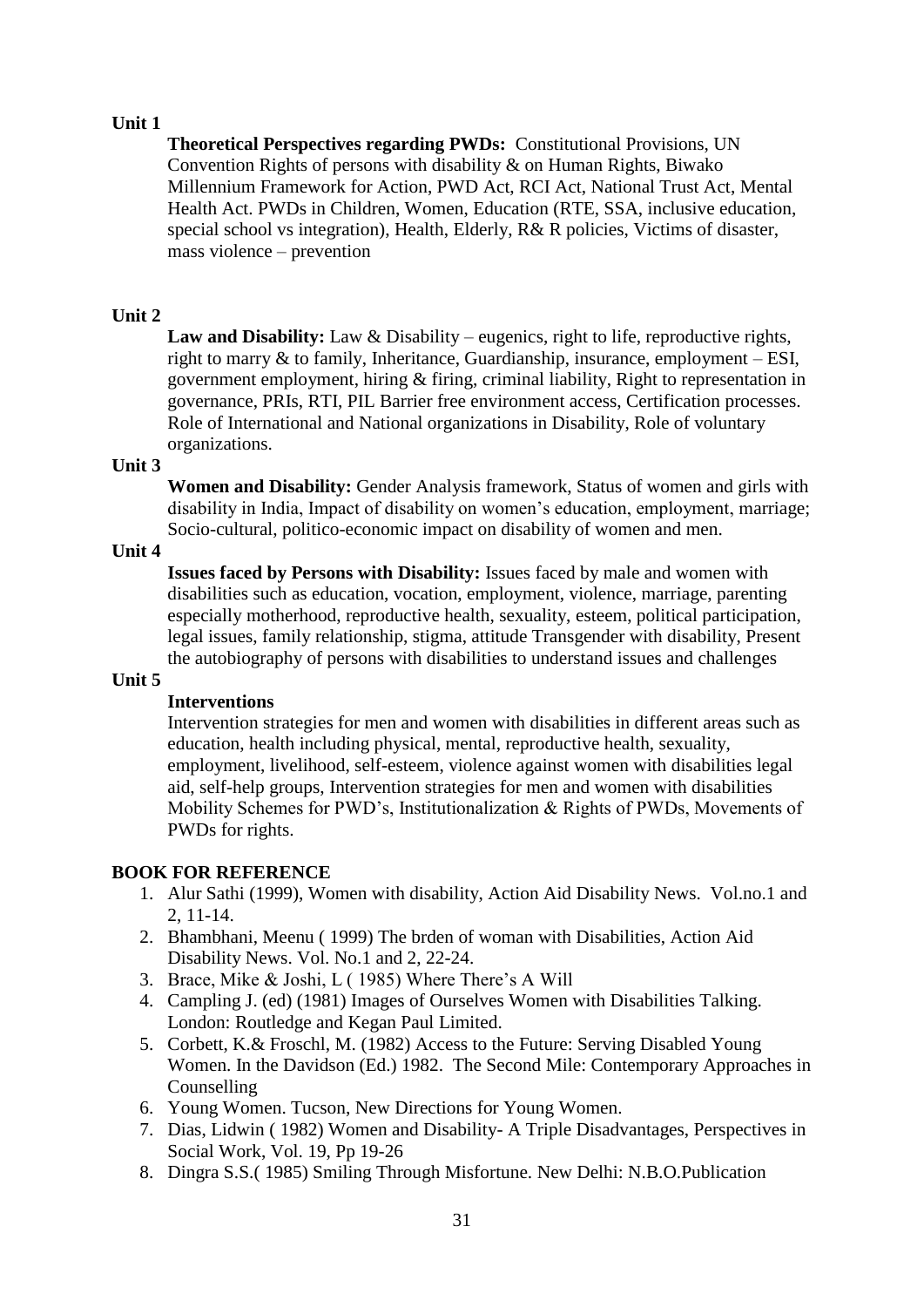**Unit 1**

**Theoretical Perspectives regarding PWDs:** Constitutional Provisions, UN Convention Rights of persons with disability & on Human Rights, Biwako Millennium Framework for Action, PWD Act, RCI Act, National Trust Act, Mental Health Act. PWDs in Children, Women, Education (RTE, SSA, inclusive education, special school vs integration), Health, Elderly, R& R policies, Victims of disaster, mass violence – prevention

**Unit 2**

**Law and Disability:** Law & Disability – eugenics, right to life, reproductive rights, right to marry & to family, Inheritance, Guardianship, insurance, employment – ESI, government employment, hiring & firing, criminal liability, Right to representation in governance, PRIs, RTI, PIL Barrier free environment access, Certification processes. Role of International and National organizations in Disability, Role of voluntary organizations.

**Unit 3**

**Women and Disability:** Gender Analysis framework, Status of women and girls with disability in India, Impact of disability on women's education, employment, marriage; Socio-cultural, politico-economic impact on disability of women and men.

**Unit 4**

**Issues faced by Persons with Disability:** Issues faced by male and women with disabilities such as education, vocation, employment, violence, marriage, parenting especially motherhood, reproductive health, sexuality, esteem, political participation, legal issues, family relationship, stigma, attitude Transgender with disability, Present the autobiography of persons with disabilities to understand issues and challenges

**Unit 5**

**Interventions**

Intervention strategies for men and women with disabilities in different areas such as education, health including physical, mental, reproductive health, sexuality, employment, livelihood, self-esteem, violence against women with disabilities legal aid, self-help groups, Intervention strategies for men and women with disabilities Mobility Schemes for PWD's, Institutionalization & Rights of PWDs, Movements of PWDs for rights.

**BOOK FOR REFERENCE**

1. Alur Sathi (1999), Women with disability, Action Aid Disability News. Vol.no.1 and 2, 11-14.
2. Bhambhani, Meenu ( 1999) The brden of woman with Disabilities, Action Aid Disability News. Vol. No.1 and 2, 22-24.
3. Brace, Mike & Joshi, L ( 1985) Where There's A Will
4. Campling J. (ed) (1981) Images of Ourselves Women with Disabilities Talking. London: Routledge and Kegan Paul Limited.
5. Corbett, K.& Froschl, M. (1982) Access to the Future: Serving Disabled Young Women. In the Davidson (Ed.) 1982. The Second Mile: Contemporary Approaches in Counselling
6. Young Women. Tucson, New Directions for Young Women.
7. Dias, Lidwin ( 1982) Women and Disability- A Triple Disadvantages, Perspectives in Social Work, Vol. 19, Pp 19-26
8. Dingra S.S.( 1985) Smiling Through Misfortune. New Delhi: N.B.O.Publication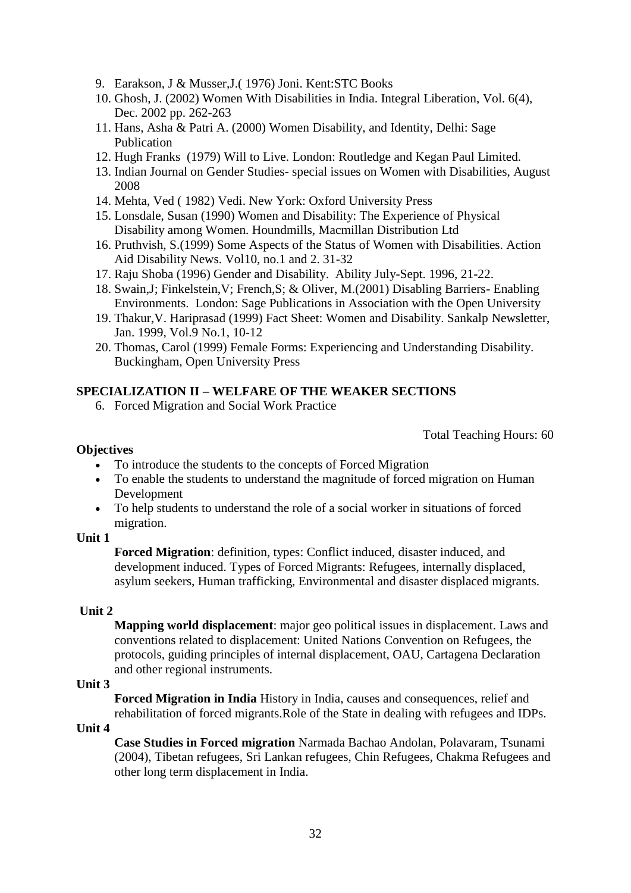9. Earakson, J & Musser,J.( 1976) Joni. Kent:STC Books
10. Ghosh, J. (2002) Women With Disabilities in India. Integral Liberation, Vol. 6(4), Dec. 2002 pp. 262-263
11. Hans, Asha & Patri A. (2000) Women Disability, and Identity, Delhi: Sage Publication
12. Hugh Franks (1979) Will to Live. London: Routledge and Kegan Paul Limited.
13. Indian Journal on Gender Studies- special issues on Women with Disabilities, August 2008
14. Mehta, Ved ( 1982) Vedi. New York: Oxford University Press
15. Lonsdale, Susan (1990) Women and Disability: The Experience of Physical Disability among Women. Houndmills, Macmillan Distribution Ltd
16. Pruthvish, S.(1999) Some Aspects of the Status of Women with Disabilities. Action Aid Disability News. Vol10, no.1 and 2. 31-32
17. Raju Shoba (1996) Gender and Disability. Ability July-Sept. 1996, 21-22.
18. Swain,J; Finkelstein,V; French,S; & Oliver, M.(2001) Disabling Barriers- Enabling Environments. London: Sage Publications in Association with the Open University
19. Thakur,V. Hariprasad (1999) Fact Sheet: Women and Disability. Sankalp Newsletter, Jan. 1999, Vol.9 No.1, 10-12
20. Thomas, Carol (1999) Female Forms: Experiencing and Understanding Disability. Buckingham, Open University Press

## SPECIALIZATION II – WELFARE OF THE WEAKER SECTIONS

6. Forced Migration and Social Work Practice

Total Teaching Hours: 60

**Objectives**

- To introduce the students to the concepts of Forced Migration
- To enable the students to understand the magnitude of forced migration on Human Development
- To help students to understand the role of a social worker in situations of forced migration.

**Unit 1**

**Forced Migration**: definition, types: Conflict induced, disaster induced, and development induced. Types of Forced Migrants: Refugees, internally displaced, asylum seekers, Human trafficking, Environmental and disaster displaced migrants.

**Unit 2**

**Mapping world displacement**: major geo political issues in displacement. Laws and conventions related to displacement: United Nations Convention on Refugees, the protocols, guiding principles of internal displacement, OAU, Cartagena Declaration and other regional instruments.

**Unit 3**

**Forced Migration in India** History in India, causes and consequences, relief and rehabilitation of forced migrants.Role of the State in dealing with refugees and IDPs.

**Unit 4**

**Case Studies in Forced migration** Narmada Bachao Andolan, Polavaram, Tsunami (2004), Tibetan refugees, Sri Lankan refugees, Chin Refugees, Chakma Refugees and other long term displacement in India.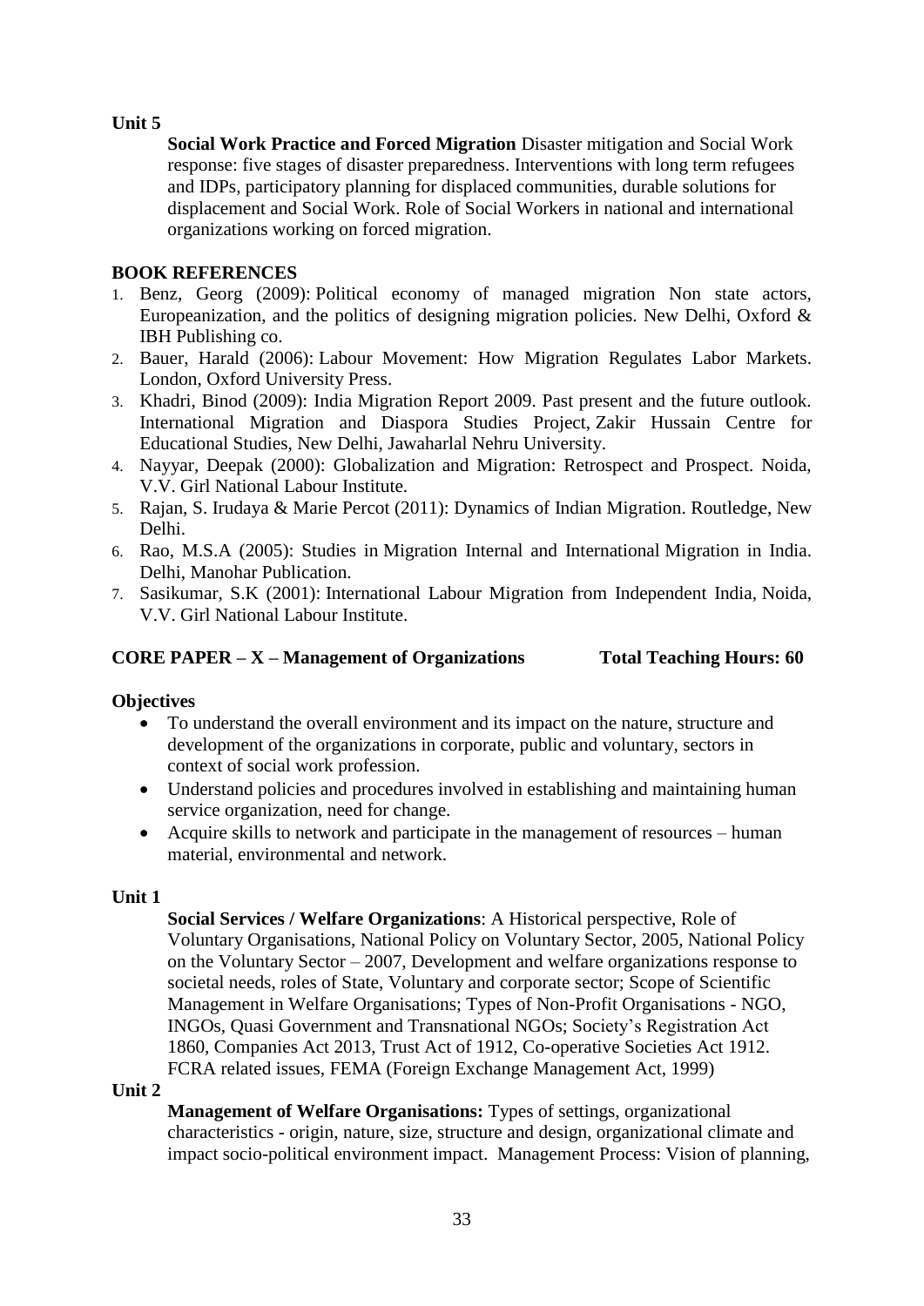**Unit 5**

**Social Work Practice and Forced Migration** Disaster mitigation and Social Work response: five stages of disaster preparedness. Interventions with long term refugees and IDPs, participatory planning for displaced communities, durable solutions for displacement and Social Work. Role of Social Workers in national and international organizations working on forced migration.

**BOOK REFERENCES**

1. Benz, Georg (2009): Political economy of managed migration Non state actors, Europeanization, and the politics of designing migration policies. New Delhi, Oxford & IBH Publishing co.
2. Bauer, Harald (2006): Labour Movement: How Migration Regulates Labor Markets. London, Oxford University Press.
3. Khadri, Binod (2009): India Migration Report 2009. Past present and the future outlook. International Migration and Diaspora Studies Project, Zakir Hussain Centre for Educational Studies, New Delhi, Jawaharlal Nehru University.
4. Nayyar, Deepak (2000): Globalization and Migration: Retrospect and Prospect. Noida, V.V. Girl National Labour Institute.
5. Rajan, S. Irudaya & Marie Percot (2011): Dynamics of Indian Migration. Routledge, New Delhi.
6. Rao, M.S.A (2005): Studies in Migration Internal and International Migration in India. Delhi, Manohar Publication.
7. Sasikumar, S.K (2001): International Labour Migration from Independent India, Noida, V.V. Girl National Labour Institute.

**CORE PAPER – X – Management of Organizations Total Teaching Hours: 60**

**Objectives**

- To understand the overall environment and its impact on the nature, structure and development of the organizations in corporate, public and voluntary, sectors in context of social work profession.
- Understand policies and procedures involved in establishing and maintaining human service organization, need for change.
- Acquire skills to network and participate in the management of resources – human material, environmental and network.

**Unit 1**

**Social Services / Welfare Organizations**: A Historical perspective, Role of Voluntary Organisations, National Policy on Voluntary Sector, 2005, National Policy on the Voluntary Sector – 2007, Development and welfare organizations response to societal needs, roles of State, Voluntary and corporate sector; Scope of Scientific Management in Welfare Organisations; Types of Non-Profit Organisations - NGO, INGOs, Quasi Government and Transnational NGOs; Society's Registration Act 1860, Companies Act 2013, Trust Act of 1912, Co-operative Societies Act 1912. FCRA related issues, FEMA (Foreign Exchange Management Act, 1999)

**Unit 2**

**Management of Welfare Organisations:** Types of settings, organizational characteristics - origin, nature, size, structure and design, organizational climate and impact socio-political environment impact. Management Process: Vision of planning,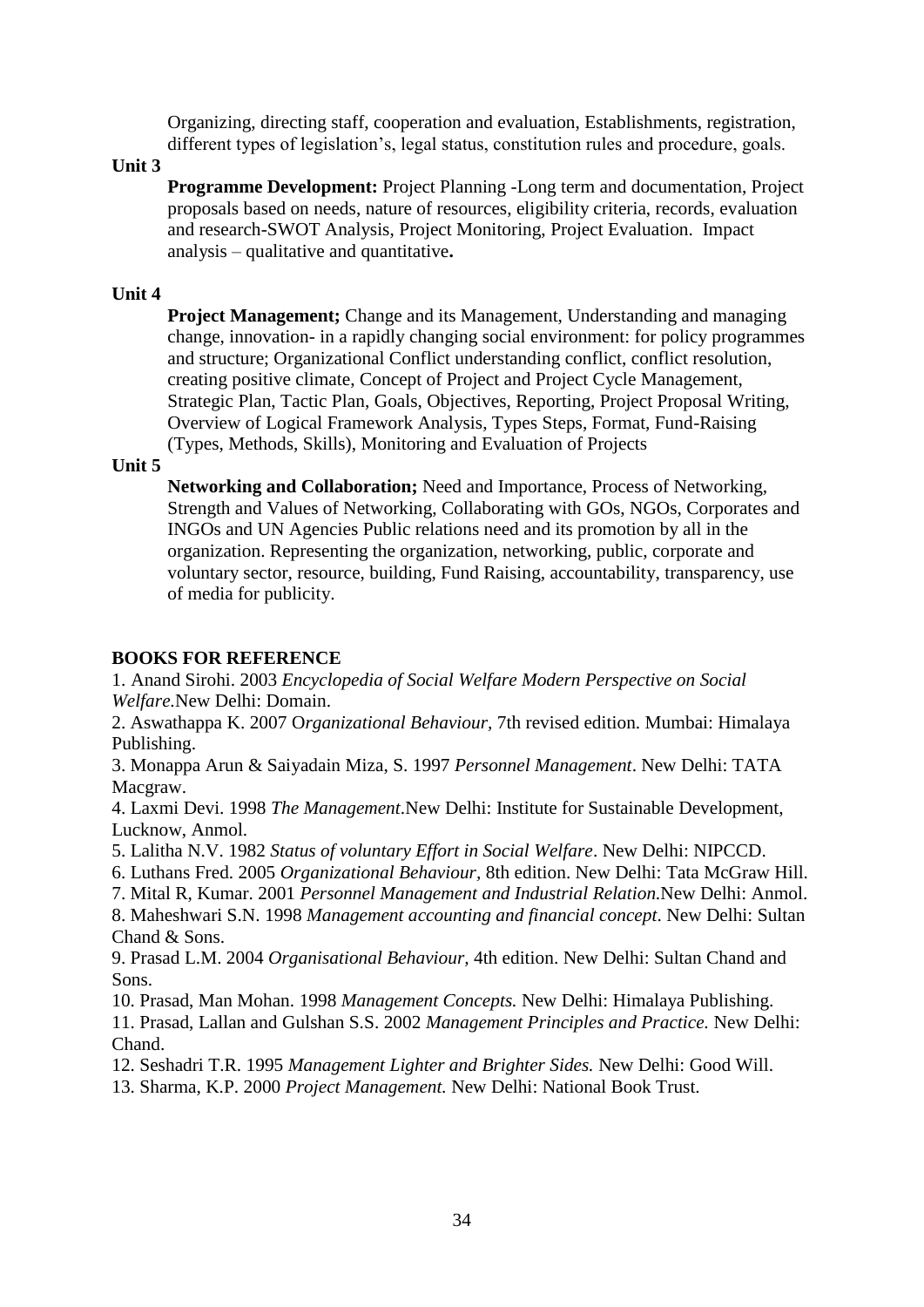Organizing, directing staff, cooperation and evaluation, Establishments, registration, different types of legislation's, legal status, constitution rules and procedure, goals.

**Unit 3**

**Programme Development:** Project Planning -Long term and documentation, Project proposals based on needs, nature of resources, eligibility criteria, records, evaluation and research-SWOT Analysis, Project Monitoring, Project Evaluation. Impact analysis – qualitative and quantitative**.**

**Unit 4**

**Project Management;** Change and its Management, Understanding and managing change, innovation- in a rapidly changing social environment: for policy programmes and structure; Organizational Conflict understanding conflict, conflict resolution, creating positive climate, Concept of Project and Project Cycle Management, Strategic Plan, Tactic Plan, Goals, Objectives, Reporting, Project Proposal Writing, Overview of Logical Framework Analysis, Types Steps, Format, Fund-Raising (Types, Methods, Skills), Monitoring and Evaluation of Projects

**Unit 5**

**Networking and Collaboration;** Need and Importance, Process of Networking, Strength and Values of Networking, Collaborating with GOs, NGOs, Corporates and INGOs and UN Agencies Public relations need and its promotion by all in the organization. Representing the organization, networking, public, corporate and voluntary sector, resource, building, Fund Raising, accountability, transparency, use of media for publicity.

**BOOKS FOR REFERENCE**

1. Anand Sirohi. 2003 *Encyclopedia of Social Welfare Modern Perspective on Social Welfare.*New Delhi: Domain.
2. Aswathappa K. 2007 O*rganizational Behaviour,* 7th revised edition. Mumbai: Himalaya Publishing.
3. Monappa Arun & Saiyadain Miza, S. 1997 *Personnel Management*. New Delhi: TATA Macgraw.
4. Laxmi Devi. 1998 *The Management*.New Delhi: Institute for Sustainable Development, Lucknow, Anmol.
5. Lalitha N.V. 1982 *Status of voluntary Effort in Social Welfare*. New Delhi: NIPCCD.
6. Luthans Fred. 2005 *Organizational Behaviour,* 8th edition. New Delhi: Tata McGraw Hill.
7. Mital R, Kumar. 2001 *Personnel Management and Industrial Relation.*New Delhi: Anmol.
8. Maheshwari S.N. 1998 *Management accounting and financial concept*. New Delhi: Sultan Chand & Sons.
9. Prasad L.M. 2004 *Organisational Behaviour,* 4th edition. New Delhi: Sultan Chand and Sons.
10. Prasad, Man Mohan. 1998 *Management Concepts.* New Delhi: Himalaya Publishing.
11. Prasad, Lallan and Gulshan S.S. 2002 *Management Principles and Practice.* New Delhi: Chand.
12. Seshadri T.R. 1995 *Management Lighter and Brighter Sides.* New Delhi: Good Will.
13. Sharma, K.P. 2000 *Project Management.* New Delhi: National Book Trust.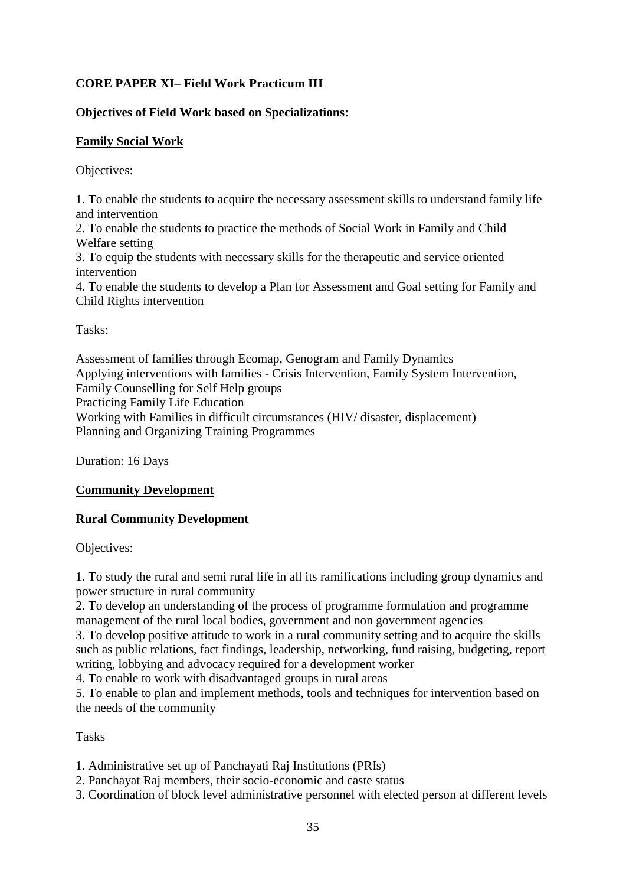**CORE PAPER XI– Field Work Practicum III**

**Objectives of Field Work based on Specializations:**

**<u>Family Social Work</u>**

Objectives:

1. To enable the students to acquire the necessary assessment skills to understand family life and intervention
2. To enable the students to practice the methods of Social Work in Family and Child Welfare setting
3. To equip the students with necessary skills for the therapeutic and service oriented intervention
4. To enable the students to develop a Plan for Assessment and Goal setting for Family and Child Rights intervention

Tasks:

Assessment of families through Ecomap, Genogram and Family Dynamics
Applying interventions with families - Crisis Intervention, Family System Intervention, Family Counselling for Self Help groups
Practicing Family Life Education
Working with Families in difficult circumstances (HIV/ disaster, displacement)
Planning and Organizing Training Programmes

Duration: 16 Days

**<u>Community Development</u>**

**Rural Community Development**

Objectives:

1. To study the rural and semi rural life in all its ramifications including group dynamics and power structure in rural community
2. To develop an understanding of the process of programme formulation and programme management of the rural local bodies, government and non government agencies
3. To develop positive attitude to work in a rural community setting and to acquire the skills such as public relations, fact findings, leadership, networking, fund raising, budgeting, report writing, lobbying and advocacy required for a development worker
4. To enable to work with disadvantaged groups in rural areas
5. To enable to plan and implement methods, tools and techniques for intervention based on the needs of the community

Tasks

1. Administrative set up of Panchayati Raj Institutions (PRIs)
2. Panchayat Raj members, their socio-economic and caste status
3. Coordination of block level administrative personnel with elected person at different levels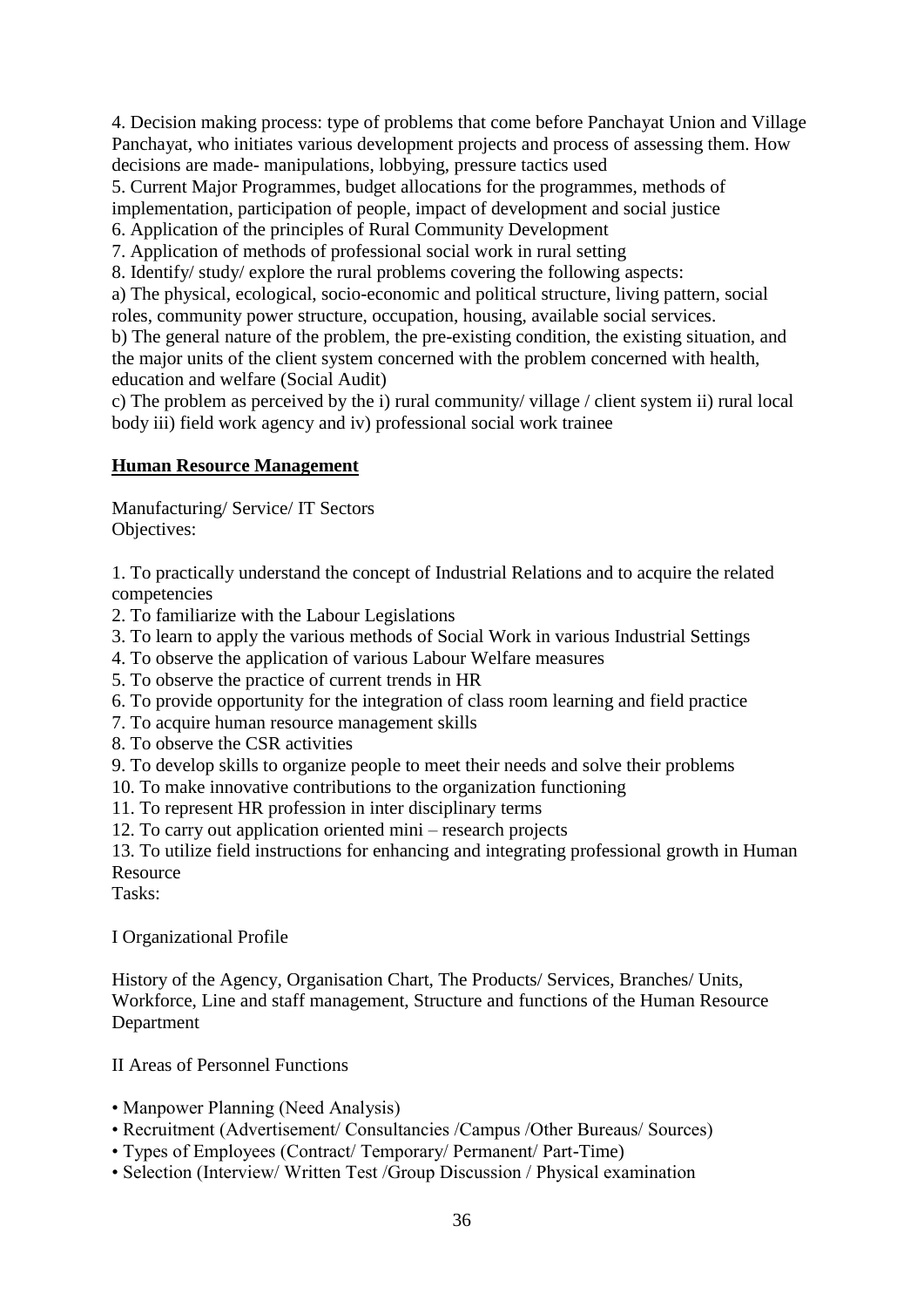4. Decision making process: type of problems that come before Panchayat Union and Village Panchayat, who initiates various development projects and process of assessing them. How decisions are made- manipulations, lobbying, pressure tactics used
5. Current Major Programmes, budget allocations for the programmes, methods of implementation, participation of people, impact of development and social justice
6. Application of the principles of Rural Community Development
7. Application of methods of professional social work in rural setting
8. Identify/ study/ explore the rural problems covering the following aspects:

a) The physical, ecological, socio-economic and political structure, living pattern, social roles, community power structure, occupation, housing, available social services.

b) The general nature of the problem, the pre-existing condition, the existing situation, and the major units of the client system concerned with the problem concerned with health, education and welfare (Social Audit)

c) The problem as perceived by the i) rural community/ village / client system ii) rural local body iii) field work agency and iv) professional social work trainee

**Human Resource Management**

Manufacturing/ Service/ IT Sectors
Objectives:

1. To practically understand the concept of Industrial Relations and to acquire the related competencies
2. To familiarize with the Labour Legislations
3. To learn to apply the various methods of Social Work in various Industrial Settings
4. To observe the application of various Labour Welfare measures
5. To observe the practice of current trends in HR
6. To provide opportunity for the integration of class room learning and field practice
7. To acquire human resource management skills
8. To observe the CSR activities
9. To develop skills to organize people to meet their needs and solve their problems
10. To make innovative contributions to the organization functioning
11. To represent HR profession in inter disciplinary terms
12. To carry out application oriented mini – research projects
13. To utilize field instructions for enhancing and integrating professional growth in Human Resource

Tasks:

I Organizational Profile

History of the Agency, Organisation Chart, The Products/ Services, Branches/ Units, Workforce, Line and staff management, Structure and functions of the Human Resource Department

II Areas of Personnel Functions

- Manpower Planning (Need Analysis)
- Recruitment (Advertisement/ Consultancies /Campus /Other Bureaus/ Sources)
- Types of Employees (Contract/ Temporary/ Permanent/ Part-Time)
- Selection (Interview/ Written Test /Group Discussion / Physical examination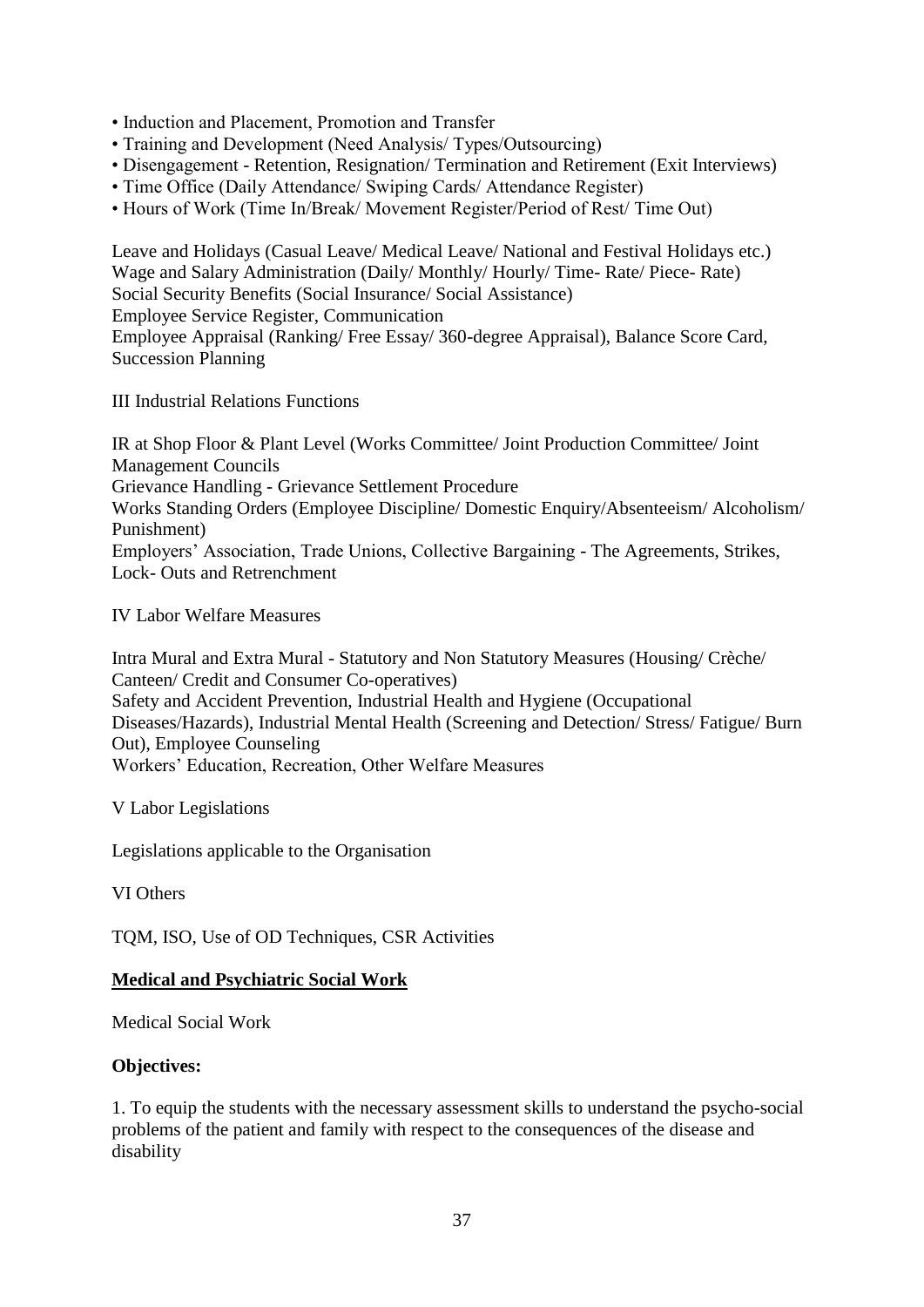- Induction and Placement, Promotion and Transfer
- Training and Development (Need Analysis/ Types/Outsourcing)
- Disengagement - Retention, Resignation/ Termination and Retirement (Exit Interviews)
- Time Office (Daily Attendance/ Swiping Cards/ Attendance Register)
- Hours of Work (Time In/Break/ Movement Register/Period of Rest/ Time Out)

Leave and Holidays (Casual Leave/ Medical Leave/ National and Festival Holidays etc.)
Wage and Salary Administration (Daily/ Monthly/ Hourly/ Time- Rate/ Piece- Rate)
Social Security Benefits (Social Insurance/ Social Assistance)
Employee Service Register, Communication
Employee Appraisal (Ranking/ Free Essay/ 360-degree Appraisal), Balance Score Card, Succession Planning

III Industrial Relations Functions

IR at Shop Floor & Plant Level (Works Committee/ Joint Production Committee/ Joint Management Councils
Grievance Handling - Grievance Settlement Procedure
Works Standing Orders (Employee Discipline/ Domestic Enquiry/Absenteeism/ Alcoholism/ Punishment)
Employers' Association, Trade Unions, Collective Bargaining - The Agreements, Strikes, Lock- Outs and Retrenchment

IV Labor Welfare Measures

Intra Mural and Extra Mural - Statutory and Non Statutory Measures (Housing/ Crèche/ Canteen/ Credit and Consumer Co-operatives)
Safety and Accident Prevention, Industrial Health and Hygiene (Occupational Diseases/Hazards), Industrial Mental Health (Screening and Detection/ Stress/ Fatigue/ Burn Out), Employee Counseling
Workers' Education, Recreation, Other Welfare Measures

V Labor Legislations

Legislations applicable to the Organisation

VI Others

TQM, ISO, Use of OD Techniques, CSR Activities

**Medical and Psychiatric Social Work**

Medical Social Work

**Objectives:**

1. To equip the students with the necessary assessment skills to understand the psycho-social problems of the patient and family with respect to the consequences of the disease and disability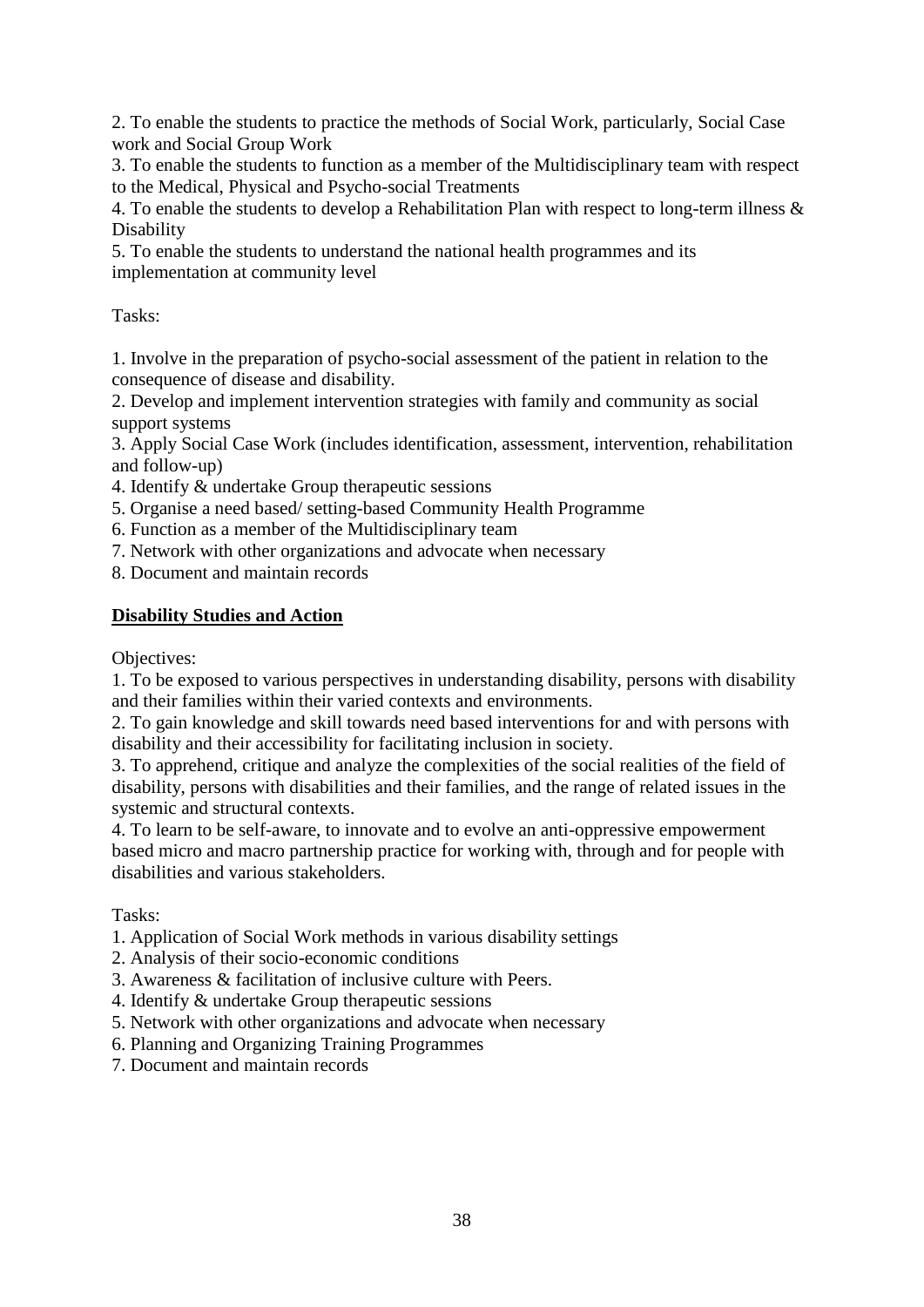2. To enable the students to practice the methods of Social Work, particularly, Social Case work and Social Group Work
3. To enable the students to function as a member of the Multidisciplinary team with respect to the Medical, Physical and Psycho-social Treatments
4. To enable the students to develop a Rehabilitation Plan with respect to long-term illness & Disability
5. To enable the students to understand the national health programmes and its implementation at community level

Tasks:

1. Involve in the preparation of psycho-social assessment of the patient in relation to the consequence of disease and disability.
2. Develop and implement intervention strategies with family and community as social support systems
3. Apply Social Case Work (includes identification, assessment, intervention, rehabilitation and follow-up)
4. Identify & undertake Group therapeutic sessions
5. Organise a need based/ setting-based Community Health Programme
6. Function as a member of the Multidisciplinary team
7. Network with other organizations and advocate when necessary
8. Document and maintain records

**<u>Disability Studies and Action</u>**

Objectives:

1. To be exposed to various perspectives in understanding disability, persons with disability and their families within their varied contexts and environments.
2. To gain knowledge and skill towards need based interventions for and with persons with disability and their accessibility for facilitating inclusion in society.
3. To apprehend, critique and analyze the complexities of the social realities of the field of disability, persons with disabilities and their families, and the range of related issues in the systemic and structural contexts.
4. To learn to be self-aware, to innovate and to evolve an anti-oppressive empowerment based micro and macro partnership practice for working with, through and for people with disabilities and various stakeholders.

Tasks:

1. Application of Social Work methods in various disability settings
2. Analysis of their socio-economic conditions
3. Awareness & facilitation of inclusive culture with Peers.
4. Identify & undertake Group therapeutic sessions
5. Network with other organizations and advocate when necessary
6. Planning and Organizing Training Programmes
7. Document and maintain records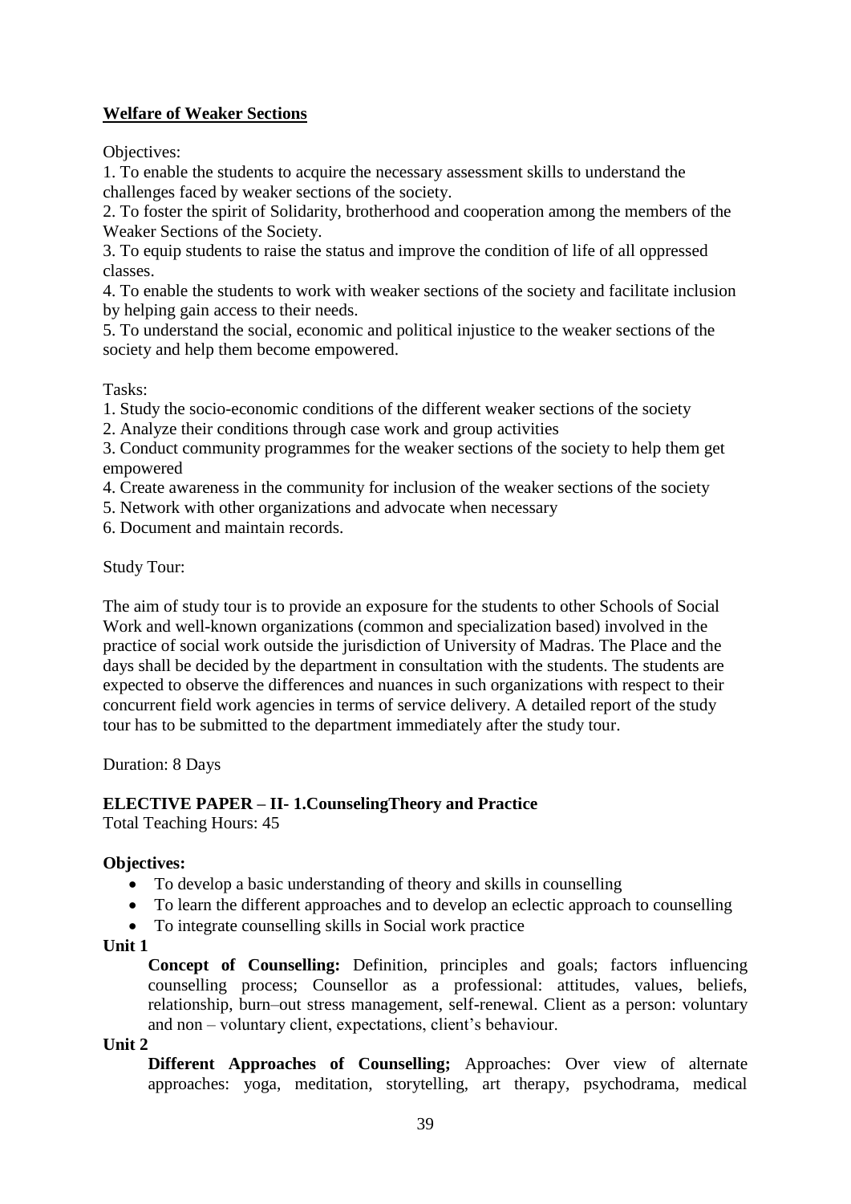## Welfare of Weaker Sections

Objectives:

1. To enable the students to acquire the necessary assessment skills to understand the challenges faced by weaker sections of the society.
2. To foster the spirit of Solidarity, brotherhood and cooperation among the members of the Weaker Sections of the Society.
3. To equip students to raise the status and improve the condition of life of all oppressed classes.
4. To enable the students to work with weaker sections of the society and facilitate inclusion by helping gain access to their needs.
5. To understand the social, economic and political injustice to the weaker sections of the society and help them become empowered.

Tasks:

1. Study the socio-economic conditions of the different weaker sections of the society
2. Analyze their conditions through case work and group activities
3. Conduct community programmes for the weaker sections of the society to help them get empowered
4. Create awareness in the community for inclusion of the weaker sections of the society
5. Network with other organizations and advocate when necessary
6. Document and maintain records.

Study Tour:

The aim of study tour is to provide an exposure for the students to other Schools of Social Work and well-known organizations (common and specialization based) involved in the practice of social work outside the jurisdiction of University of Madras. The Place and the days shall be decided by the department in consultation with the students. The students are expected to observe the differences and nuances in such organizations with respect to their concurrent field work agencies in terms of service delivery. A detailed report of the study tour has to be submitted to the department immediately after the study tour.

Duration: 8 Days

### ELECTIVE PAPER – II- 1.CounselingTheory and Practice

Total Teaching Hours: 45

**Objectives:**

- To develop a basic understanding of theory and skills in counselling
- To learn the different approaches and to develop an eclectic approach to counselling
- To integrate counselling skills in Social work practice

**Unit 1**

**Concept of Counselling:** Definition, principles and goals; factors influencing counselling process; Counsellor as a professional: attitudes, values, beliefs, relationship, burn–out stress management, self-renewal. Client as a person: voluntary and non – voluntary client, expectations, client's behaviour.

**Unit 2**

**Different Approaches of Counselling;** Approaches: Over view of alternate approaches: yoga, meditation, storytelling, art therapy, psychodrama, medical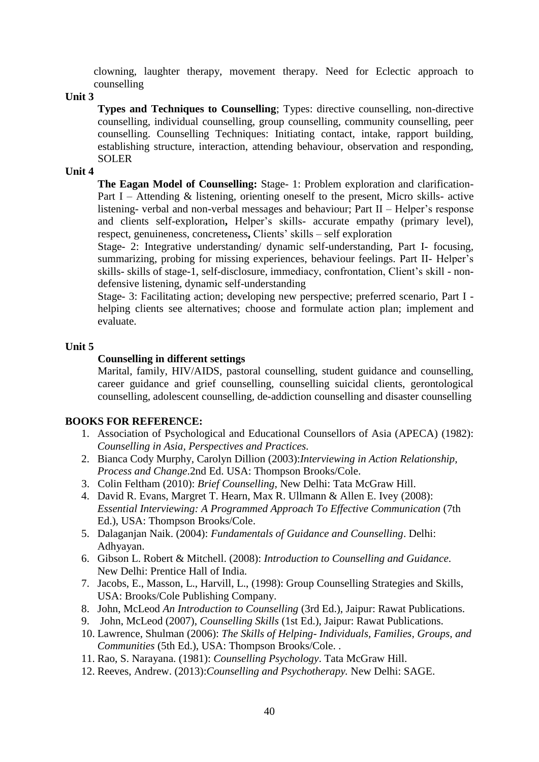clowning, laughter therapy, movement therapy. Need for Eclectic approach to counselling

**Unit 3**

**Types and Techniques to Counselling**; Types: directive counselling, non-directive counselling, individual counselling, group counselling, community counselling, peer counselling. Counselling Techniques: Initiating contact, intake, rapport building, establishing structure, interaction, attending behaviour, observation and responding, SOLER

**Unit 4**

**The Eagan Model of Counselling:** Stage- 1: Problem exploration and clarification- Part I – Attending & listening, orienting oneself to the present, Micro skills- active listening- verbal and non-verbal messages and behaviour; Part II – Helper's response and clients self-exploration**,** Helper's skills- accurate empathy (primary level), respect, genuineness, concreteness**,** Clients' skills – self exploration

Stage- 2: Integrative understanding/ dynamic self-understanding, Part I- focusing, summarizing, probing for missing experiences, behaviour feelings. Part II- Helper's skills- skills of stage-1, self-disclosure, immediacy, confrontation, Client's skill - non-defensive listening, dynamic self-understanding

Stage- 3: Facilitating action; developing new perspective; preferred scenario, Part I - helping clients see alternatives; choose and formulate action plan; implement and evaluate.

**Unit 5**

**Counselling in different settings**

Marital, family, HIV/AIDS, pastoral counselling, student guidance and counselling, career guidance and grief counselling, counselling suicidal clients, gerontological counselling, adolescent counselling, de-addiction counselling and disaster counselling

**BOOKS FOR REFERENCE:**

1. Association of Psychological and Educational Counsellors of Asia (APECA) (1982): *Counselling in Asia, Perspectives and Practices*.
2. Bianca Cody Murphy, Carolyn Dillion (2003):*Interviewing in Action Relationship, Process and Change*.2nd Ed. USA: Thompson Brooks/Cole.
3. Colin Feltham (2010): *Brief Counselling*, New Delhi: Tata McGraw Hill.
4. David R. Evans, Margret T. Hearn, Max R. Ullmann & Allen E. Ivey (2008): *Essential Interviewing: A Programmed Approach To Effective Communication* (7th Ed.), USA: Thompson Brooks/Cole.
5. Dalaganjan Naik. (2004): *Fundamentals of Guidance and Counselling*. Delhi: Adhyayan.
6. Gibson L. Robert & Mitchell. (2008): *Introduction to Counselling and Guidance.* New Delhi: Prentice Hall of India.
7. Jacobs, E., Masson, L., Harvill, L., (1998): Group Counselling Strategies and Skills, USA: Brooks/Cole Publishing Company.
8. John, McLeod *An Introduction to Counselling* (3rd Ed.), Jaipur: Rawat Publications.
9. John, McLeod (2007), *Counselling Skills* (1st Ed.), Jaipur: Rawat Publications.
10. Lawrence, Shulman (2006): *The Skills of Helping- Individuals, Families, Groups, and Communities* (5th Ed.), USA: Thompson Brooks/Cole. .
11. Rao, S. Narayana. (1981): *Counselling Psychology*. Tata McGraw Hill.
12. Reeves, Andrew. (2013):*Counselling and Psychotherapy.* New Delhi: SAGE.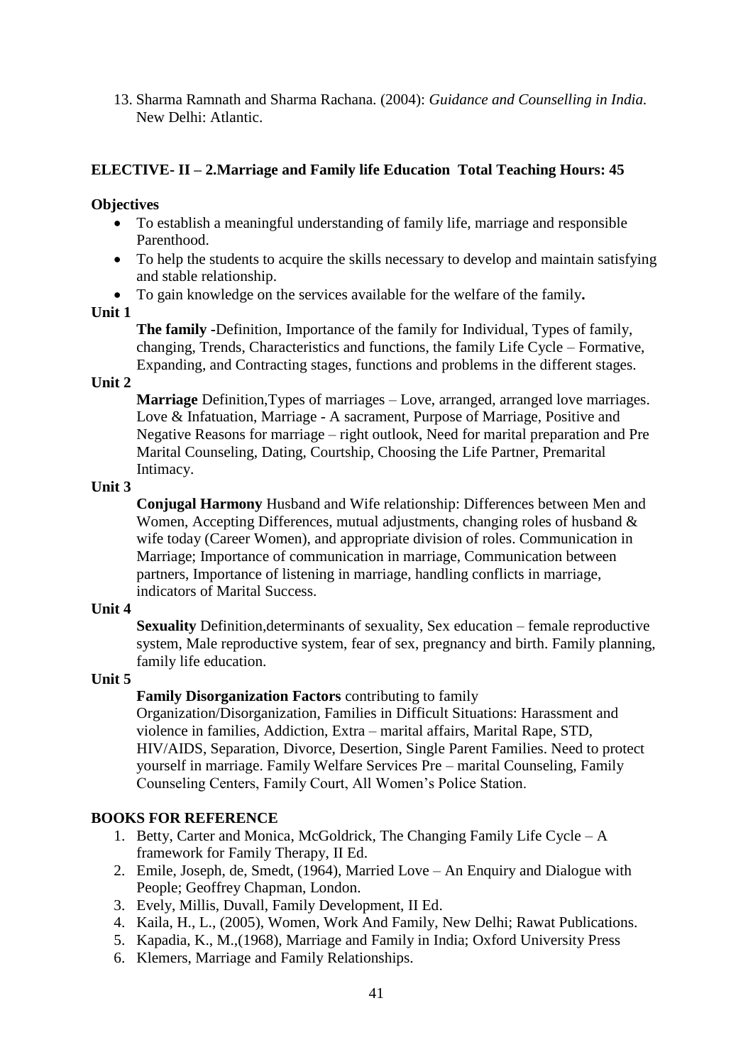13. Sharma Ramnath and Sharma Rachana. (2004): *Guidance and Counselling in India.* New Delhi: Atlantic.

## ELECTIVE- II – 2.Marriage and Family life Education Total Teaching Hours: 45

**Objectives**

- To establish a meaningful understanding of family life, marriage and responsible Parenthood.
- To help the students to acquire the skills necessary to develop and maintain satisfying and stable relationship.
- To gain knowledge on the services available for the welfare of the family**.**

**Unit 1**

**The family -**Definition, Importance of the family for Individual, Types of family, changing, Trends, Characteristics and functions, the family Life Cycle – Formative, Expanding, and Contracting stages, functions and problems in the different stages.

**Unit 2**

**Marriage** Definition,Types of marriages – Love, arranged, arranged love marriages. Love & Infatuation, Marriage - A sacrament, Purpose of Marriage, Positive and Negative Reasons for marriage – right outlook, Need for marital preparation and Pre Marital Counseling, Dating, Courtship, Choosing the Life Partner, Premarital Intimacy.

**Unit 3**

**Conjugal Harmony** Husband and Wife relationship: Differences between Men and Women, Accepting Differences, mutual adjustments, changing roles of husband & wife today (Career Women), and appropriate division of roles. Communication in Marriage; Importance of communication in marriage, Communication between partners, Importance of listening in marriage, handling conflicts in marriage, indicators of Marital Success.

**Unit 4**

**Sexuality** Definition,determinants of sexuality, Sex education – female reproductive system, Male reproductive system, fear of sex, pregnancy and birth. Family planning, family life education.

**Unit 5**

**Family Disorganization Factors** contributing to family Organization/Disorganization, Families in Difficult Situations: Harassment and violence in families, Addiction, Extra – marital affairs, Marital Rape, STD, HIV/AIDS, Separation, Divorce, Desertion, Single Parent Families. Need to protect yourself in marriage. Family Welfare Services Pre – marital Counseling, Family Counseling Centers, Family Court, All Women's Police Station.

**BOOKS FOR REFERENCE**

1. Betty, Carter and Monica, McGoldrick, The Changing Family Life Cycle – A framework for Family Therapy, II Ed.
2. Emile, Joseph, de, Smedt, (1964), Married Love – An Enquiry and Dialogue with People; Geoffrey Chapman, London.
3. Evely, Millis, Duvall, Family Development, II Ed.
4. Kaila, H., L., (2005), Women, Work And Family, New Delhi; Rawat Publications.
5. Kapadia, K., M.,(1968), Marriage and Family in India; Oxford University Press
6. Klemers, Marriage and Family Relationships.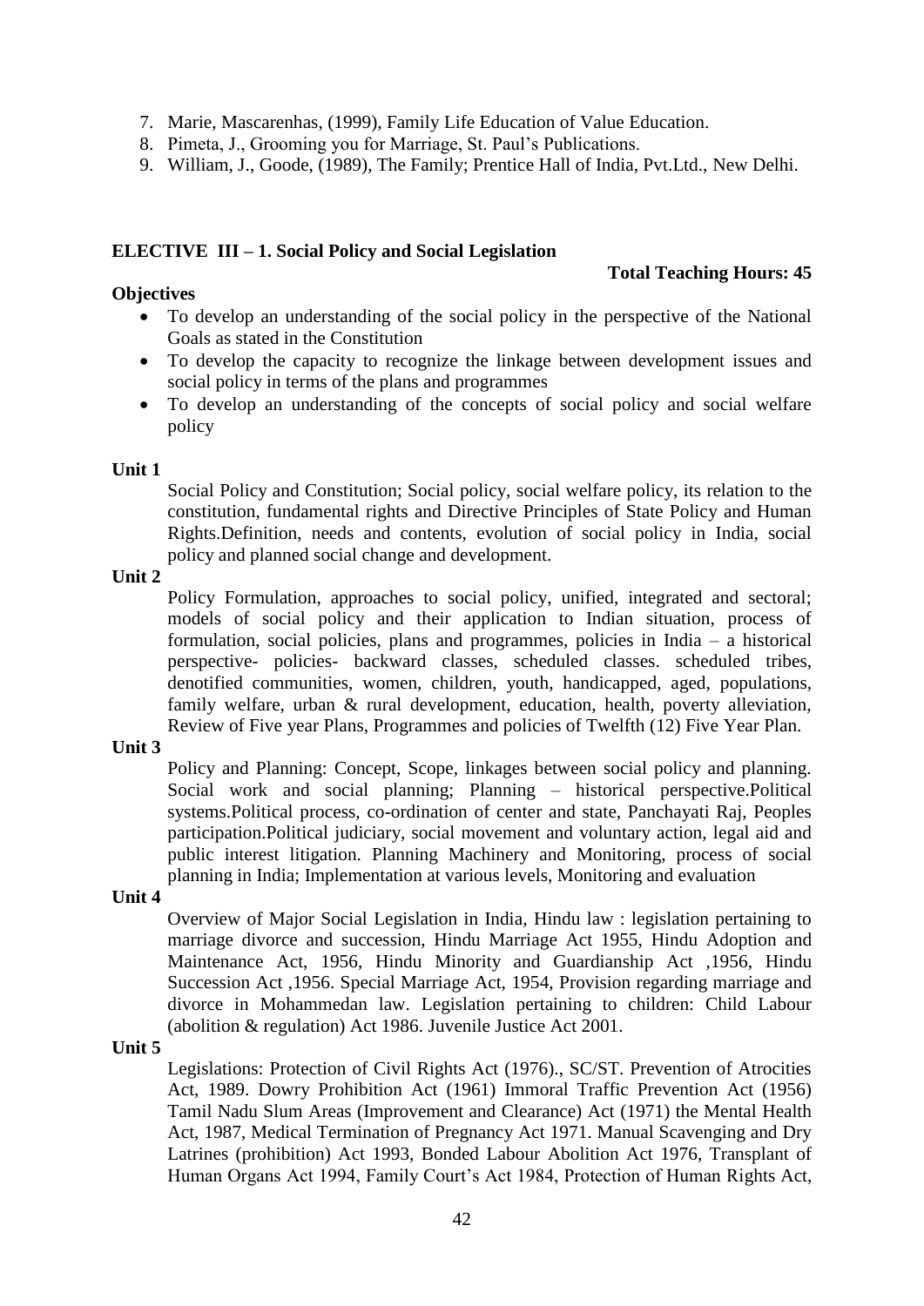7. Marie, Mascarenhas, (1999), Family Life Education of Value Education.
8. Pimeta, J., Grooming you for Marriage, St. Paul's Publications.
9. William, J., Goode, (1989), The Family; Prentice Hall of India, Pvt.Ltd., New Delhi.

**ELECTIVE III – 1. Social Policy and Social Legislation**

**Total Teaching Hours: 45**

**Objectives**

- To develop an understanding of the social policy in the perspective of the National Goals as stated in the Constitution
- To develop the capacity to recognize the linkage between development issues and social policy in terms of the plans and programmes
- To develop an understanding of the concepts of social policy and social welfare policy

**Unit 1**

Social Policy and Constitution; Social policy, social welfare policy, its relation to the constitution, fundamental rights and Directive Principles of State Policy and Human Rights.Definition, needs and contents, evolution of social policy in India, social policy and planned social change and development.

**Unit 2**

Policy Formulation, approaches to social policy, unified, integrated and sectoral; models of social policy and their application to Indian situation, process of formulation, social policies, plans and programmes, policies in India – a historical perspective- policies- backward classes, scheduled classes. scheduled tribes, denotified communities, women, children, youth, handicapped, aged, populations, family welfare, urban & rural development, education, health, poverty alleviation, Review of Five year Plans, Programmes and policies of Twelfth (12) Five Year Plan.

**Unit 3**

Policy and Planning: Concept, Scope, linkages between social policy and planning. Social work and social planning; Planning – historical perspective.Political systems.Political process, co-ordination of center and state, Panchayati Raj, Peoples participation.Political judiciary, social movement and voluntary action, legal aid and public interest litigation. Planning Machinery and Monitoring, process of social planning in India; Implementation at various levels, Monitoring and evaluation

**Unit 4**

Overview of Major Social Legislation in India, Hindu law : legislation pertaining to marriage divorce and succession, Hindu Marriage Act 1955, Hindu Adoption and Maintenance Act, 1956, Hindu Minority and Guardianship Act ,1956, Hindu Succession Act ,1956. Special Marriage Act, 1954, Provision regarding marriage and divorce in Mohammedan law. Legislation pertaining to children: Child Labour (abolition & regulation) Act 1986. Juvenile Justice Act 2001.

**Unit 5**

Legislations: Protection of Civil Rights Act (1976)., SC/ST. Prevention of Atrocities Act, 1989. Dowry Prohibition Act (1961) Immoral Traffic Prevention Act (1956) Tamil Nadu Slum Areas (Improvement and Clearance) Act (1971) the Mental Health Act, 1987, Medical Termination of Pregnancy Act 1971. Manual Scavenging and Dry Latrines (prohibition) Act 1993, Bonded Labour Abolition Act 1976, Transplant of Human Organs Act 1994, Family Court's Act 1984, Protection of Human Rights Act,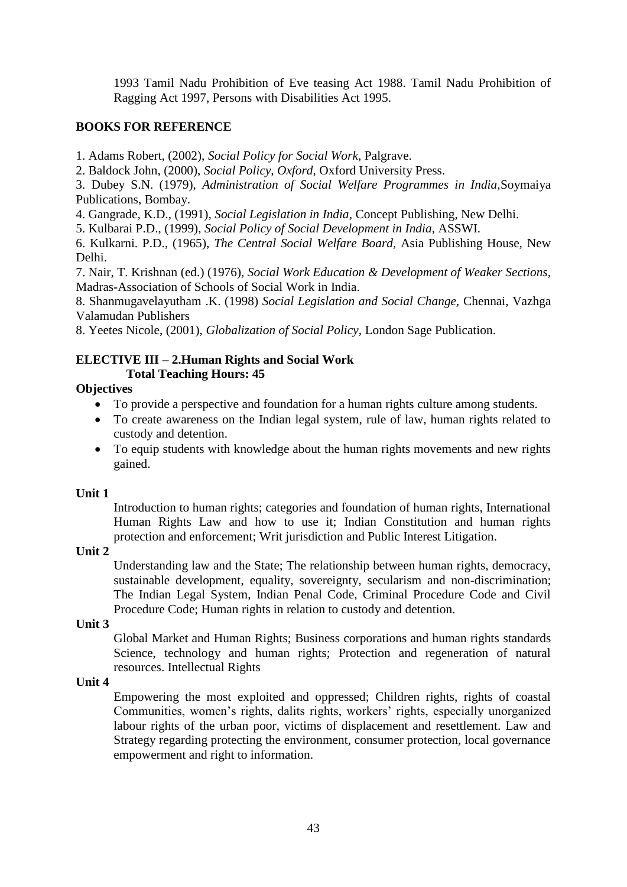1993 Tamil Nadu Prohibition of Eve teasing Act 1988. Tamil Nadu Prohibition of Ragging Act 1997, Persons with Disabilities Act 1995.

**BOOKS FOR REFERENCE**

1. Adams Robert, (2002), *Social Policy for Social Work*, Palgrave.
2. Baldock John, (2000), *Social Policy, Oxford*, Oxford University Press.
3. Dubey S.N. (1979), *Administration of Social Welfare Programmes in India*,Soymaiya Publications, Bombay.
4. Gangrade, K.D., (1991), *Social Legislation in India*, Concept Publishing, New Delhi.
5. Kulbarai P.D., (1999), *Social Policy of Social Development in India*, ASSWI.
6. Kulkarni. P.D., (1965), *The Central Social Welfare Board*, Asia Publishing House, New Delhi.
7. Nair, T. Krishnan (ed.) (1976), *Social Work Education & Development of Weaker Sections*, Madras-Association of Schools of Social Work in India.
8. Shanmugavelayutham .K. (1998) *Social Legislation and Social Change*, Chennai, Vazhga Valamudan Publishers
8. Yeetes Nicole, (2001), *Globalization of Social Policy*, London Sage Publication.

**ELECTIVE III – 2.Human Rights and Social Work**
**Total Teaching Hours: 45**

**Objectives**

- To provide a perspective and foundation for a human rights culture among students.
- To create awareness on the Indian legal system, rule of law, human rights related to custody and detention.
- To equip students with knowledge about the human rights movements and new rights gained.

**Unit 1**

Introduction to human rights; categories and foundation of human rights, International Human Rights Law and how to use it; Indian Constitution and human rights protection and enforcement; Writ jurisdiction and Public Interest Litigation.

**Unit 2**

Understanding law and the State; The relationship between human rights, democracy, sustainable development, equality, sovereignty, secularism and non-discrimination; The Indian Legal System, Indian Penal Code, Criminal Procedure Code and Civil Procedure Code; Human rights in relation to custody and detention.

**Unit 3**

Global Market and Human Rights; Business corporations and human rights standards Science, technology and human rights; Protection and regeneration of natural resources. Intellectual Rights

**Unit 4**

Empowering the most exploited and oppressed; Children rights, rights of coastal Communities, women's rights, dalits rights, workers' rights, especially unorganized labour rights of the urban poor, victims of displacement and resettlement. Law and Strategy regarding protecting the environment, consumer protection, local governance empowerment and right to information.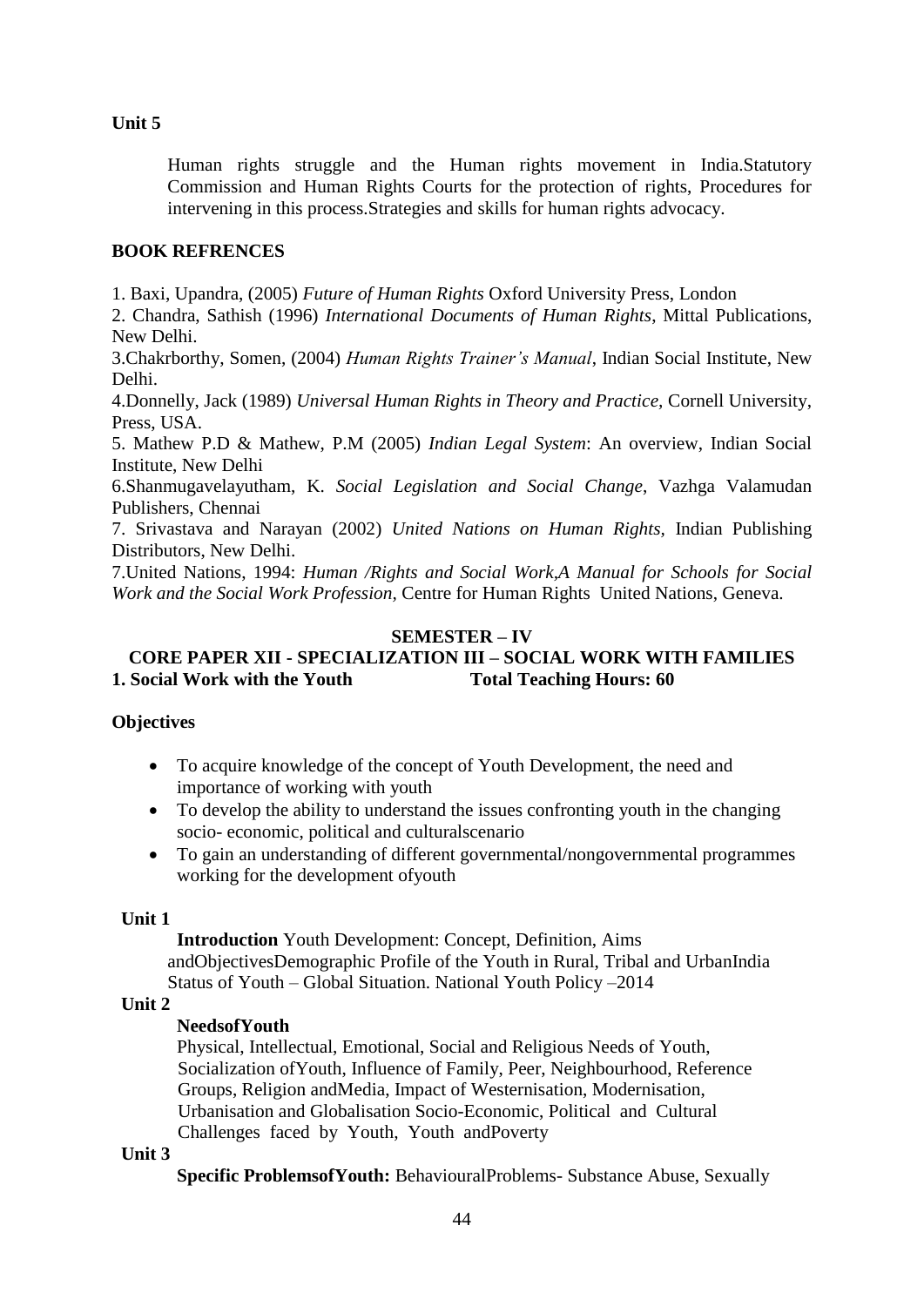**Unit 5**

Human rights struggle and the Human rights movement in India.Statutory Commission and Human Rights Courts for the protection of rights, Procedures for intervening in this process.Strategies and skills for human rights advocacy.

**BOOK REFRENCES**

1. Baxi, Upandra, (2005) *Future of Human Rights* Oxford University Press, London
2. Chandra, Sathish (1996) *International Documents of Human Rights*, Mittal Publications, New Delhi.
3.Chakrborthy, Somen, (2004) *Human Rights Trainer's Manual*, Indian Social Institute, New Delhi.
4.Donnelly, Jack (1989) *Universal Human Rights in Theory and Practice,* Cornell University, Press, USA.
5. Mathew P.D & Mathew, P.M (2005) *Indian Legal System*: An overview, Indian Social Institute, New Delhi
6.Shanmugavelayutham, K. *Social Legislation and Social Change*, Vazhga Valamudan Publishers, Chennai
7. Srivastava and Narayan (2002) *United Nations on Human Rights*, Indian Publishing Distributors, New Delhi.
7.United Nations, 1994: *Human /Rights and Social Work,A Manual for Schools for Social Work and the Social Work Profession,* Centre for Human Rights United Nations, Geneva.

**SEMESTER – IV**

**CORE PAPER XII - SPECIALIZATION III – SOCIAL WORK WITH FAMILIES**

**1. Social Work with the Youth Total Teaching Hours: 60**

**Objectives**

- To acquire knowledge of the concept of Youth Development, the need and importance of working with youth
- To develop the ability to understand the issues confronting youth in the changing socio- economic, political and culturalscenario
- To gain an understanding of different governmental/nongovernmental programmes working for the development ofyouth

**Unit 1**

**Introduction** Youth Development: Concept, Definition, Aims andObjectivesDemographic Profile of the Youth in Rural, Tribal and UrbanIndia Status of Youth – Global Situation. National Youth Policy –2014

**Unit 2**

**NeedsofYouth**

Physical, Intellectual, Emotional, Social and Religious Needs of Youth, Socialization ofYouth, Influence of Family, Peer, Neighbourhood, Reference Groups, Religion andMedia, Impact of Westernisation, Modernisation, Urbanisation and Globalisation Socio-Economic, Political and Cultural Challenges faced by Youth, Youth andPoverty

**Unit 3**

**Specific ProblemsofYouth:** BehaviouralProblems- Substance Abuse, Sexually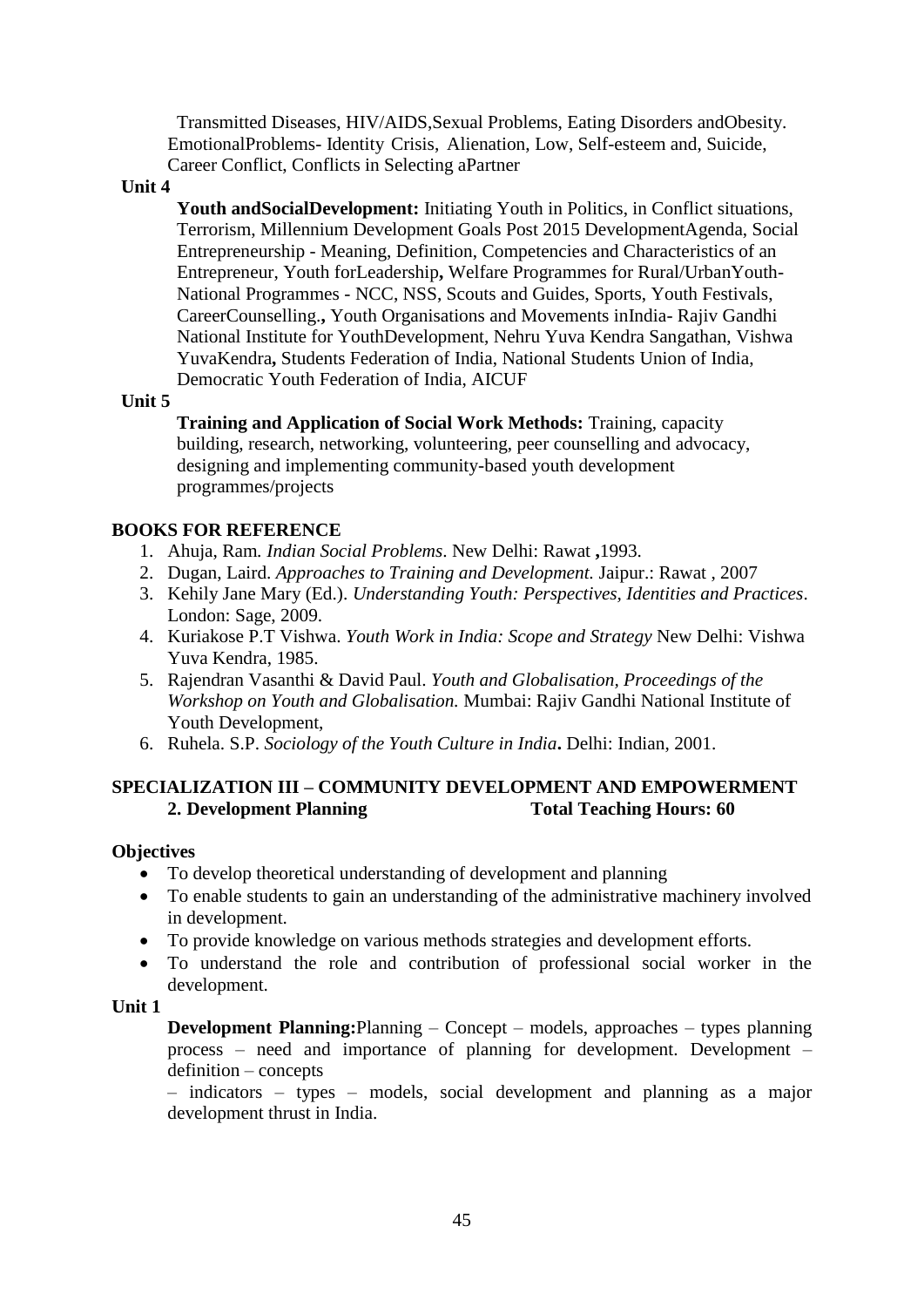Transmitted Diseases, HIV/AIDS,Sexual Problems, Eating Disorders andObesity. EmotionalProblems- Identity Crisis, Alienation, Low, Self-esteem and, Suicide, Career Conflict, Conflicts in Selecting aPartner

**Unit 4**

**Youth andSocialDevelopment:** Initiating Youth in Politics, in Conflict situations, Terrorism, Millennium Development Goals Post 2015 DevelopmentAgenda, Social Entrepreneurship - Meaning, Definition, Competencies and Characteristics of an Entrepreneur, Youth forLeadership**,** Welfare Programmes for Rural/UrbanYouth-National Programmes - NCC, NSS, Scouts and Guides, Sports, Youth Festivals, CareerCounselling.**,** Youth Organisations and Movements inIndia- Rajiv Gandhi National Institute for YouthDevelopment, Nehru Yuva Kendra Sangathan, Vishwa YuvaKendra**,** Students Federation of India, National Students Union of India, Democratic Youth Federation of India, AICUF

**Unit 5**

**Training and Application of Social Work Methods:** Training, capacity building, research, networking, volunteering, peer counselling and advocacy, designing and implementing community-based youth development programmes/projects

**BOOKS FOR REFERENCE**

1. Ahuja, Ram. *Indian Social Problems*. New Delhi: Rawat **,**1993.
2. Dugan, Laird. *Approaches to Training and Development.* Jaipur.: Rawat , 2007
3. Kehily Jane Mary (Ed.). *Understanding Youth: Perspectives, Identities and Practices*. London: Sage, 2009.
4. Kuriakose P.T Vishwa. *Youth Work in India: Scope and Strategy* New Delhi: Vishwa Yuva Kendra, 1985.
5. Rajendran Vasanthi & David Paul. *Youth and Globalisation, Proceedings of the Workshop on Youth and Globalisation.* Mumbai: Rajiv Gandhi National Institute of Youth Development,
6. Ruhela. S.P. *Sociology of the Youth Culture in India***.** Delhi: Indian, 2001.

## SPECIALIZATION III – COMMUNITY DEVELOPMENT AND EMPOWERMENT

**2. Development Planning** **Total Teaching Hours: 60**

**Objectives**

- To develop theoretical understanding of development and planning
- To enable students to gain an understanding of the administrative machinery involved in development.
- To provide knowledge on various methods strategies and development efforts.
- To understand the role and contribution of professional social worker in the development.

**Unit 1**

**Development Planning:**Planning – Concept – models, approaches – types planning process – need and importance of planning for development. Development – definition – concepts

– indicators – types – models, social development and planning as a major development thrust in India.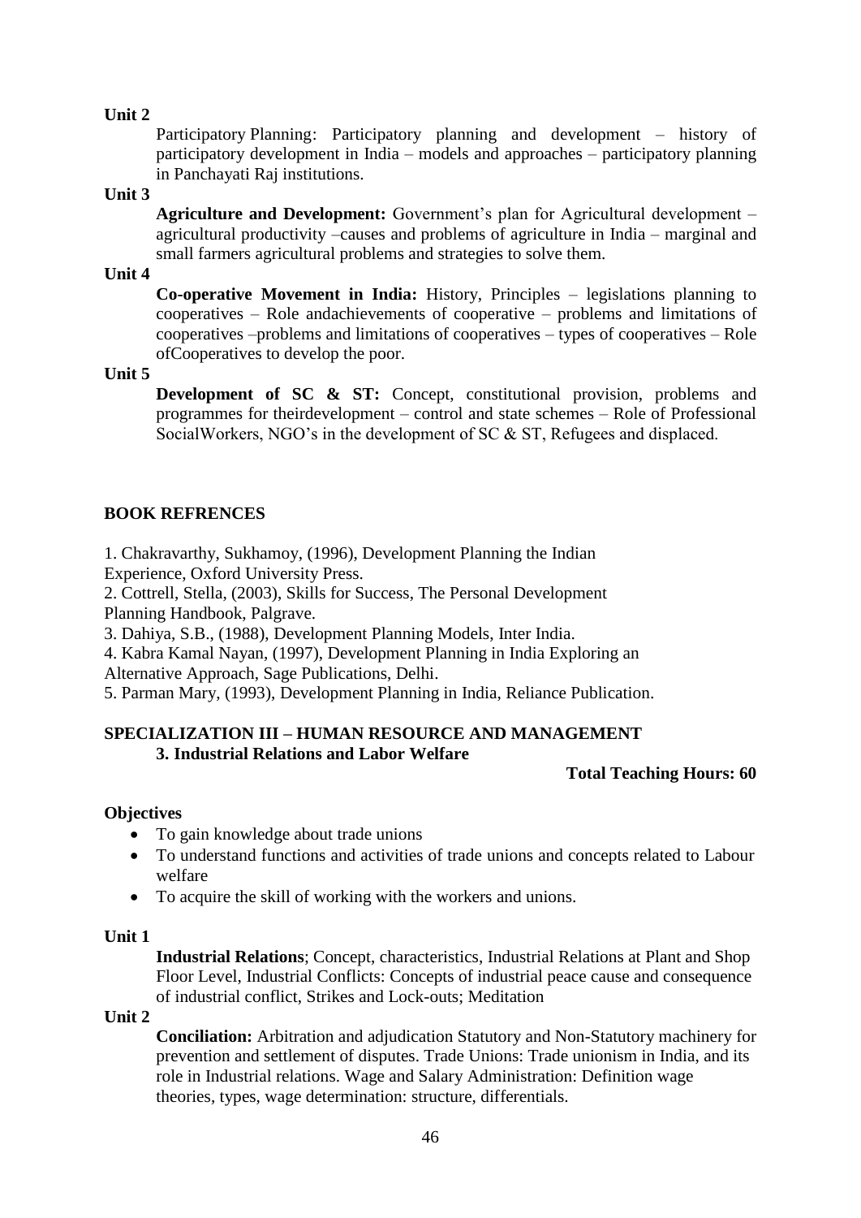**Unit 2**

Participatory Planning: Participatory planning and development – history of participatory development in India – models and approaches – participatory planning in Panchayati Raj institutions.

**Unit 3**

**Agriculture and Development:** Government's plan for Agricultural development – agricultural productivity –causes and problems of agriculture in India – marginal and small farmers agricultural problems and strategies to solve them.

**Unit 4**

**Co-operative Movement in India:** History, Principles – legislations planning to cooperatives – Role andachievements of cooperative – problems and limitations of cooperatives –problems and limitations of cooperatives – types of cooperatives – Role ofCooperatives to develop the poor.

**Unit 5**

**Development of SC & ST:** Concept, constitutional provision, problems and programmes for theirdevelopment – control and state schemes – Role of Professional SocialWorkers, NGO's in the development of SC & ST, Refugees and displaced.

**BOOK REFRENCES**

1. Chakravarthy, Sukhamoy, (1996), Development Planning the Indian Experience, Oxford University Press.
2. Cottrell, Stella, (2003), Skills for Success, The Personal Development Planning Handbook, Palgrave.
3. Dahiya, S.B., (1988), Development Planning Models, Inter India.
4. Kabra Kamal Nayan, (1997), Development Planning in India Exploring an Alternative Approach, Sage Publications, Delhi.
5. Parman Mary, (1993), Development Planning in India, Reliance Publication.

## SPECIALIZATION III – HUMAN RESOURCE AND MANAGEMENT

### 3. Industrial Relations and Labor Welfare

**Total Teaching Hours: 60**

**Objectives**

- To gain knowledge about trade unions
- To understand functions and activities of trade unions and concepts related to Labour welfare
- To acquire the skill of working with the workers and unions.

**Unit 1**

**Industrial Relations**; Concept, characteristics, Industrial Relations at Plant and Shop Floor Level, Industrial Conflicts: Concepts of industrial peace cause and consequence of industrial conflict, Strikes and Lock-outs; Meditation

**Unit 2**

**Conciliation:** Arbitration and adjudication Statutory and Non-Statutory machinery for prevention and settlement of disputes. Trade Unions: Trade unionism in India, and its role in Industrial relations. Wage and Salary Administration: Definition wage theories, types, wage determination: structure, differentials.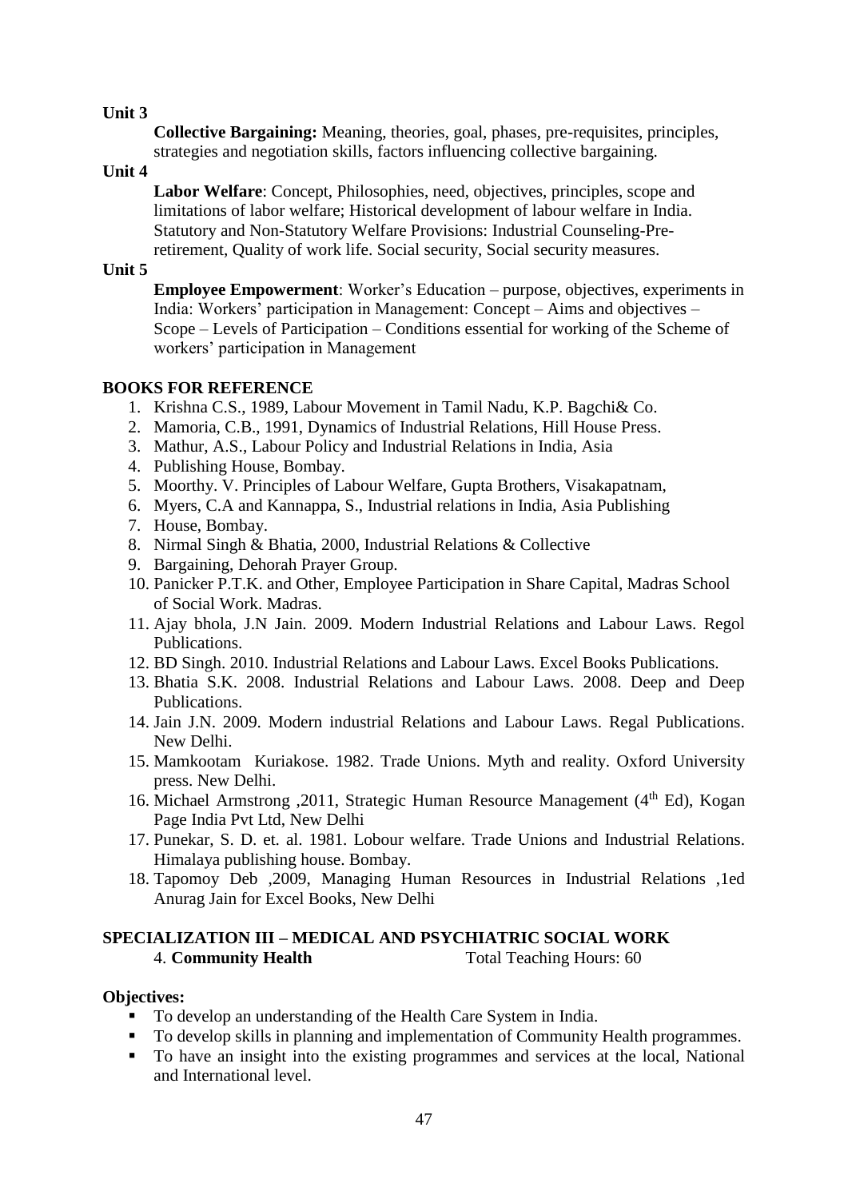**Unit 3**

**Collective Bargaining:** Meaning, theories, goal, phases, pre-requisites, principles, strategies and negotiation skills, factors influencing collective bargaining.

**Unit 4**

**Labor Welfare**: Concept, Philosophies, need, objectives, principles, scope and limitations of labor welfare; Historical development of labour welfare in India. Statutory and Non-Statutory Welfare Provisions: Industrial Counseling-Pre-retirement, Quality of work life. Social security, Social security measures.

**Unit 5**

**Employee Empowerment**: Worker's Education – purpose, objectives, experiments in India: Workers' participation in Management: Concept – Aims and objectives – Scope – Levels of Participation – Conditions essential for working of the Scheme of workers' participation in Management

## BOOKS FOR REFERENCE

1. Krishna C.S., 1989, Labour Movement in Tamil Nadu, K.P. Bagchi& Co.
2. Mamoria, C.B., 1991, Dynamics of Industrial Relations, Hill House Press.
3. Mathur, A.S., Labour Policy and Industrial Relations in India, Asia
4. Publishing House, Bombay.
5. Moorthy. V. Principles of Labour Welfare, Gupta Brothers, Visakapatnam,
6. Myers, C.A and Kannappa, S., Industrial relations in India, Asia Publishing
7. House, Bombay.
8. Nirmal Singh & Bhatia, 2000, Industrial Relations & Collective
9. Bargaining, Dehorah Prayer Group.
10. Panicker P.T.K. and Other, Employee Participation in Share Capital, Madras School of Social Work. Madras.
11. Ajay bhola, J.N Jain. 2009. Modern Industrial Relations and Labour Laws. Regol Publications.
12. BD Singh. 2010. Industrial Relations and Labour Laws. Excel Books Publications.
13. Bhatia S.K. 2008. Industrial Relations and Labour Laws. 2008. Deep and Deep Publications.
14. Jain J.N. 2009. Modern industrial Relations and Labour Laws. Regal Publications. New Delhi.
15. Mamkootam Kuriakose. 1982. Trade Unions. Myth and reality. Oxford University press. New Delhi.
16. Michael Armstrong ,2011, Strategic Human Resource Management (4th Ed), Kogan Page India Pvt Ltd, New Delhi
17. Punekar, S. D. et. al. 1981. Lobour welfare. Trade Unions and Industrial Relations. Himalaya publishing house. Bombay.
18. Tapomoy Deb ,2009, Managing Human Resources in Industrial Relations ,1ed Anurag Jain for Excel Books, New Delhi

## SPECIALIZATION III – MEDICAL AND PSYCHIATRIC SOCIAL WORK

4. **Community Health** Total Teaching Hours: 60

**Objectives:**

- To develop an understanding of the Health Care System in India.
- To develop skills in planning and implementation of Community Health programmes.
- To have an insight into the existing programmes and services at the local, National and International level.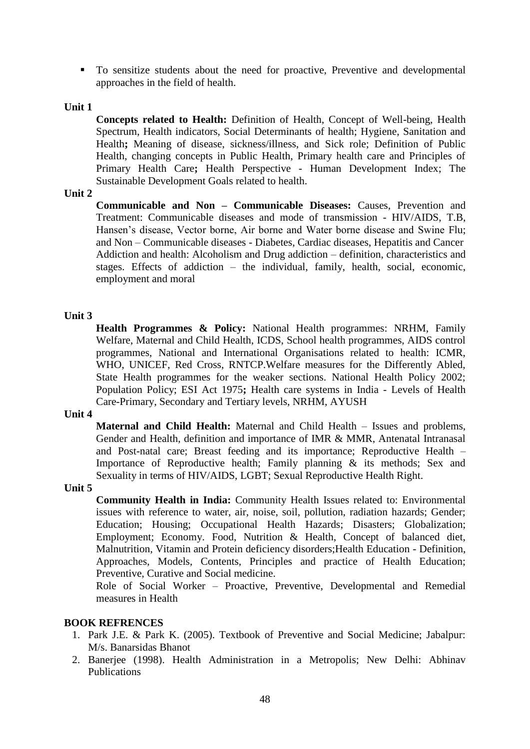- To sensitize students about the need for proactive, Preventive and developmental approaches in the field of health.

**Unit 1**

**Concepts related to Health:** Definition of Health, Concept of Well-being, Health Spectrum, Health indicators, Social Determinants of health; Hygiene, Sanitation and Health**;** Meaning of disease, sickness/illness, and Sick role; Definition of Public Health, changing concepts in Public Health, Primary health care and Principles of Primary Health Care**;** Health Perspective - Human Development Index; The Sustainable Development Goals related to health.

**Unit 2**

**Communicable and Non – Communicable Diseases:** Causes, Prevention and Treatment: Communicable diseases and mode of transmission - HIV/AIDS, T.B, Hansen's disease, Vector borne, Air borne and Water borne disease and Swine Flu; and Non – Communicable diseases - Diabetes, Cardiac diseases, Hepatitis and Cancer Addiction and health: Alcoholism and Drug addiction – definition, characteristics and stages. Effects of addiction – the individual, family, health, social, economic, employment and moral

**Unit 3**

**Health Programmes & Policy:** National Health programmes: NRHM, Family Welfare, Maternal and Child Health, ICDS, School health programmes, AIDS control programmes, National and International Organisations related to health: ICMR, WHO, UNICEF, Red Cross, RNTCP.Welfare measures for the Differently Abled, State Health programmes for the weaker sections. National Health Policy 2002; Population Policy; ESI Act 1975**;** Health care systems in India - Levels of Health Care-Primary, Secondary and Tertiary levels, NRHM, AYUSH

**Unit 4**

**Maternal and Child Health:** Maternal and Child Health – Issues and problems, Gender and Health, definition and importance of IMR & MMR, Antenatal Intranasal and Post-natal care; Breast feeding and its importance; Reproductive Health – Importance of Reproductive health; Family planning & its methods; Sex and Sexuality in terms of HIV/AIDS, LGBT; Sexual Reproductive Health Right.

**Unit 5**

**Community Health in India:** Community Health Issues related to: Environmental issues with reference to water, air, noise, soil, pollution, radiation hazards; Gender; Education; Housing; Occupational Health Hazards; Disasters; Globalization; Employment; Economy. Food, Nutrition & Health, Concept of balanced diet, Malnutrition, Vitamin and Protein deficiency disorders;Health Education - Definition, Approaches, Models, Contents, Principles and practice of Health Education; Preventive, Curative and Social medicine.

Role of Social Worker – Proactive, Preventive, Developmental and Remedial measures in Health

**BOOK REFRENCES**

1. Park J.E. & Park K. (2005). Textbook of Preventive and Social Medicine; Jabalpur: M/s. Banarsidas Bhanot
2. Banerjee (1998). Health Administration in a Metropolis; New Delhi: Abhinav Publications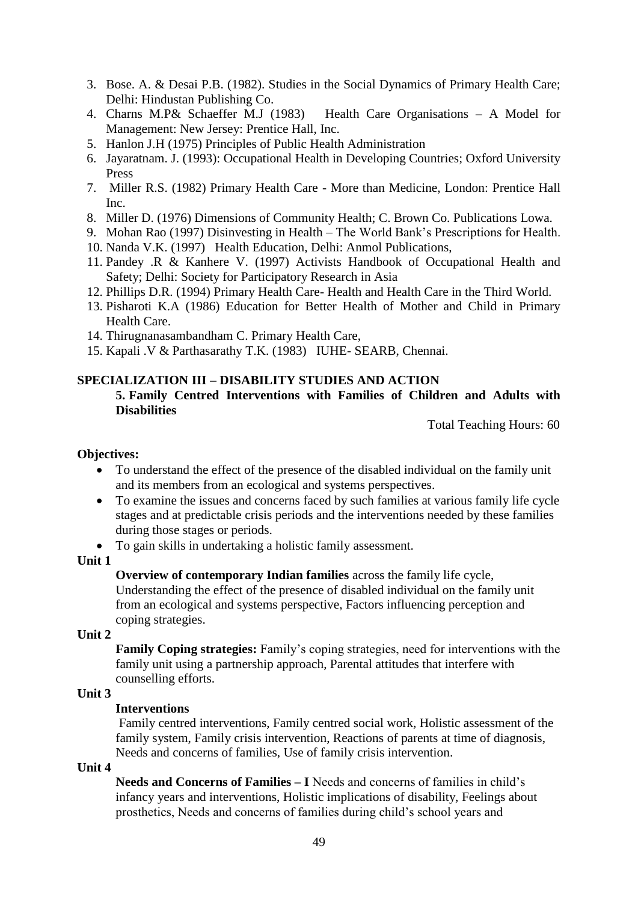3. Bose. A. & Desai P.B. (1982). Studies in the Social Dynamics of Primary Health Care; Delhi: Hindustan Publishing Co.
4. Charns M.P& Schaeffer M.J (1983) Health Care Organisations – A Model for Management: New Jersey: Prentice Hall, Inc.
5. Hanlon J.H (1975) Principles of Public Health Administration
6. Jayaratnam. J. (1993): Occupational Health in Developing Countries; Oxford University Press
7. Miller R.S. (1982) Primary Health Care - More than Medicine, London: Prentice Hall Inc.
8. Miller D. (1976) Dimensions of Community Health; C. Brown Co. Publications Lowa.
9. Mohan Rao (1997) Disinvesting in Health – The World Bank's Prescriptions for Health.
10. Nanda V.K. (1997) Health Education, Delhi: Anmol Publications,
11. Pandey .R & Kanhere V. (1997) Activists Handbook of Occupational Health and Safety; Delhi: Society for Participatory Research in Asia
12. Phillips D.R. (1994) Primary Health Care- Health and Health Care in the Third World.
13. Pisharoti K.A (1986) Education for Better Health of Mother and Child in Primary Health Care.
14. Thirugnanasambandham C. Primary Health Care,
15. Kapali .V & Parthasarathy T.K. (1983) IUHE- SEARB, Chennai.

## SPECIALIZATION III – DISABILITY STUDIES AND ACTION

### 5. Family Centred Interventions with Families of Children and Adults with Disabilities

Total Teaching Hours: 60

**Objectives:**

- To understand the effect of the presence of the disabled individual on the family unit and its members from an ecological and systems perspectives.
- To examine the issues and concerns faced by such families at various family life cycle stages and at predictable crisis periods and the interventions needed by these families during those stages or periods.
- To gain skills in undertaking a holistic family assessment.

**Unit 1**

**Overview of contemporary Indian families** across the family life cycle, Understanding the effect of the presence of disabled individual on the family unit from an ecological and systems perspective, Factors influencing perception and coping strategies.

**Unit 2**

**Family Coping strategies:** Family's coping strategies, need for interventions with the family unit using a partnership approach, Parental attitudes that interfere with counselling efforts.

**Unit 3**

**Interventions**

Family centred interventions, Family centred social work, Holistic assessment of the family system, Family crisis intervention, Reactions of parents at time of diagnosis, Needs and concerns of families, Use of family crisis intervention.

**Unit 4**

**Needs and Concerns of Families – I** Needs and concerns of families in child's infancy years and interventions, Holistic implications of disability, Feelings about prosthetics, Needs and concerns of families during child's school years and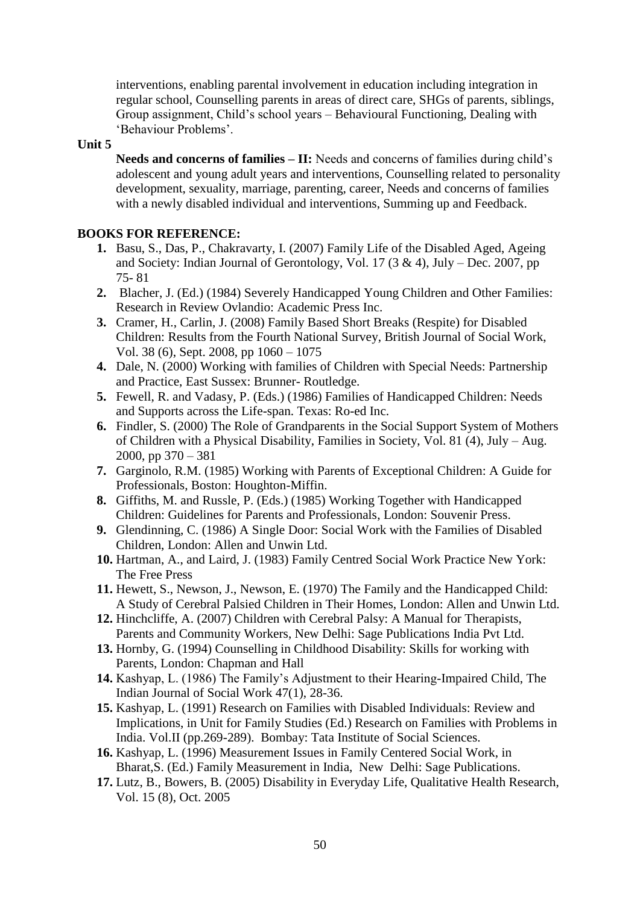interventions, enabling parental involvement in education including integration in regular school, Counselling parents in areas of direct care, SHGs of parents, siblings, Group assignment, Child's school years – Behavioural Functioning, Dealing with 'Behaviour Problems'.

**Unit 5**

**Needs and concerns of families – II:** Needs and concerns of families during child's adolescent and young adult years and interventions, Counselling related to personality development, sexuality, marriage, parenting, career, Needs and concerns of families with a newly disabled individual and interventions, Summing up and Feedback.

**BOOKS FOR REFERENCE:**

1. Basu, S., Das, P., Chakravarty, I. (2007) Family Life of the Disabled Aged, Ageing and Society: Indian Journal of Gerontology, Vol. 17 (3 & 4), July – Dec. 2007, pp 75- 81
2. Blacher, J. (Ed.) (1984) Severely Handicapped Young Children and Other Families: Research in Review Ovlandio: Academic Press Inc.
3. Cramer, H., Carlin, J. (2008) Family Based Short Breaks (Respite) for Disabled Children: Results from the Fourth National Survey, British Journal of Social Work, Vol. 38 (6), Sept. 2008, pp 1060 – 1075
4. Dale, N. (2000) Working with families of Children with Special Needs: Partnership and Practice, East Sussex: Brunner- Routledge.
5. Fewell, R. and Vadasy, P. (Eds.) (1986) Families of Handicapped Children: Needs and Supports across the Life-span. Texas: Ro-ed Inc.
6. Findler, S. (2000) The Role of Grandparents in the Social Support System of Mothers of Children with a Physical Disability, Families in Society, Vol. 81 (4), July – Aug. 2000, pp 370 – 381
7. Garginolo, R.M. (1985) Working with Parents of Exceptional Children: A Guide for Professionals, Boston: Houghton-Miffin.
8. Giffiths, M. and Russle, P. (Eds.) (1985) Working Together with Handicapped Children: Guidelines for Parents and Professionals, London: Souvenir Press.
9. Glendinning, C. (1986) A Single Door: Social Work with the Families of Disabled Children, London: Allen and Unwin Ltd.
10. Hartman, A., and Laird, J. (1983) Family Centred Social Work Practice New York: The Free Press
11. Hewett, S., Newson, J., Newson, E. (1970) The Family and the Handicapped Child: A Study of Cerebral Palsied Children in Their Homes, London: Allen and Unwin Ltd.
12. Hinchcliffe, A. (2007) Children with Cerebral Palsy: A Manual for Therapists, Parents and Community Workers, New Delhi: Sage Publications India Pvt Ltd.
13. Hornby, G. (1994) Counselling in Childhood Disability: Skills for working with Parents, London: Chapman and Hall
14. Kashyap, L. (1986) The Family's Adjustment to their Hearing-Impaired Child, The Indian Journal of Social Work 47(1), 28-36.
15. Kashyap, L. (1991) Research on Families with Disabled Individuals: Review and Implications, in Unit for Family Studies (Ed.) Research on Families with Problems in India. Vol.II (pp.269-289). Bombay: Tata Institute of Social Sciences.
16. Kashyap, L. (1996) Measurement Issues in Family Centered Social Work, in Bharat,S. (Ed.) Family Measurement in India, New Delhi: Sage Publications.
17. Lutz, B., Bowers, B. (2005) Disability in Everyday Life, Qualitative Health Research, Vol. 15 (8), Oct. 2005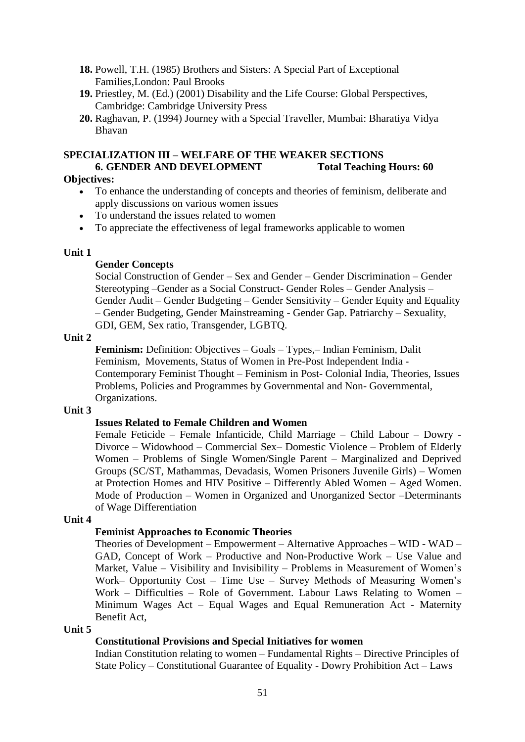18. Powell, T.H. (1985) Brothers and Sisters: A Special Part of Exceptional Families,London: Paul Brooks
19. Priestley, M. (Ed.) (2001) Disability and the Life Course: Global Perspectives, Cambridge: Cambridge University Press
20. Raghavan, P. (1994) Journey with a Special Traveller, Mumbai: Bharatiya Vidya Bhavan

## SPECIALIZATION III – WELFARE OF THE WEAKER SECTIONS

### 6. GENDER AND DEVELOPMENT Total Teaching Hours: 60

**Objectives:**

- To enhance the understanding of concepts and theories of feminism, deliberate and apply discussions on various women issues
- To understand the issues related to women
- To appreciate the effectiveness of legal frameworks applicable to women

**Unit 1**

**Gender Concepts**

Social Construction of Gender – Sex and Gender – Gender Discrimination – Gender Stereotyping –Gender as a Social Construct- Gender Roles – Gender Analysis – Gender Audit – Gender Budgeting – Gender Sensitivity – Gender Equity and Equality – Gender Budgeting, Gender Mainstreaming - Gender Gap. Patriarchy – Sexuality, GDI, GEM, Sex ratio, Transgender, LGBTQ.

**Unit 2**

**Feminism:** Definition: Objectives – Goals – Types,– Indian Feminism, Dalit Feminism, Movements, Status of Women in Pre-Post Independent India - Contemporary Feminist Thought – Feminism in Post- Colonial India, Theories, Issues Problems, Policies and Programmes by Governmental and Non- Governmental, Organizations.

**Unit 3**

**Issues Related to Female Children and Women**

Female Feticide – Female Infanticide, Child Marriage – Child Labour – Dowry - Divorce – Widowhood – Commercial Sex– Domestic Violence – Problem of Elderly Women – Problems of Single Women/Single Parent – Marginalized and Deprived Groups (SC/ST, Mathammas, Devadasis, Women Prisoners Juvenile Girls) – Women at Protection Homes and HIV Positive – Differently Abled Women – Aged Women. Mode of Production – Women in Organized and Unorganized Sector –Determinants of Wage Differentiation

**Unit 4**

**Feminist Approaches to Economic Theories**

Theories of Development – Empowerment – Alternative Approaches – WID - WAD – GAD, Concept of Work – Productive and Non-Productive Work – Use Value and Market, Value – Visibility and Invisibility – Problems in Measurement of Women's Work– Opportunity Cost – Time Use – Survey Methods of Measuring Women's Work – Difficulties – Role of Government. Labour Laws Relating to Women – Minimum Wages Act – Equal Wages and Equal Remuneration Act - Maternity Benefit Act,

**Unit 5**

**Constitutional Provisions and Special Initiatives for women**

Indian Constitution relating to women – Fundamental Rights – Directive Principles of State Policy – Constitutional Guarantee of Equality - Dowry Prohibition Act – Laws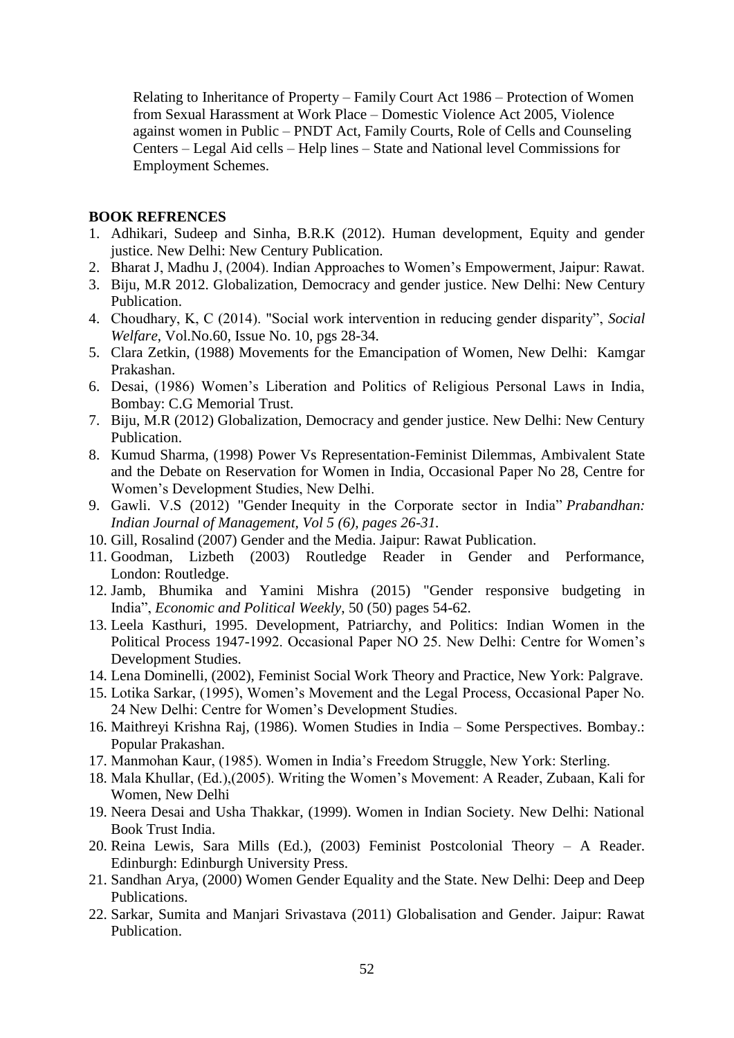Relating to Inheritance of Property – Family Court Act 1986 – Protection of Women from Sexual Harassment at Work Place – Domestic Violence Act 2005, Violence against women in Public – PNDT Act, Family Courts, Role of Cells and Counseling Centers – Legal Aid cells – Help lines – State and National level Commissions for Employment Schemes.

**BOOK REFRENCES**

1. Adhikari, Sudeep and Sinha, B.R.K (2012). Human development, Equity and gender justice. New Delhi: New Century Publication.
2. Bharat J, Madhu J, (2004). Indian Approaches to Women's Empowerment, Jaipur: Rawat.
3. Biju, M.R 2012. Globalization, Democracy and gender justice. New Delhi: New Century Publication.
4. Choudhary, K, C (2014). "Social work intervention in reducing gender disparity", *Social Welfare*, Vol.No.60, Issue No. 10, pgs 28-34.
5. Clara Zetkin, (1988) Movements for the Emancipation of Women, New Delhi: Kamgar Prakashan.
6. Desai, (1986) Women's Liberation and Politics of Religious Personal Laws in India, Bombay: C.G Memorial Trust.
7. Biju, M.R (2012) Globalization, Democracy and gender justice. New Delhi: New Century Publication.
8. Kumud Sharma, (1998) Power Vs Representation-Feminist Dilemmas, Ambivalent State and the Debate on Reservation for Women in India, Occasional Paper No 28, Centre for Women's Development Studies, New Delhi.
9. Gawli. V.S (2012) "Gender Inequity in the Corporate sector in India" *Prabandhan: Indian Journal of Management, Vol 5 (6), pages 26-31.*
10. Gill, Rosalind (2007) Gender and the Media. Jaipur: Rawat Publication.
11. Goodman, Lizbeth (2003) Routledge Reader in Gender and Performance, London: Routledge.
12. Jamb, Bhumika and Yamini Mishra (2015) "Gender responsive budgeting in India", *Economic and Political Weekly*, 50 (50) pages 54-62.
13. Leela Kasthuri, 1995. Development, Patriarchy, and Politics: Indian Women in the Political Process 1947-1992. Occasional Paper NO 25. New Delhi: Centre for Women's Development Studies.
14. Lena Dominelli, (2002), Feminist Social Work Theory and Practice, New York: Palgrave.
15. Lotika Sarkar, (1995), Women's Movement and the Legal Process, Occasional Paper No. 24 New Delhi: Centre for Women's Development Studies.
16. Maithreyi Krishna Raj, (1986). Women Studies in India – Some Perspectives. Bombay.: Popular Prakashan.
17. Manmohan Kaur, (1985). Women in India's Freedom Struggle, New York: Sterling.
18. Mala Khullar, (Ed.),(2005). Writing the Women's Movement: A Reader, Zubaan, Kali for Women, New Delhi
19. Neera Desai and Usha Thakkar, (1999). Women in Indian Society. New Delhi: National Book Trust India.
20. Reina Lewis, Sara Mills (Ed.), (2003) Feminist Postcolonial Theory – A Reader. Edinburgh: Edinburgh University Press.
21. Sandhan Arya, (2000) Women Gender Equality and the State. New Delhi: Deep and Deep Publications.
22. Sarkar, Sumita and Manjari Srivastava (2011) Globalisation and Gender. Jaipur: Rawat Publication.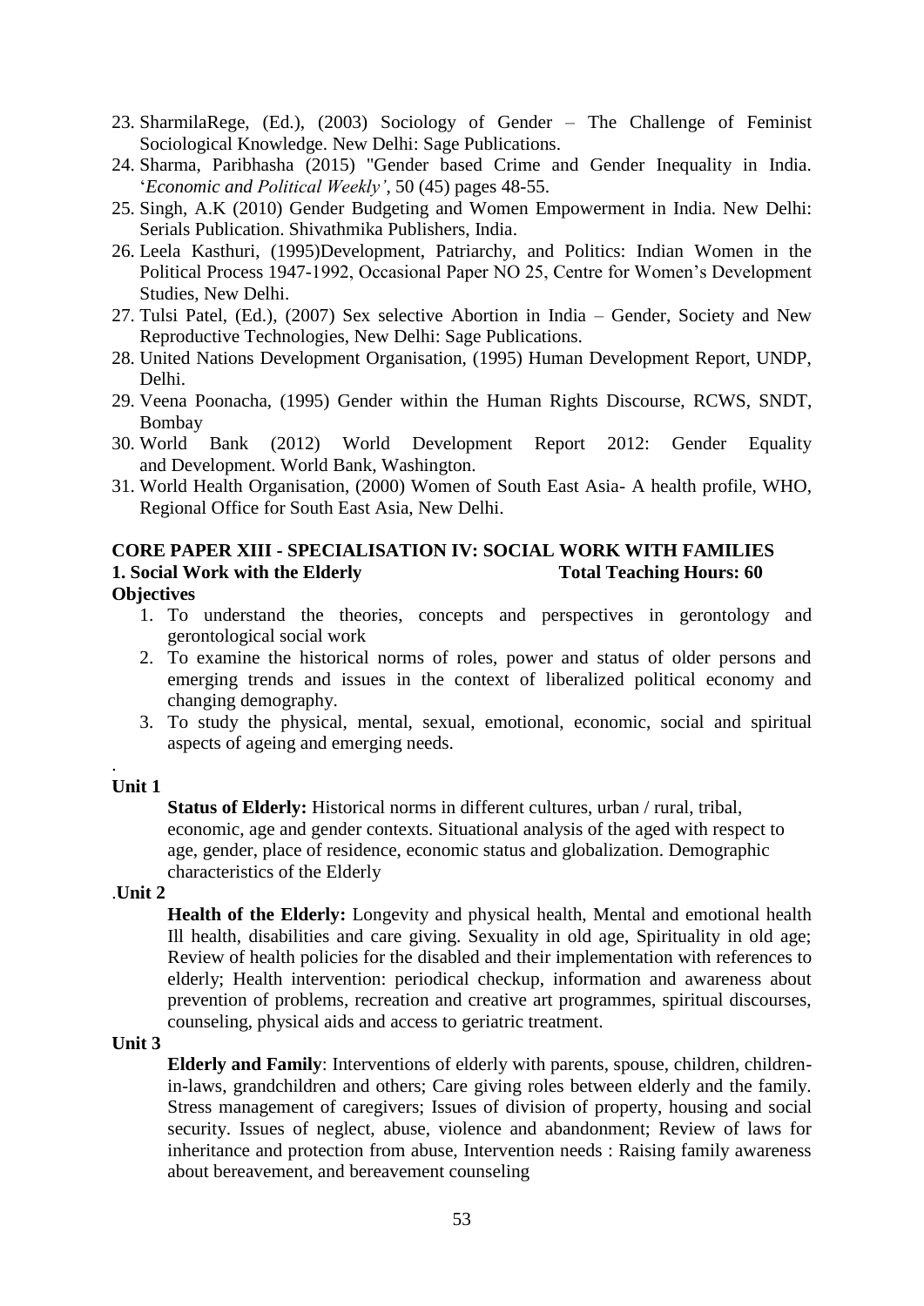23. SharmilaRege, (Ed.), (2003) Sociology of Gender – The Challenge of Feminist Sociological Knowledge. New Delhi: Sage Publications.
24. Sharma, Paribhasha (2015) "Gender based Crime and Gender Inequality in India. '*Economic and Political Weekly'*, 50 (45) pages 48-55.
25. Singh, A.K (2010) Gender Budgeting and Women Empowerment in India. New Delhi: Serials Publication. Shivathmika Publishers, India.
26. Leela Kasthuri, (1995)Development, Patriarchy, and Politics: Indian Women in the Political Process 1947-1992, Occasional Paper NO 25, Centre for Women's Development Studies, New Delhi.
27. Tulsi Patel, (Ed.), (2007) Sex selective Abortion in India – Gender, Society and New Reproductive Technologies, New Delhi: Sage Publications.
28. United Nations Development Organisation, (1995) Human Development Report, UNDP, Delhi.
29. Veena Poonacha, (1995) Gender within the Human Rights Discourse, RCWS, SNDT, Bombay
30. World Bank (2012) World Development Report 2012: Gender Equality and Development. World Bank, Washington.
31. World Health Organisation, (2000) Women of South East Asia- A health profile, WHO, Regional Office for South East Asia, New Delhi.

**CORE PAPER XIII - SPECIALISATION IV: SOCIAL WORK WITH FAMILIES**

**1. Social Work with the Elderly** **Total Teaching Hours: 60**

**Objectives**

1. To understand the theories, concepts and perspectives in gerontology and gerontological social work
2. To examine the historical norms of roles, power and status of older persons and emerging trends and issues in the context of liberalized political economy and changing demography.
3. To study the physical, mental, sexual, emotional, economic, social and spiritual aspects of ageing and emerging needs.

.

**Unit 1**

**Status of Elderly:** Historical norms in different cultures, urban / rural, tribal, economic, age and gender contexts. Situational analysis of the aged with respect to age, gender, place of residence, economic status and globalization. Demographic characteristics of the Elderly

.**Unit 2**

**Health of the Elderly:** Longevity and physical health, Mental and emotional health Ill health, disabilities and care giving. Sexuality in old age, Spirituality in old age; Review of health policies for the disabled and their implementation with references to elderly; Health intervention: periodical checkup, information and awareness about prevention of problems, recreation and creative art programmes, spiritual discourses, counseling, physical aids and access to geriatric treatment.

**Unit 3**

**Elderly and Family**: Interventions of elderly with parents, spouse, children, children-in-laws, grandchildren and others; Care giving roles between elderly and the family. Stress management of caregivers; Issues of division of property, housing and social security. Issues of neglect, abuse, violence and abandonment; Review of laws for inheritance and protection from abuse, Intervention needs : Raising family awareness about bereavement, and bereavement counseling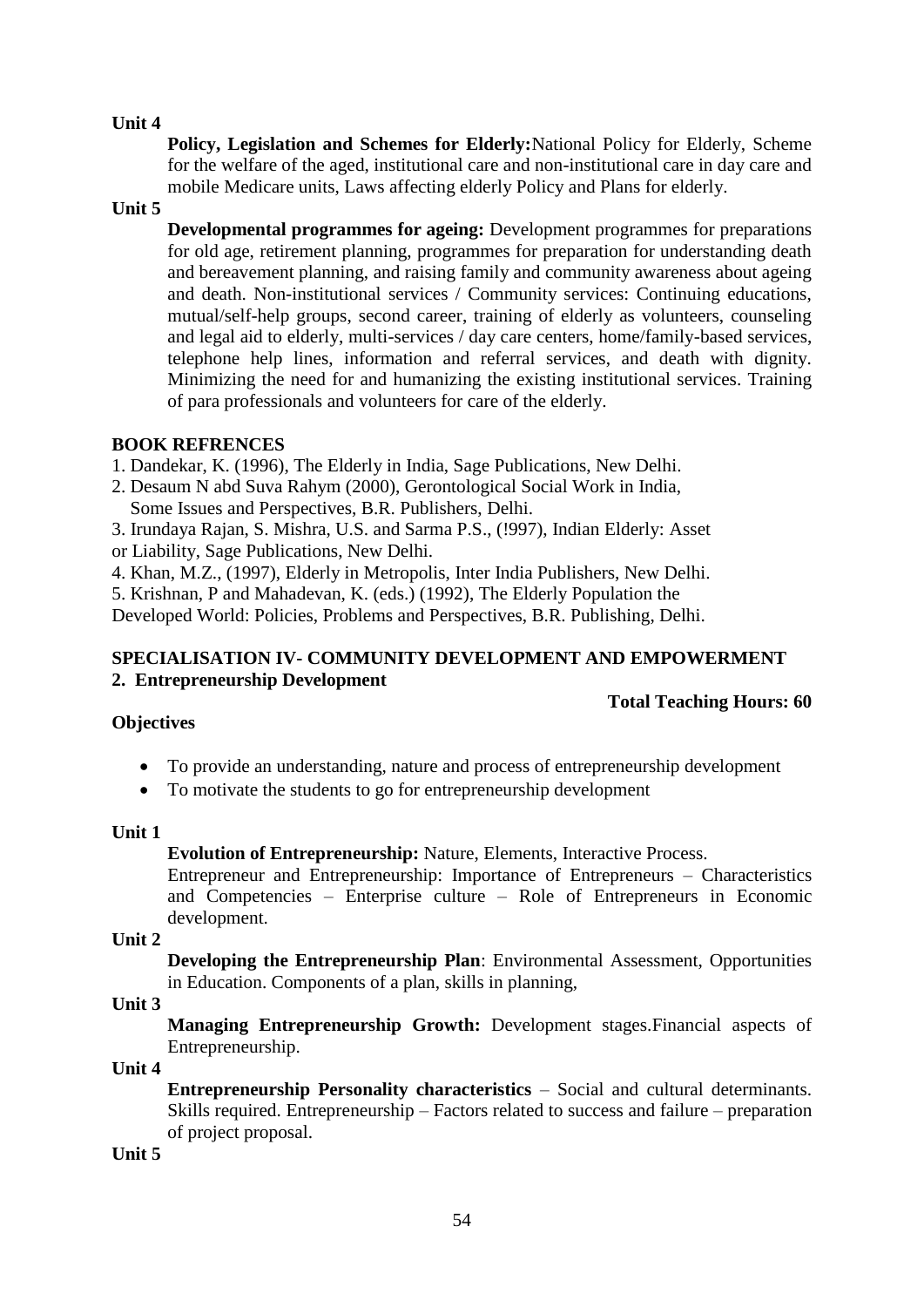**Unit 4**

**Policy, Legislation and Schemes for Elderly:**National Policy for Elderly, Scheme for the welfare of the aged, institutional care and non-institutional care in day care and mobile Medicare units, Laws affecting elderly Policy and Plans for elderly.

**Unit 5**

**Developmental programmes for ageing:** Development programmes for preparations for old age, retirement planning, programmes for preparation for understanding death and bereavement planning, and raising family and community awareness about ageing and death. Non-institutional services / Community services: Continuing educations, mutual/self-help groups, second career, training of elderly as volunteers, counseling and legal aid to elderly, multi-services / day care centers, home/family-based services, telephone help lines, information and referral services, and death with dignity. Minimizing the need for and humanizing the existing institutional services. Training of para professionals and volunteers for care of the elderly.

**BOOK REFRENCES**

1. Dandekar, K. (1996), The Elderly in India, Sage Publications, New Delhi.
2. Desaum N abd Suva Rahym (2000), Gerontological Social Work in India, Some Issues and Perspectives, B.R. Publishers, Delhi.
3. Irundaya Rajan, S. Mishra, U.S. and Sarma P.S., (!997), Indian Elderly: Asset or Liability, Sage Publications, New Delhi.
4. Khan, M.Z., (1997), Elderly in Metropolis, Inter India Publishers, New Delhi.
5. Krishnan, P and Mahadevan, K. (eds.) (1992), The Elderly Population the Developed World: Policies, Problems and Perspectives, B.R. Publishing, Delhi.

## SPECIALISATION IV- COMMUNITY DEVELOPMENT AND EMPOWERMENT

### 2. Entrepreneurship Development

**Total Teaching Hours: 60**

**Objectives**

- To provide an understanding, nature and process of entrepreneurship development
- To motivate the students to go for entrepreneurship development

**Unit 1**

**Evolution of Entrepreneurship:** Nature, Elements, Interactive Process.
Entrepreneur and Entrepreneurship: Importance of Entrepreneurs – Characteristics and Competencies – Enterprise culture – Role of Entrepreneurs in Economic development.

**Unit 2**

**Developing the Entrepreneurship Plan**: Environmental Assessment, Opportunities in Education. Components of a plan, skills in planning,

**Unit 3**

**Managing Entrepreneurship Growth:** Development stages.Financial aspects of Entrepreneurship.

**Unit 4**

**Entrepreneurship Personality characteristics** – Social and cultural determinants. Skills required. Entrepreneurship – Factors related to success and failure – preparation of project proposal.

**Unit 5**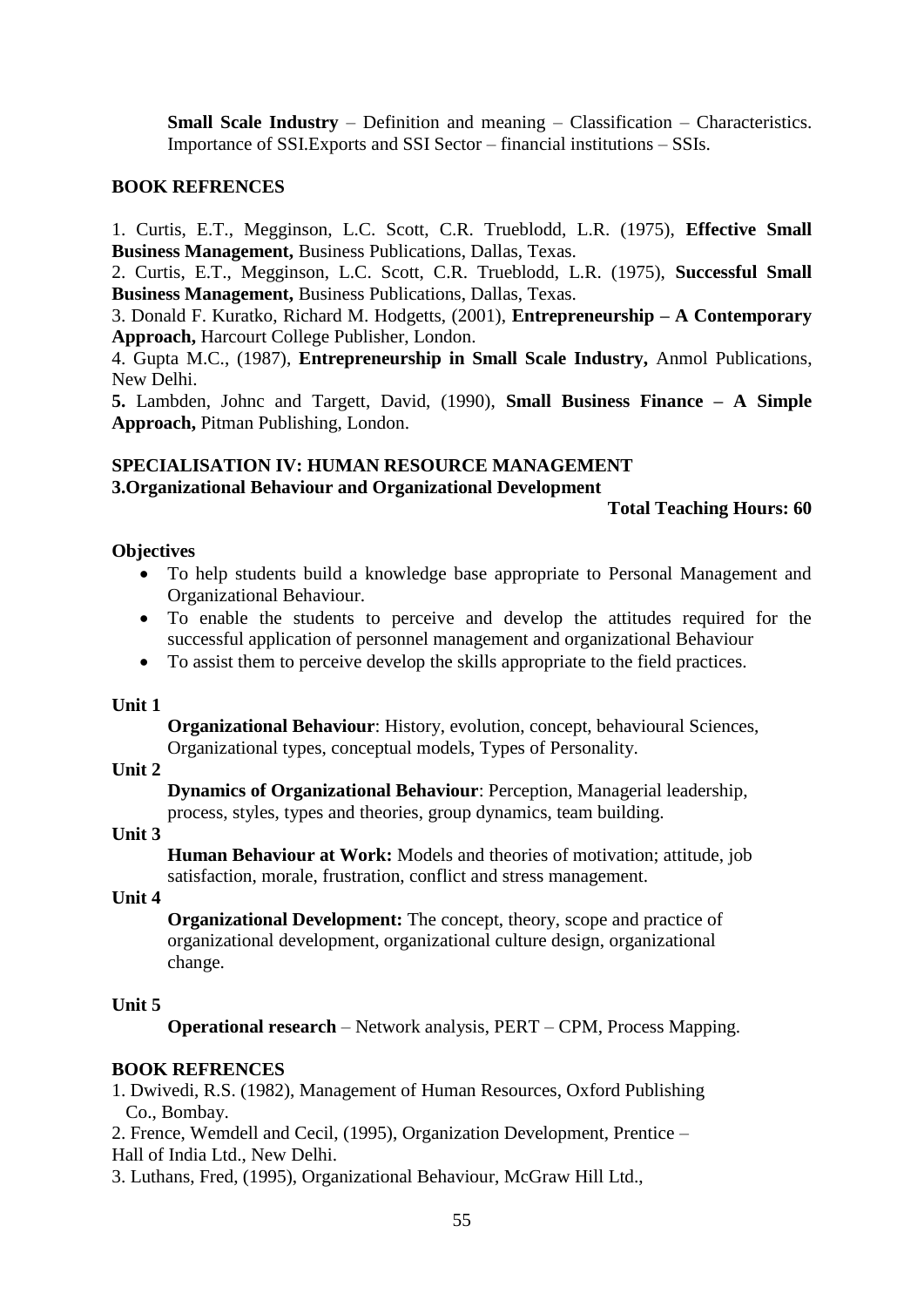**Small Scale Industry** – Definition and meaning – Classification – Characteristics. Importance of SSI.Exports and SSI Sector – financial institutions – SSIs.

**BOOK REFRENCES**

1. Curtis, E.T., Megginson, L.C. Scott, C.R. Trueblodd, L.R. (1975), **Effective Small Business Management,** Business Publications, Dallas, Texas.
2. Curtis, E.T., Megginson, L.C. Scott, C.R. Trueblodd, L.R. (1975), **Successful Small Business Management,** Business Publications, Dallas, Texas.
3. Donald F. Kuratko, Richard M. Hodgetts, (2001), **Entrepreneurship – A Contemporary Approach,** Harcourt College Publisher, London.
4. Gupta M.C., (1987), **Entrepreneurship in Small Scale Industry,** Anmol Publications, New Delhi.
5. Lambden, Johnc and Targett, David, (1990), **Small Business Finance – A Simple Approach,** Pitman Publishing, London.

**SPECIALISATION IV: HUMAN RESOURCE MANAGEMENT**
**3.Organizational Behaviour and Organizational Development**

**Total Teaching Hours: 60**

**Objectives**

- To help students build a knowledge base appropriate to Personal Management and Organizational Behaviour.
- To enable the students to perceive and develop the attitudes required for the successful application of personnel management and organizational Behaviour
- To assist them to perceive develop the skills appropriate to the field practices.

**Unit 1**

**Organizational Behaviour**: History, evolution, concept, behavioural Sciences, Organizational types, conceptual models, Types of Personality.

**Unit 2**

**Dynamics of Organizational Behaviour**: Perception, Managerial leadership, process, styles, types and theories, group dynamics, team building.

**Unit 3**

**Human Behaviour at Work:** Models and theories of motivation; attitude, job satisfaction, morale, frustration, conflict and stress management.

**Unit 4**

**Organizational Development:** The concept, theory, scope and practice of organizational development, organizational culture design, organizational change.

**Unit 5**

**Operational research** – Network analysis, PERT – CPM, Process Mapping.

**BOOK REFRENCES**

1. Dwivedi, R.S. (1982), Management of Human Resources, Oxford Publishing Co., Bombay.
2. Frence, Wemdell and Cecil, (1995), Organization Development, Prentice – Hall of India Ltd., New Delhi.
3. Luthans, Fred, (1995), Organizational Behaviour, McGraw Hill Ltd.,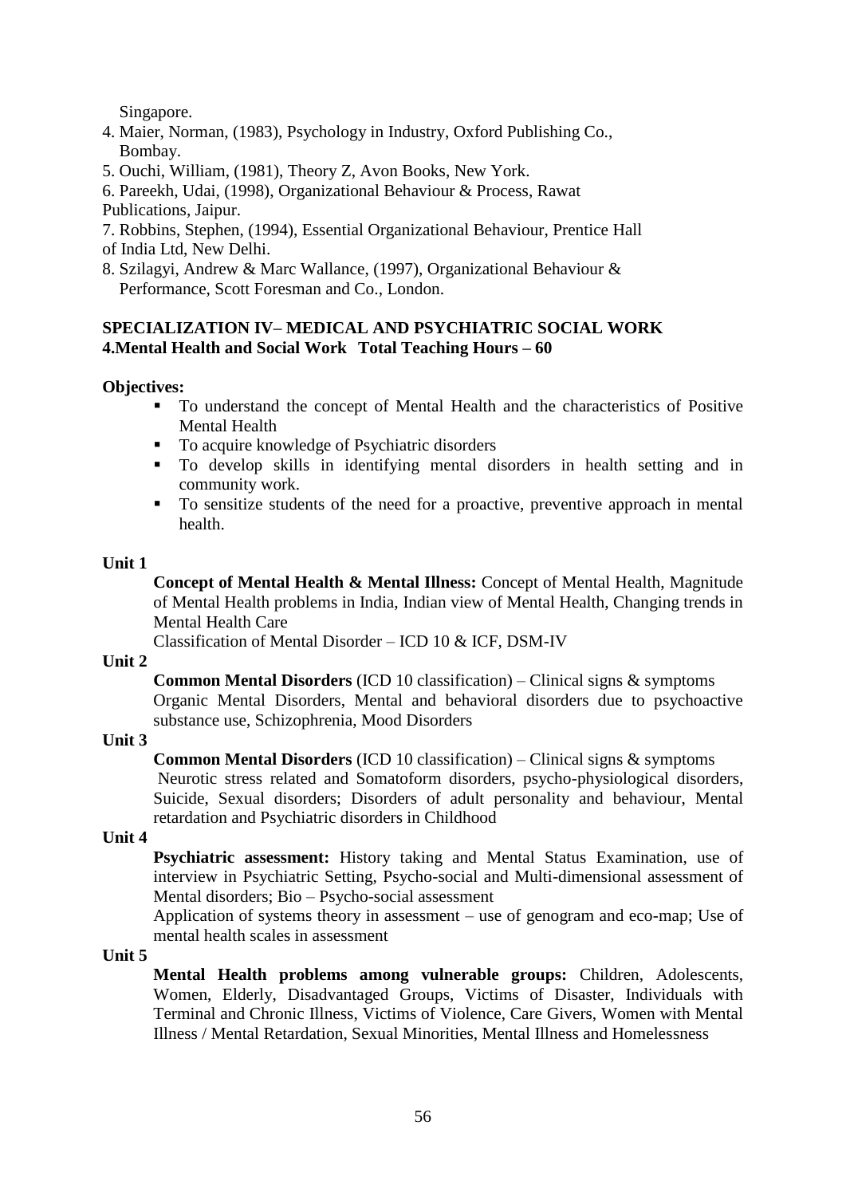Singapore.

4. Maier, Norman, (1983), Psychology in Industry, Oxford Publishing Co., Bombay.
5. Ouchi, William, (1981), Theory Z, Avon Books, New York.
6. Pareekh, Udai, (1998), Organizational Behaviour & Process, Rawat Publications, Jaipur.
7. Robbins, Stephen, (1994), Essential Organizational Behaviour, Prentice Hall of India Ltd, New Delhi.
8. Szilagyi, Andrew & Marc Wallance, (1997), Organizational Behaviour & Performance, Scott Foresman and Co., London.

## SPECIALIZATION IV– MEDICAL AND PSYCHIATRIC SOCIAL WORK

### 4.Mental Health and Social Work Total Teaching Hours – 60

**Objectives:**

- To understand the concept of Mental Health and the characteristics of Positive Mental Health
- To acquire knowledge of Psychiatric disorders
- To develop skills in identifying mental disorders in health setting and in community work.
- To sensitize students of the need for a proactive, preventive approach in mental health.

**Unit 1**

**Concept of Mental Health & Mental Illness:** Concept of Mental Health, Magnitude of Mental Health problems in India, Indian view of Mental Health, Changing trends in Mental Health Care

Classification of Mental Disorder – ICD 10 & ICF, DSM-IV

**Unit 2**

**Common Mental Disorders** (ICD 10 classification) – Clinical signs & symptoms

Organic Mental Disorders, Mental and behavioral disorders due to psychoactive substance use, Schizophrenia, Mood Disorders

**Unit 3**

**Common Mental Disorders** (ICD 10 classification) – Clinical signs & symptoms

Neurotic stress related and Somatoform disorders, psycho-physiological disorders, Suicide, Sexual disorders; Disorders of adult personality and behaviour, Mental retardation and Psychiatric disorders in Childhood

**Unit 4**

**Psychiatric assessment:** History taking and Mental Status Examination, use of interview in Psychiatric Setting, Psycho-social and Multi-dimensional assessment of Mental disorders; Bio – Psycho-social assessment

Application of systems theory in assessment – use of genogram and eco-map; Use of mental health scales in assessment

**Unit 5**

**Mental Health problems among vulnerable groups:** Children, Adolescents, Women, Elderly, Disadvantaged Groups, Victims of Disaster, Individuals with Terminal and Chronic Illness, Victims of Violence, Care Givers, Women with Mental Illness / Mental Retardation, Sexual Minorities, Mental Illness and Homelessness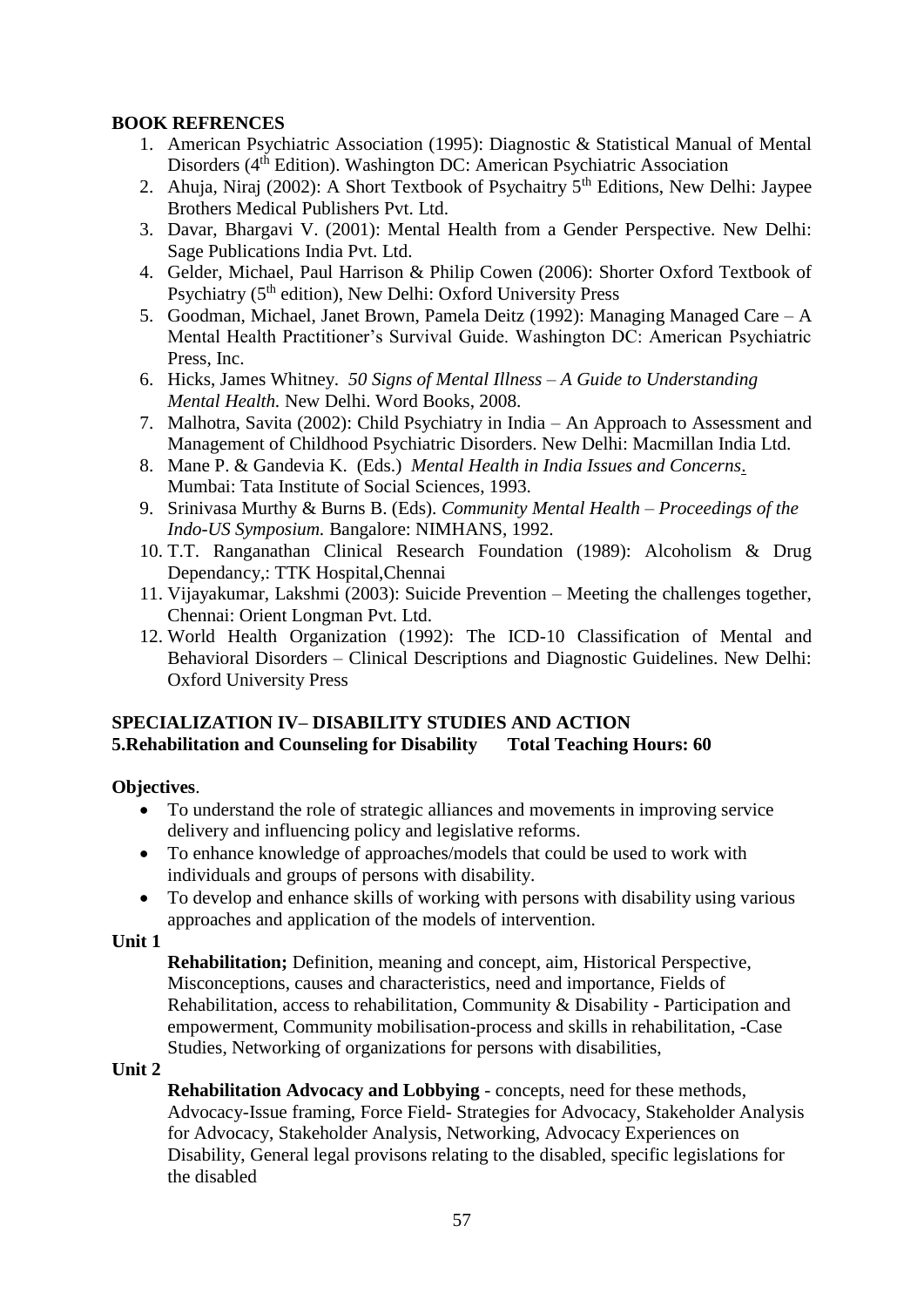**BOOK REFRENCES**

1. American Psychiatric Association (1995): Diagnostic & Statistical Manual of Mental Disorders (4th Edition). Washington DC: American Psychiatric Association
2. Ahuja, Niraj (2002): A Short Textbook of Psychaitry 5th Editions, New Delhi: Jaypee Brothers Medical Publishers Pvt. Ltd.
3. Davar, Bhargavi V. (2001): Mental Health from a Gender Perspective. New Delhi: Sage Publications India Pvt. Ltd.
4. Gelder, Michael, Paul Harrison & Philip Cowen (2006): Shorter Oxford Textbook of Psychiatry (5th edition), New Delhi: Oxford University Press
5. Goodman, Michael, Janet Brown, Pamela Deitz (1992): Managing Managed Care – A Mental Health Practitioner's Survival Guide. Washington DC: American Psychiatric Press, Inc.
6. Hicks, James Whitney. *50 Signs of Mental Illness – A Guide to Understanding Mental Health.* New Delhi. Word Books, 2008.
7. Malhotra, Savita (2002): Child Psychiatry in India – An Approach to Assessment and Management of Childhood Psychiatric Disorders. New Delhi: Macmillan India Ltd.
8. Mane P. & Gandevia K. (Eds.) *Mental Health in India Issues and Concerns*. Mumbai: Tata Institute of Social Sciences, 1993.
9. Srinivasa Murthy & Burns B. (Eds). *Community Mental Health – Proceedings of the Indo-US Symposium.* Bangalore: NIMHANS, 1992.
10. T.T. Ranganathan Clinical Research Foundation (1989): Alcoholism & Drug Dependancy,: TTK Hospital,Chennai
11. Vijayakumar, Lakshmi (2003): Suicide Prevention – Meeting the challenges together, Chennai: Orient Longman Pvt. Ltd.
12. World Health Organization (1992): The ICD-10 Classification of Mental and Behavioral Disorders – Clinical Descriptions and Diagnostic Guidelines. New Delhi: Oxford University Press

**SPECIALIZATION IV– DISABILITY STUDIES AND ACTION**
**5.Rehabilitation and Counseling for Disability Total Teaching Hours: 60**

**Objectives**.

- To understand the role of strategic alliances and movements in improving service delivery and influencing policy and legislative reforms.
- To enhance knowledge of approaches/models that could be used to work with individuals and groups of persons with disability.
- To develop and enhance skills of working with persons with disability using various approaches and application of the models of intervention.

**Unit 1**

**Rehabilitation;** Definition, meaning and concept, aim, Historical Perspective, Misconceptions, causes and characteristics, need and importance, Fields of Rehabilitation, access to rehabilitation, Community & Disability - Participation and empowerment, Community mobilisation-process and skills in rehabilitation, -Case Studies, Networking of organizations for persons with disabilities,

**Unit 2**

**Rehabilitation Advocacy and Lobbying** - concepts, need for these methods, Advocacy-Issue framing, Force Field- Strategies for Advocacy, Stakeholder Analysis for Advocacy, Stakeholder Analysis, Networking, Advocacy Experiences on Disability, General legal provisons relating to the disabled, specific legislations for the disabled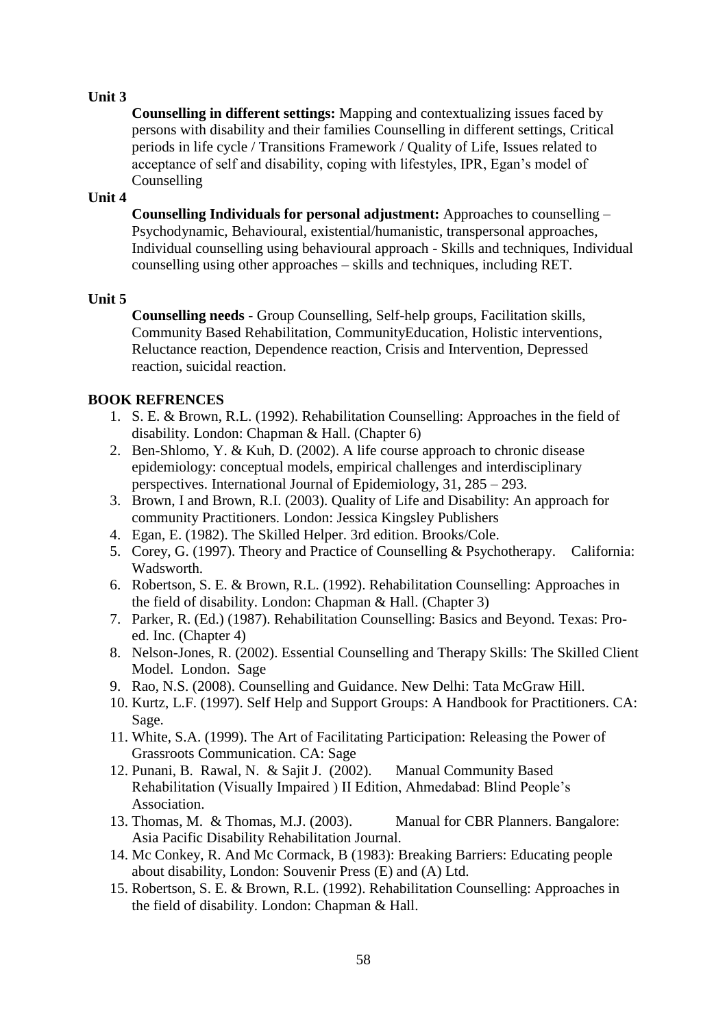**Unit 3**

**Counselling in different settings:** Mapping and contextualizing issues faced by persons with disability and their families Counselling in different settings, Critical periods in life cycle / Transitions Framework / Quality of Life, Issues related to acceptance of self and disability, coping with lifestyles, IPR, Egan's model of Counselling

**Unit 4**

**Counselling Individuals for personal adjustment:** Approaches to counselling – Psychodynamic, Behavioural, existential/humanistic, transpersonal approaches, Individual counselling using behavioural approach - Skills and techniques, Individual counselling using other approaches – skills and techniques, including RET.

**Unit 5**

**Counselling needs -** Group Counselling, Self-help groups, Facilitation skills, Community Based Rehabilitation, CommunityEducation, Holistic interventions, Reluctance reaction, Dependence reaction, Crisis and Intervention, Depressed reaction, suicidal reaction.

**BOOK REFRENCES**

1. S. E. & Brown, R.L. (1992). Rehabilitation Counselling: Approaches in the field of disability. London: Chapman & Hall. (Chapter 6)
2. Ben-Shlomo, Y. & Kuh, D. (2002). A life course approach to chronic disease epidemiology: conceptual models, empirical challenges and interdisciplinary perspectives. International Journal of Epidemiology, 31, 285 – 293.
3. Brown, I and Brown, R.I. (2003). Quality of Life and Disability: An approach for community Practitioners. London: Jessica Kingsley Publishers
4. Egan, E. (1982). The Skilled Helper. 3rd edition. Brooks/Cole.
5. Corey, G. (1997). Theory and Practice of Counselling & Psychotherapy. California: Wadsworth.
6. Robertson, S. E. & Brown, R.L. (1992). Rehabilitation Counselling: Approaches in the field of disability. London: Chapman & Hall. (Chapter 3)
7. Parker, R. (Ed.) (1987). Rehabilitation Counselling: Basics and Beyond. Texas: Pro-ed. Inc. (Chapter 4)
8. Nelson-Jones, R. (2002). Essential Counselling and Therapy Skills: The Skilled Client Model. London. Sage
9. Rao, N.S. (2008). Counselling and Guidance. New Delhi: Tata McGraw Hill.
10. Kurtz, L.F. (1997). Self Help and Support Groups: A Handbook for Practitioners. CA: Sage.
11. White, S.A. (1999). The Art of Facilitating Participation: Releasing the Power of Grassroots Communication. CA: Sage
12. Punani, B. Rawal, N. & Sajit J. (2002). Manual Community Based Rehabilitation (Visually Impaired ) II Edition, Ahmedabad: Blind People's Association.
13. Thomas, M. & Thomas, M.J. (2003). Manual for CBR Planners. Bangalore: Asia Pacific Disability Rehabilitation Journal.
14. Mc Conkey, R. And Mc Cormack, B (1983): Breaking Barriers: Educating people about disability, London: Souvenir Press (E) and (A) Ltd.
15. Robertson, S. E. & Brown, R.L. (1992). Rehabilitation Counselling: Approaches in the field of disability. London: Chapman & Hall.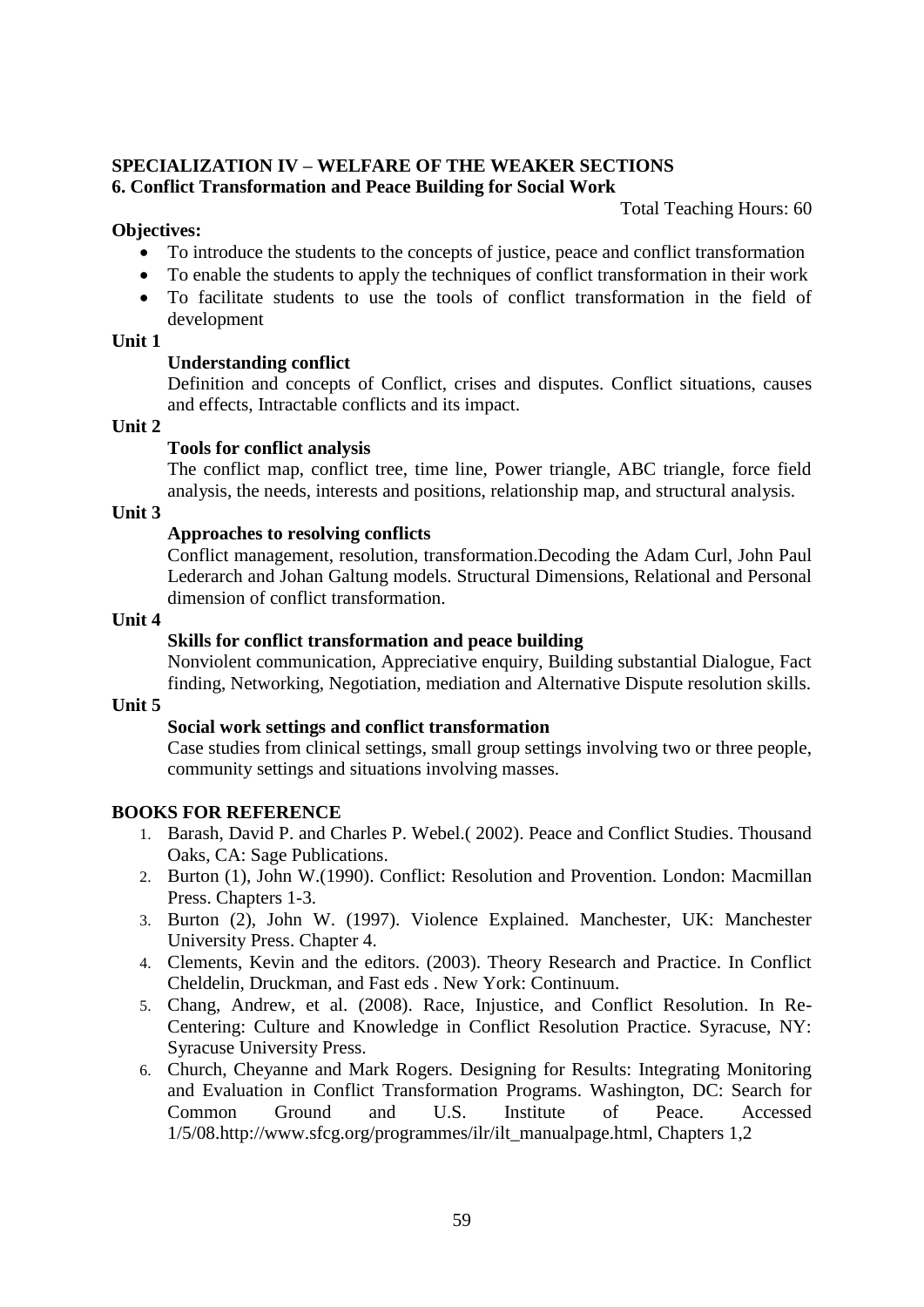**SPECIALIZATION IV – WELFARE OF THE WEAKER SECTIONS**

**6. Conflict Transformation and Peace Building for Social Work**

Total Teaching Hours: 60

**Objectives:**

- To introduce the students to the concepts of justice, peace and conflict transformation
- To enable the students to apply the techniques of conflict transformation in their work
- To facilitate students to use the tools of conflict transformation in the field of development

**Unit 1**

**Understanding conflict**

Definition and concepts of Conflict, crises and disputes. Conflict situations, causes and effects, Intractable conflicts and its impact.

**Unit 2**

**Tools for conflict analysis**

The conflict map, conflict tree, time line, Power triangle, ABC triangle, force field analysis, the needs, interests and positions, relationship map, and structural analysis.

**Unit 3**

**Approaches to resolving conflicts**

Conflict management, resolution, transformation.Decoding the Adam Curl, John Paul Lederarch and Johan Galtung models. Structural Dimensions, Relational and Personal dimension of conflict transformation.

**Unit 4**

**Skills for conflict transformation and peace building**

Nonviolent communication, Appreciative enquiry, Building substantial Dialogue, Fact finding, Networking, Negotiation, mediation and Alternative Dispute resolution skills.

**Unit 5**

**Social work settings and conflict transformation**

Case studies from clinical settings, small group settings involving two or three people, community settings and situations involving masses.

**BOOKS FOR REFERENCE**

1. Barash, David P. and Charles P. Webel.( 2002). Peace and Conflict Studies. Thousand Oaks, CA: Sage Publications.
2. Burton (1), John W.(1990). Conflict: Resolution and Provention. London: Macmillan Press. Chapters 1-3.
3. Burton (2), John W. (1997). Violence Explained. Manchester, UK: Manchester University Press. Chapter 4.
4. Clements, Kevin and the editors. (2003). Theory Research and Practice. In Conflict Cheldelin, Druckman, and Fast eds . New York: Continuum.
5. Chang, Andrew, et al. (2008). Race, Injustice, and Conflict Resolution. In Re-Centering: Culture and Knowledge in Conflict Resolution Practice. Syracuse, NY: Syracuse University Press.
6. Church, Cheyanne and Mark Rogers. Designing for Results: Integrating Monitoring and Evaluation in Conflict Transformation Programs. Washington, DC: Search for Common Ground and U.S. Institute of Peace. Accessed 1/5/08.http://www.sfcg.org/programmes/ilr/ilt_manualpage.html, Chapters 1,2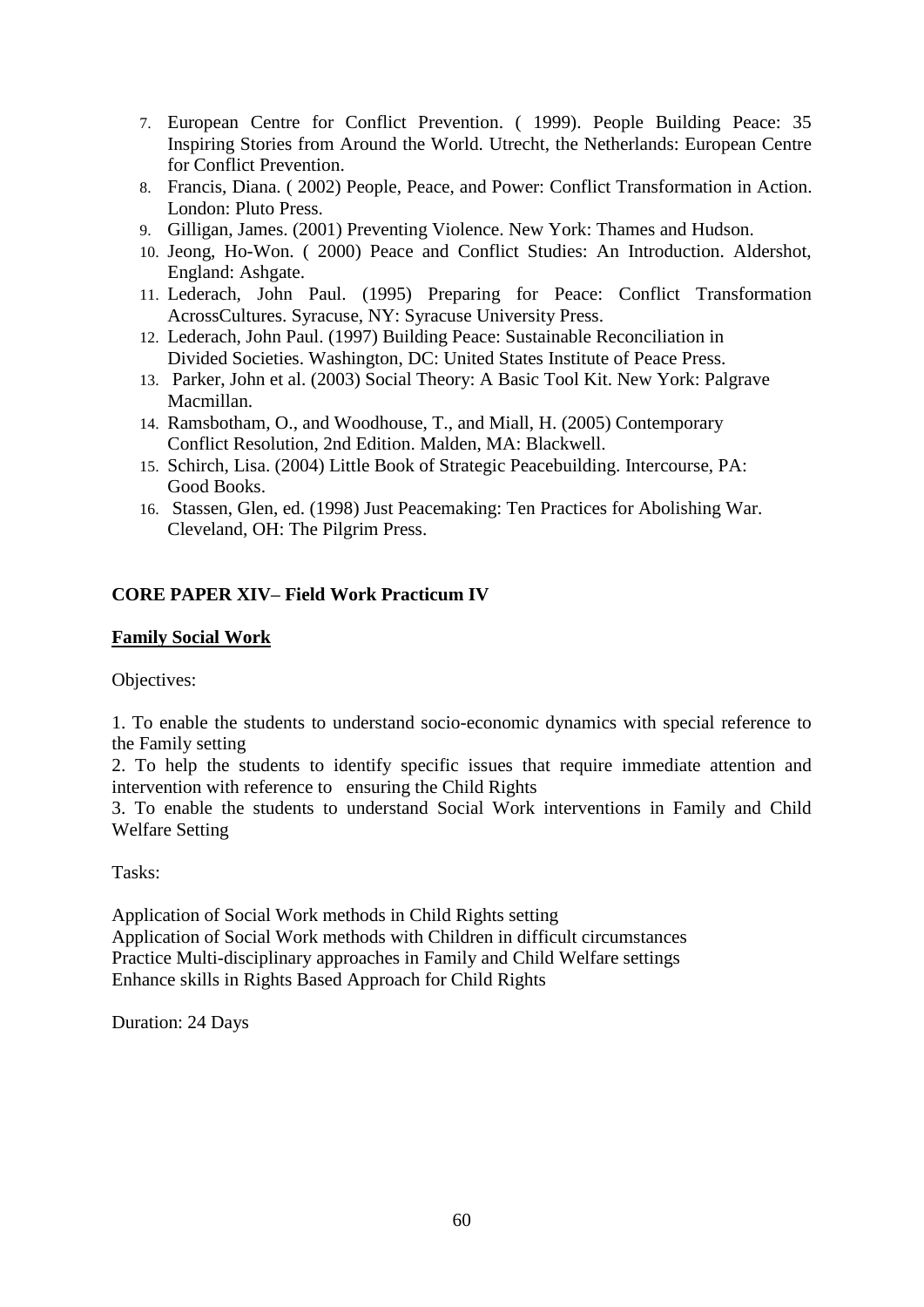7. European Centre for Conflict Prevention. ( 1999). People Building Peace: 35 Inspiring Stories from Around the World. Utrecht, the Netherlands: European Centre for Conflict Prevention.
8. Francis, Diana. ( 2002) People, Peace, and Power: Conflict Transformation in Action. London: Pluto Press.
9. Gilligan, James. (2001) Preventing Violence. New York: Thames and Hudson.
10. Jeong, Ho-Won. ( 2000) Peace and Conflict Studies: An Introduction. Aldershot, England: Ashgate.
11. Lederach, John Paul. (1995) Preparing for Peace: Conflict Transformation AcrossCultures. Syracuse, NY: Syracuse University Press.
12. Lederach, John Paul. (1997) Building Peace: Sustainable Reconciliation in Divided Societies. Washington, DC: United States Institute of Peace Press.
13. Parker, John et al. (2003) Social Theory: A Basic Tool Kit. New York: Palgrave Macmillan.
14. Ramsbotham, O., and Woodhouse, T., and Miall, H. (2005) Contemporary Conflict Resolution, 2nd Edition. Malden, MA: Blackwell.
15. Schirch, Lisa. (2004) Little Book of Strategic Peacebuilding. Intercourse, PA: Good Books.
16. Stassen, Glen, ed. (1998) Just Peacemaking: Ten Practices for Abolishing War. Cleveland, OH: The Pilgrim Press.

**CORE PAPER XIV– Field Work Practicum IV**

**<u>Family Social Work</u>**

Objectives:

1. To enable the students to understand socio-economic dynamics with special reference to the Family setting
2. To help the students to identify specific issues that require immediate attention and intervention with reference to ensuring the Child Rights
3. To enable the students to understand Social Work interventions in Family and Child Welfare Setting

Tasks:

Application of Social Work methods in Child Rights setting
Application of Social Work methods with Children in difficult circumstances
Practice Multi-disciplinary approaches in Family and Child Welfare settings
Enhance skills in Rights Based Approach for Child Rights

Duration: 24 Days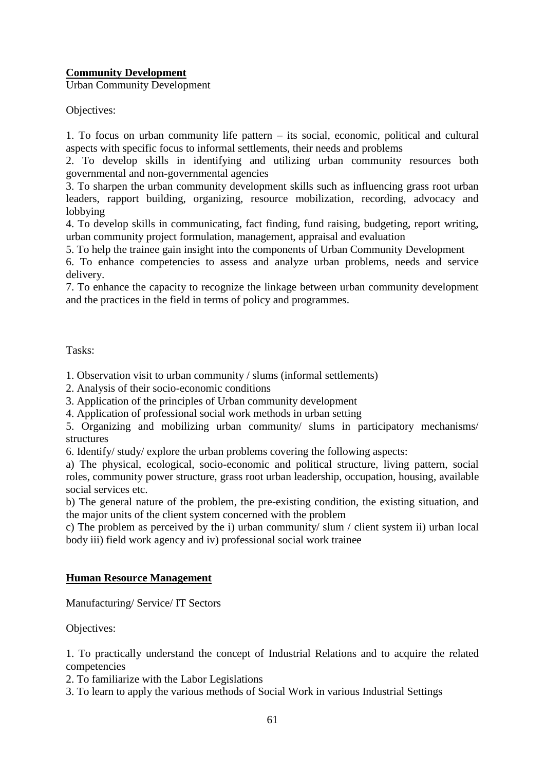## **Community Development**

Urban Community Development

Objectives:

1. To focus on urban community life pattern – its social, economic, political and cultural aspects with specific focus to informal settlements, their needs and problems
2. To develop skills in identifying and utilizing urban community resources both governmental and non-governmental agencies
3. To sharpen the urban community development skills such as influencing grass root urban leaders, rapport building, organizing, resource mobilization, recording, advocacy and lobbying
4. To develop skills in communicating, fact finding, fund raising, budgeting, report writing, urban community project formulation, management, appraisal and evaluation
5. To help the trainee gain insight into the components of Urban Community Development
6. To enhance competencies to assess and analyze urban problems, needs and service delivery.
7. To enhance the capacity to recognize the linkage between urban community development and the practices in the field in terms of policy and programmes.

Tasks:

1. Observation visit to urban community / slums (informal settlements)
2. Analysis of their socio-economic conditions
3. Application of the principles of Urban community development
4. Application of professional social work methods in urban setting
5. Organizing and mobilizing urban community/ slums in participatory mechanisms/ structures
6. Identify/ study/ explore the urban problems covering the following aspects:

a) The physical, ecological, socio-economic and political structure, living pattern, social roles, community power structure, grass root urban leadership, occupation, housing, available social services etc.

b) The general nature of the problem, the pre-existing condition, the existing situation, and the major units of the client system concerned with the problem

c) The problem as perceived by the i) urban community/ slum / client system ii) urban local body iii) field work agency and iv) professional social work trainee

## **Human Resource Management**

Manufacturing/ Service/ IT Sectors

Objectives:

1. To practically understand the concept of Industrial Relations and to acquire the related competencies
2. To familiarize with the Labor Legislations
3. To learn to apply the various methods of Social Work in various Industrial Settings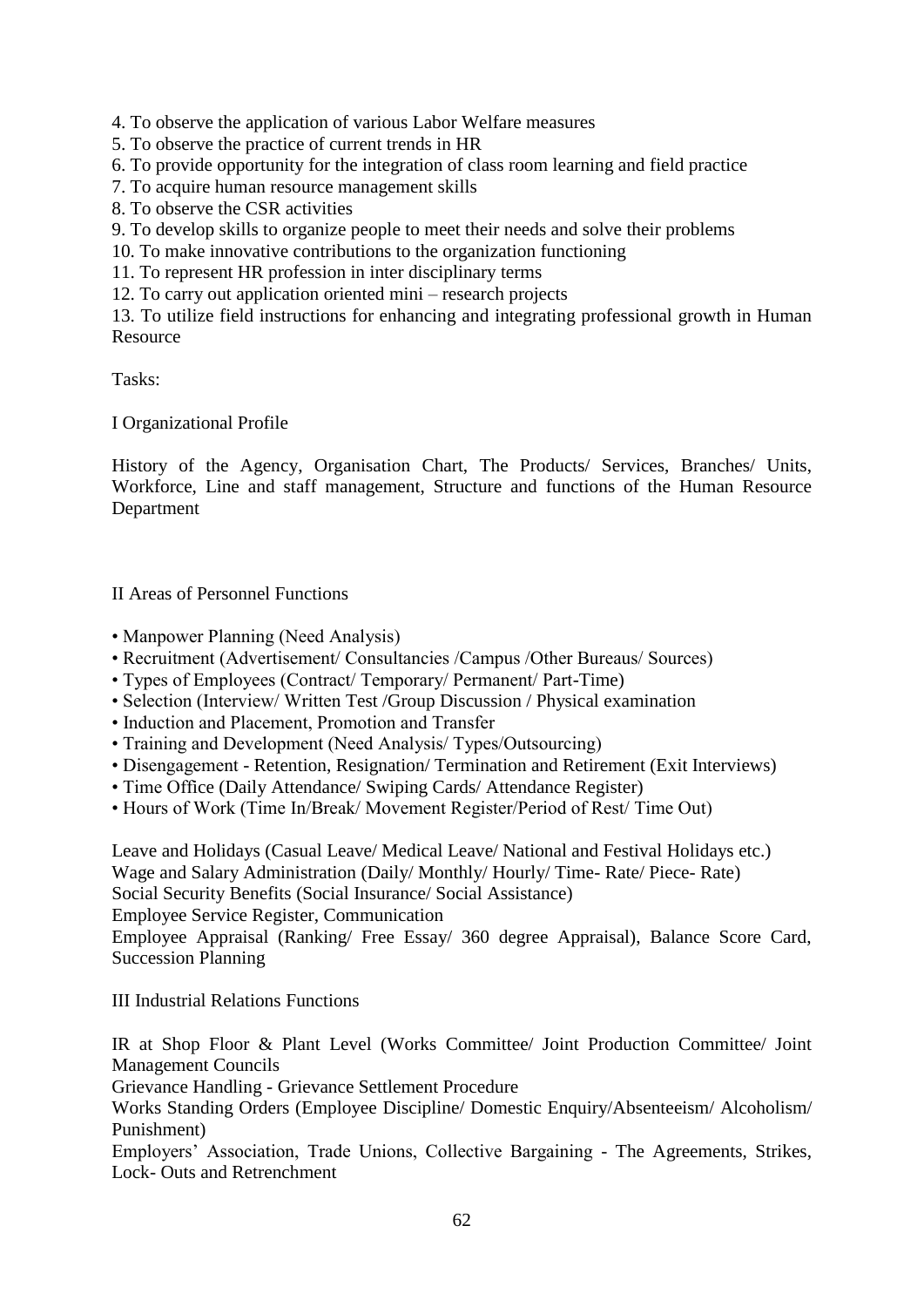4. To observe the application of various Labor Welfare measures
5. To observe the practice of current trends in HR
6. To provide opportunity for the integration of class room learning and field practice
7. To acquire human resource management skills
8. To observe the CSR activities
9. To develop skills to organize people to meet their needs and solve their problems
10. To make innovative contributions to the organization functioning
11. To represent HR profession in inter disciplinary terms
12. To carry out application oriented mini – research projects
13. To utilize field instructions for enhancing and integrating professional growth in Human Resource

Tasks:

I Organizational Profile

History of the Agency, Organisation Chart, The Products/ Services, Branches/ Units, Workforce, Line and staff management, Structure and functions of the Human Resource Department

II Areas of Personnel Functions

- Manpower Planning (Need Analysis)
- Recruitment (Advertisement/ Consultancies /Campus /Other Bureaus/ Sources)
- Types of Employees (Contract/ Temporary/ Permanent/ Part-Time)
- Selection (Interview/ Written Test /Group Discussion / Physical examination
- Induction and Placement, Promotion and Transfer
- Training and Development (Need Analysis/ Types/Outsourcing)
- Disengagement - Retention, Resignation/ Termination and Retirement (Exit Interviews)
- Time Office (Daily Attendance/ Swiping Cards/ Attendance Register)
- Hours of Work (Time In/Break/ Movement Register/Period of Rest/ Time Out)

Leave and Holidays (Casual Leave/ Medical Leave/ National and Festival Holidays etc.)
Wage and Salary Administration (Daily/ Monthly/ Hourly/ Time- Rate/ Piece- Rate)
Social Security Benefits (Social Insurance/ Social Assistance)
Employee Service Register, Communication
Employee Appraisal (Ranking/ Free Essay/ 360 degree Appraisal), Balance Score Card, Succession Planning

III Industrial Relations Functions

IR at Shop Floor & Plant Level (Works Committee/ Joint Production Committee/ Joint Management Councils
Grievance Handling - Grievance Settlement Procedure
Works Standing Orders (Employee Discipline/ Domestic Enquiry/Absenteeism/ Alcoholism/ Punishment)
Employers' Association, Trade Unions, Collective Bargaining - The Agreements, Strikes, Lock- Outs and Retrenchment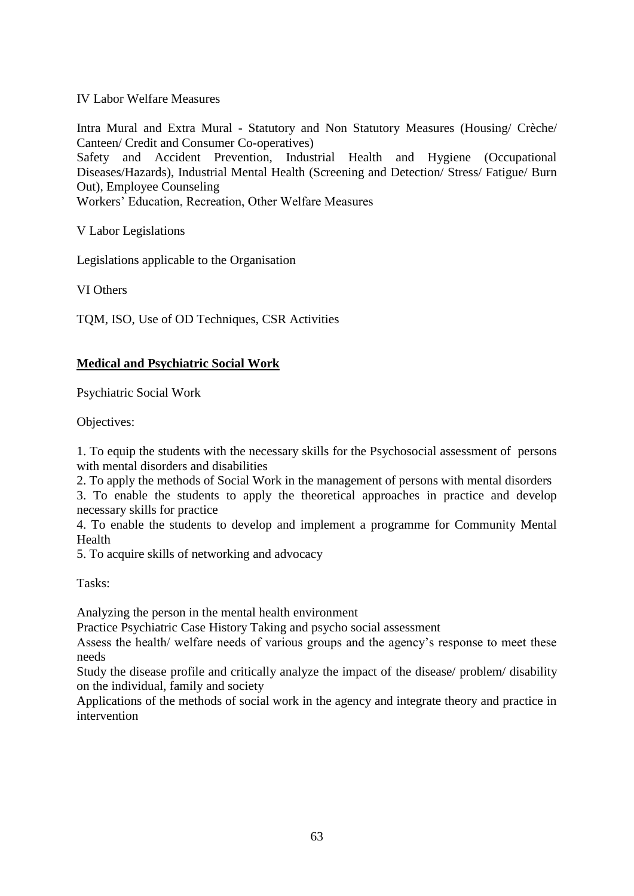IV Labor Welfare Measures

Intra Mural and Extra Mural - Statutory and Non Statutory Measures (Housing/ Crèche/ Canteen/ Credit and Consumer Co-operatives)
Safety and Accident Prevention, Industrial Health and Hygiene (Occupational Diseases/Hazards), Industrial Mental Health (Screening and Detection/ Stress/ Fatigue/ Burn Out), Employee Counseling
Workers' Education, Recreation, Other Welfare Measures

V Labor Legislations

Legislations applicable to the Organisation

VI Others

TQM, ISO, Use of OD Techniques, CSR Activities

**Medical and Psychiatric Social Work**

Psychiatric Social Work

Objectives:

1. To equip the students with the necessary skills for the Psychosocial assessment of persons with mental disorders and disabilities
2. To apply the methods of Social Work in the management of persons with mental disorders
3. To enable the students to apply the theoretical approaches in practice and develop necessary skills for practice
4. To enable the students to develop and implement a programme for Community Mental Health
5. To acquire skills of networking and advocacy

Tasks:

Analyzing the person in the mental health environment
Practice Psychiatric Case History Taking and psycho social assessment
Assess the health/ welfare needs of various groups and the agency's response to meet these needs
Study the disease profile and critically analyze the impact of the disease/ problem/ disability on the individual, family and society
Applications of the methods of social work in the agency and integrate theory and practice in intervention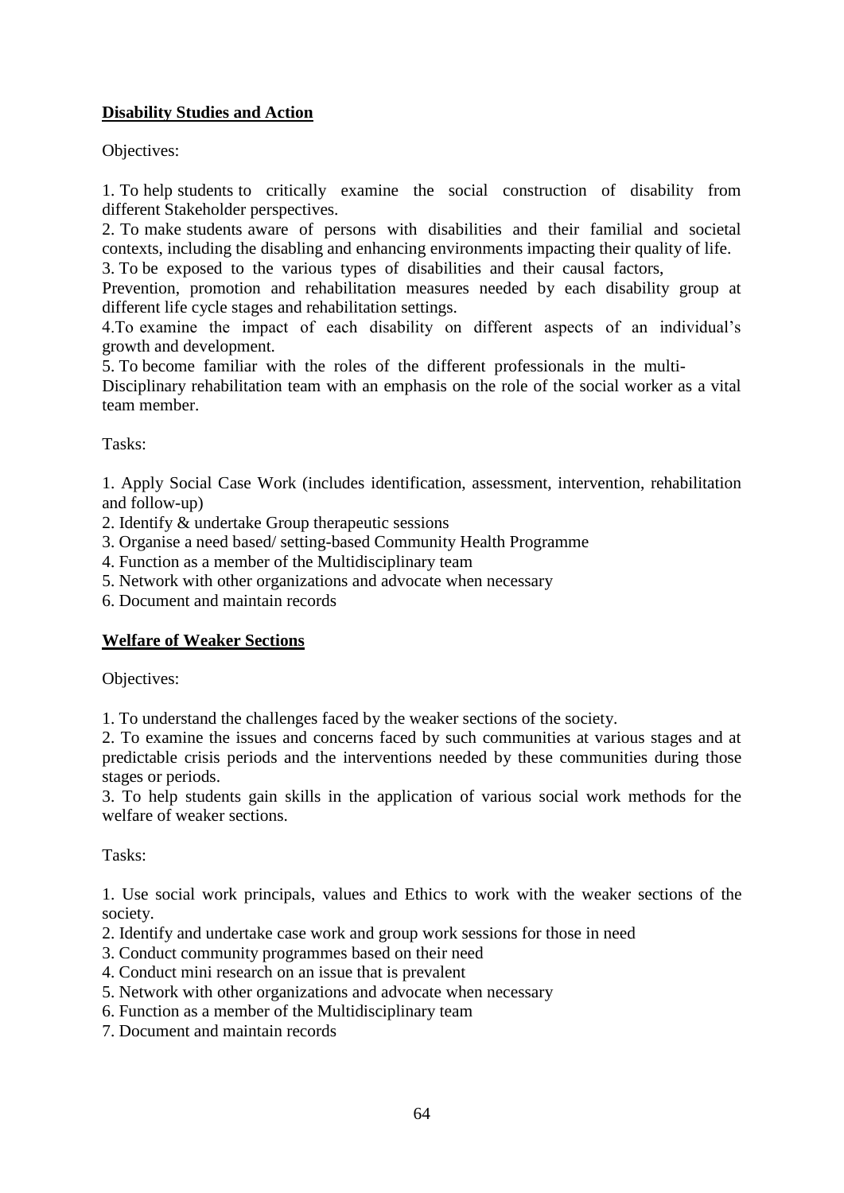## Disability Studies and Action

Objectives:

1. To help students to critically examine the social construction of disability from different Stakeholder perspectives.
2. To make students aware of persons with disabilities and their familial and societal contexts, including the disabling and enhancing environments impacting their quality of life.
3. To be exposed to the various types of disabilities and their causal factors, Prevention, promotion and rehabilitation measures needed by each disability group at different life cycle stages and rehabilitation settings.
4. To examine the impact of each disability on different aspects of an individual's growth and development.
5. To become familiar with the roles of the different professionals in the multi-Disciplinary rehabilitation team with an emphasis on the role of the social worker as a vital team member.

Tasks:

1. Apply Social Case Work (includes identification, assessment, intervention, rehabilitation and follow-up)
2. Identify & undertake Group therapeutic sessions
3. Organise a need based/ setting-based Community Health Programme
4. Function as a member of the Multidisciplinary team
5. Network with other organizations and advocate when necessary
6. Document and maintain records

## Welfare of Weaker Sections

Objectives:

1. To understand the challenges faced by the weaker sections of the society.
2. To examine the issues and concerns faced by such communities at various stages and at predictable crisis periods and the interventions needed by these communities during those stages or periods.
3. To help students gain skills in the application of various social work methods for the welfare of weaker sections.

Tasks:

1. Use social work principals, values and Ethics to work with the weaker sections of the society.
2. Identify and undertake case work and group work sessions for those in need
3. Conduct community programmes based on their need
4. Conduct mini research on an issue that is prevalent
5. Network with other organizations and advocate when necessary
6. Function as a member of the Multidisciplinary team
7. Document and maintain records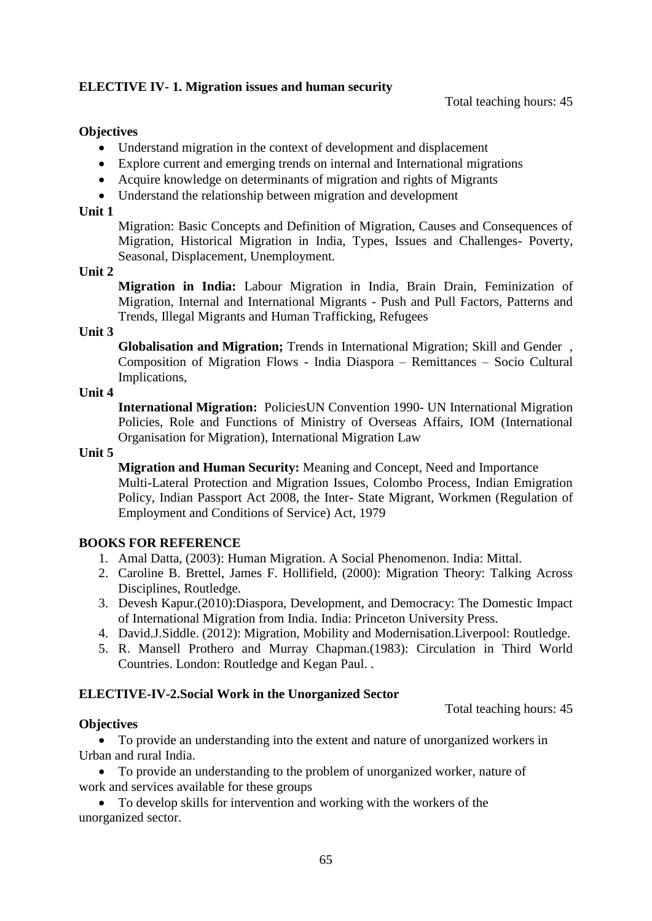**ELECTIVE IV- 1. Migration issues and human security**

Total teaching hours: 45

**Objectives**

- Understand migration in the context of development and displacement
- Explore current and emerging trends on internal and International migrations
- Acquire knowledge on determinants of migration and rights of Migrants
- Understand the relationship between migration and development

**Unit 1**

Migration: Basic Concepts and Definition of Migration, Causes and Consequences of Migration, Historical Migration in India, Types, Issues and Challenges- Poverty, Seasonal, Displacement, Unemployment.

**Unit 2**

**Migration in India:** Labour Migration in India, Brain Drain, Feminization of Migration, Internal and International Migrants - Push and Pull Factors, Patterns and Trends, Illegal Migrants and Human Trafficking, Refugees

**Unit 3**

**Globalisation and Migration;** Trends in International Migration; Skill and Gender , Composition of Migration Flows - India Diaspora – Remittances – Socio Cultural Implications,

**Unit 4**

**International Migration:** PoliciesUN Convention 1990- UN International Migration Policies, Role and Functions of Ministry of Overseas Affairs, IOM (International Organisation for Migration), International Migration Law

**Unit 5**

**Migration and Human Security:** Meaning and Concept, Need and Importance
Multi-Lateral Protection and Migration Issues, Colombo Process, Indian Emigration Policy, Indian Passport Act 2008, the Inter- State Migrant, Workmen (Regulation of Employment and Conditions of Service) Act, 1979

**BOOKS FOR REFERENCE**

1. Amal Datta, (2003): Human Migration. A Social Phenomenon. India: Mittal.
2. Caroline B. Brettel, James F. Hollifield, (2000): Migration Theory: Talking Across Disciplines, Routledge.
3. Devesh Kapur.(2010):Diaspora, Development, and Democracy: The Domestic Impact of International Migration from India. India: Princeton University Press.
4. David.J.Siddle. (2012): Migration, Mobility and Modernisation.Liverpool: Routledge.
5. R. Mansell Prothero and Murray Chapman.(1983): Circulation in Third World Countries. London: Routledge and Kegan Paul. .

**ELECTIVE-IV-2.Social Work in the Unorganized Sector**

Total teaching hours: 45

**Objectives**

- To provide an understanding into the extent and nature of unorganized workers in Urban and rural India.
- To provide an understanding to the problem of unorganized worker, nature of work and services available for these groups
- To develop skills for intervention and working with the workers of the unorganized sector.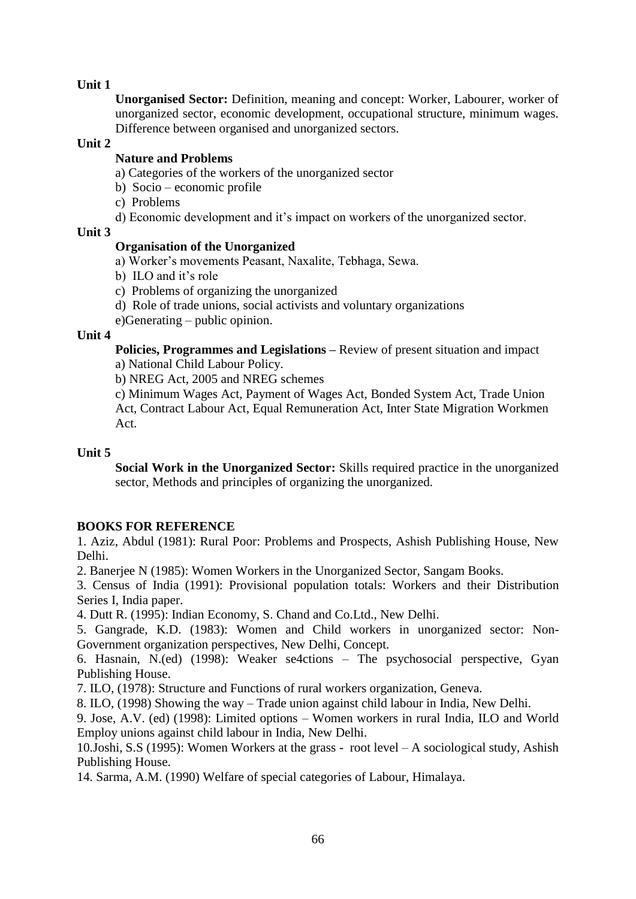**Unit 1**

**Unorganised Sector:** Definition, meaning and concept: Worker, Labourer, worker of unorganized sector, economic development, occupational structure, minimum wages. Difference between organised and unorganized sectors.

**Unit 2**

**Nature and Problems**

a) Categories of the workers of the unorganized sector

b) Socio – economic profile

c) Problems

d) Economic development and it's impact on workers of the unorganized sector.

**Unit 3**

**Organisation of the Unorganized**

a) Worker's movements Peasant, Naxalite, Tebhaga, Sewa.

b) ILO and it's role

c) Problems of organizing the unorganized

d) Role of trade unions, social activists and voluntary organizations

e)Generating – public opinion.

**Unit 4**

**Policies, Programmes and Legislations –** Review of present situation and impact

a) National Child Labour Policy.

b) NREG Act, 2005 and NREG schemes

c) Minimum Wages Act, Payment of Wages Act, Bonded System Act, Trade Union Act, Contract Labour Act, Equal Remuneration Act, Inter State Migration Workmen Act.

**Unit 5**

**Social Work in the Unorganized Sector:** Skills required practice in the unorganized sector, Methods and principles of organizing the unorganized.

**BOOKS FOR REFERENCE**

1. Aziz, Abdul (1981): Rural Poor: Problems and Prospects, Ashish Publishing House, New Delhi.
2. Banerjee N (1985): Women Workers in the Unorganized Sector, Sangam Books.
3. Census of India (1991): Provisional population totals: Workers and their Distribution Series I, India paper.
4. Dutt R. (1995): Indian Economy, S. Chand and Co.Ltd., New Delhi.
5. Gangrade, K.D. (1983): Women and Child workers in unorganized sector: Non-Government organization perspectives, New Delhi, Concept.
6. Hasnain, N.(ed) (1998): Weaker se4ctions – The psychosocial perspective, Gyan Publishing House.
7. ILO, (1978): Structure and Functions of rural workers organization, Geneva.
8. ILO, (1998) Showing the way – Trade union against child labour in India, New Delhi.
9. Jose, A.V. (ed) (1998): Limited options – Women workers in rural India, ILO and World Employ unions against child labour in India, New Delhi.
10. Joshi, S.S (1995): Women Workers at the grass - root level – A sociological study, Ashish Publishing House.
14. Sarma, A.M. (1990) Welfare of special categories of Labour, Himalaya.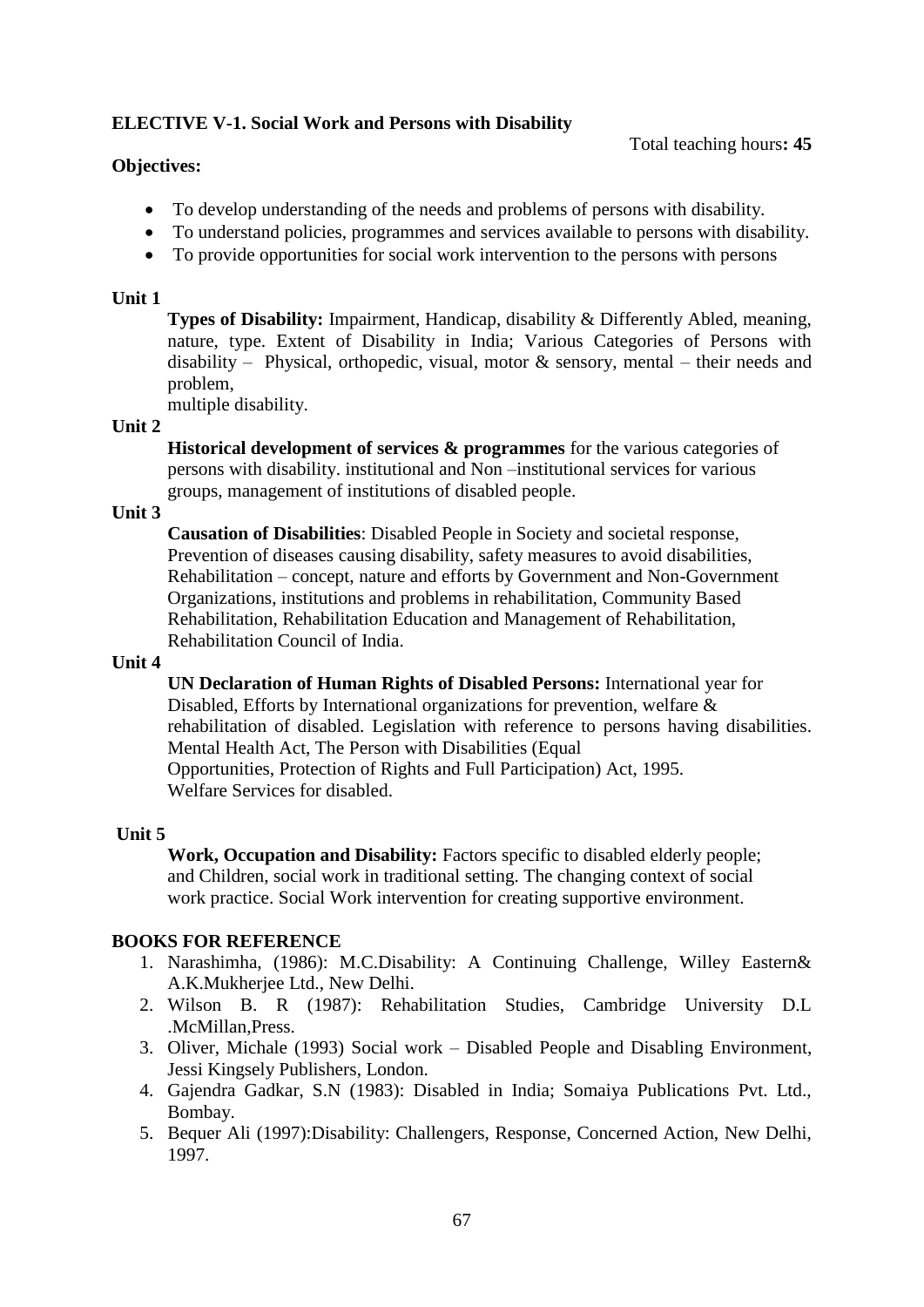**ELECTIVE V-1. Social Work and Persons with Disability**

Total teaching hours**: 45**

**Objectives:**

- To develop understanding of the needs and problems of persons with disability.
- To understand policies, programmes and services available to persons with disability.
- To provide opportunities for social work intervention to the persons with persons

**Unit 1**

**Types of Disability:** Impairment, Handicap, disability & Differently Abled, meaning, nature, type. Extent of Disability in India; Various Categories of Persons with disability – Physical, orthopedic, visual, motor & sensory, mental – their needs and problem,
multiple disability.

**Unit 2**

**Historical development of services & programmes** for the various categories of persons with disability. institutional and Non –institutional services for various groups, management of institutions of disabled people.

**Unit 3**

**Causation of Disabilities**: Disabled People in Society and societal response, Prevention of diseases causing disability, safety measures to avoid disabilities, Rehabilitation – concept, nature and efforts by Government and Non-Government Organizations, institutions and problems in rehabilitation, Community Based Rehabilitation, Rehabilitation Education and Management of Rehabilitation, Rehabilitation Council of India.

**Unit 4**

**UN Declaration of Human Rights of Disabled Persons:** International year for Disabled, Efforts by International organizations for prevention, welfare & rehabilitation of disabled. Legislation with reference to persons having disabilities. Mental Health Act, The Person with Disabilities (Equal
Opportunities, Protection of Rights and Full Participation) Act, 1995.
Welfare Services for disabled.

**Unit 5**

**Work, Occupation and Disability:** Factors specific to disabled elderly people; and Children, social work in traditional setting. The changing context of social work practice. Social Work intervention for creating supportive environment.

**BOOKS FOR REFERENCE**

1. Narashimha, (1986): M.C.Disability: A Continuing Challenge, Willey Eastern& A.K.Mukherjee Ltd., New Delhi.
2. Wilson B. R (1987): Rehabilitation Studies, Cambridge University D.L .McMillan,Press.
3. Oliver, Michale (1993) Social work – Disabled People and Disabling Environment, Jessi Kingsely Publishers, London.
4. Gajendra Gadkar, S.N (1983): Disabled in India; Somaiya Publications Pvt. Ltd., Bombay.
5. Bequer Ali (1997):Disability: Challengers, Response, Concerned Action, New Delhi, 1997.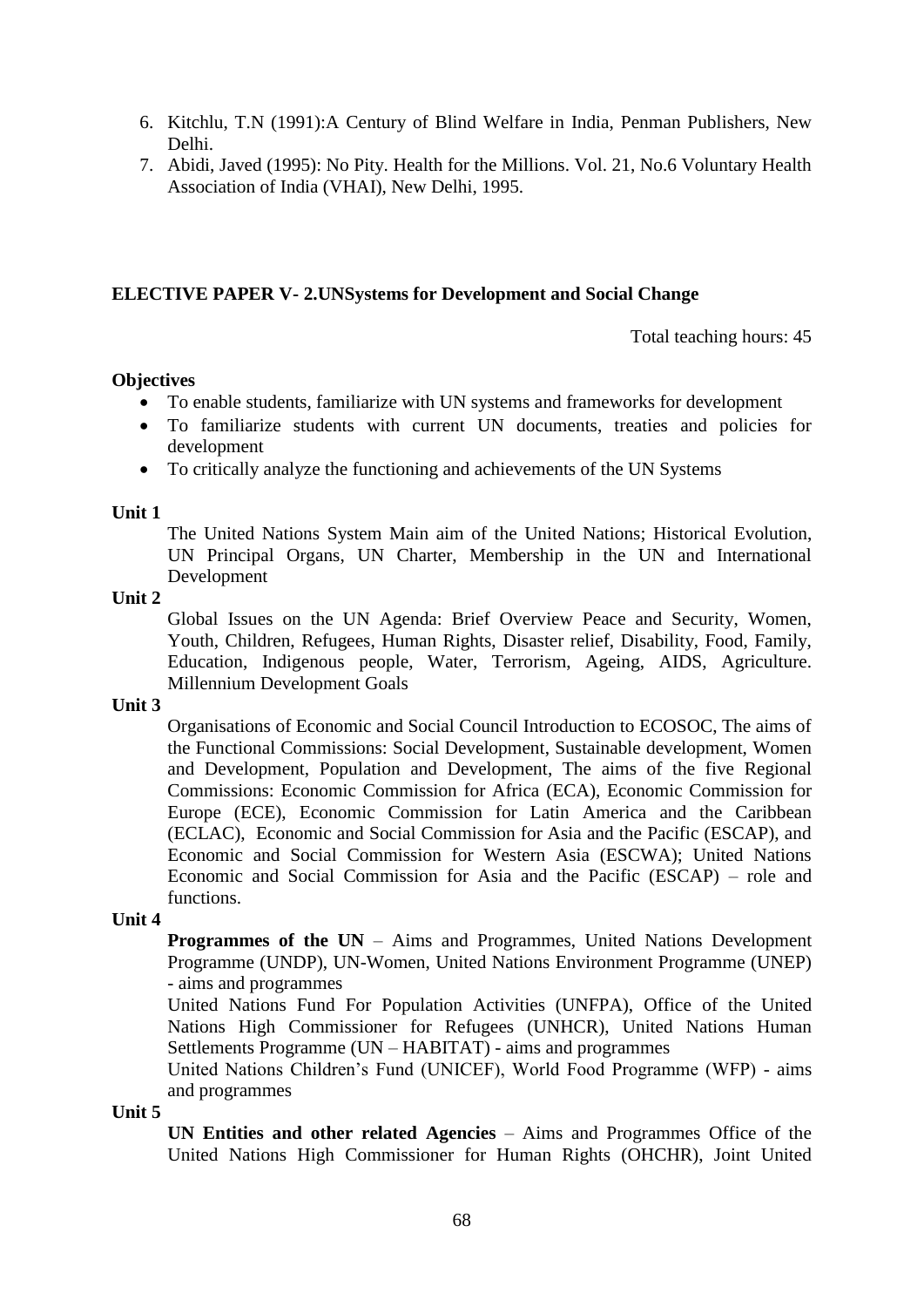6. Kitchlu, T.N (1991):A Century of Blind Welfare in India, Penman Publishers, New Delhi.
7. Abidi, Javed (1995): No Pity. Health for the Millions. Vol. 21, No.6 Voluntary Health Association of India (VHAI), New Delhi, 1995.

**ELECTIVE PAPER V- 2.UNSystems for Development and Social Change**

Total teaching hours: 45

**Objectives**

- To enable students, familiarize with UN systems and frameworks for development
- To familiarize students with current UN documents, treaties and policies for development
- To critically analyze the functioning and achievements of the UN Systems

**Unit 1**

The United Nations System Main aim of the United Nations; Historical Evolution, UN Principal Organs, UN Charter, Membership in the UN and International Development

**Unit 2**

Global Issues on the UN Agenda: Brief Overview Peace and Security, Women, Youth, Children, Refugees, Human Rights, Disaster relief, Disability, Food, Family, Education, Indigenous people, Water, Terrorism, Ageing, AIDS, Agriculture. Millennium Development Goals

**Unit 3**

Organisations of Economic and Social Council Introduction to ECOSOC, The aims of the Functional Commissions: Social Development, Sustainable development, Women and Development, Population and Development, The aims of the five Regional Commissions: Economic Commission for Africa (ECA), Economic Commission for Europe (ECE), Economic Commission for Latin America and the Caribbean (ECLAC), Economic and Social Commission for Asia and the Pacific (ESCAP), and Economic and Social Commission for Western Asia (ESCWA); United Nations Economic and Social Commission for Asia and the Pacific (ESCAP) – role and functions.

**Unit 4**

**Programmes of the UN** – Aims and Programmes, United Nations Development Programme (UNDP), UN-Women, United Nations Environment Programme (UNEP) - aims and programmes

United Nations Fund For Population Activities (UNFPA), Office of the United Nations High Commissioner for Refugees (UNHCR), United Nations Human Settlements Programme (UN – HABITAT) - aims and programmes

United Nations Children's Fund (UNICEF), World Food Programme (WFP) - aims and programmes

**Unit 5**

**UN Entities and other related Agencies** – Aims and Programmes Office of the United Nations High Commissioner for Human Rights (OHCHR), Joint United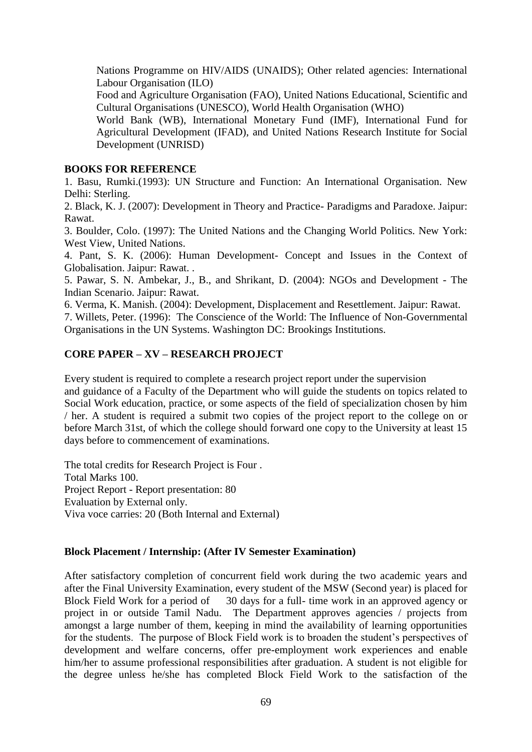Nations Programme on HIV/AIDS (UNAIDS); Other related agencies: International Labour Organisation (ILO)

Food and Agriculture Organisation (FAO), United Nations Educational, Scientific and Cultural Organisations (UNESCO), World Health Organisation (WHO)

World Bank (WB), International Monetary Fund (IMF), International Fund for Agricultural Development (IFAD), and United Nations Research Institute for Social Development (UNRISD)

**BOOKS FOR REFERENCE**

1. Basu, Rumki.(1993): UN Structure and Function: An International Organisation. New Delhi: Sterling.
2. Black, K. J. (2007): Development in Theory and Practice- Paradigms and Paradoxe. Jaipur: Rawat.
3. Boulder, Colo. (1997): The United Nations and the Changing World Politics. New York: West View, United Nations.
4. Pant, S. K. (2006): Human Development- Concept and Issues in the Context of Globalisation. Jaipur: Rawat. .
5. Pawar, S. N. Ambekar, J., B., and Shrikant, D. (2004): NGOs and Development - The Indian Scenario. Jaipur: Rawat.
6. Verma, K. Manish. (2004): Development, Displacement and Resettlement. Jaipur: Rawat.
7. Willets, Peter. (1996): The Conscience of the World: The Influence of Non-Governmental Organisations in the UN Systems. Washington DC: Brookings Institutions.

**CORE PAPER – XV – RESEARCH PROJECT**

Every student is required to complete a research project report under the supervision and guidance of a Faculty of the Department who will guide the students on topics related to Social Work education, practice, or some aspects of the field of specialization chosen by him / her. A student is required a submit two copies of the project report to the college on or before March 31st, of which the college should forward one copy to the University at least 15 days before to commencement of examinations.

The total credits for Research Project is Four .
Total Marks 100.
Project Report - Report presentation: 80
Evaluation by External only.
Viva voce carries: 20 (Both Internal and External)

**Block Placement / Internship: (After IV Semester Examination)**

After satisfactory completion of concurrent field work during the two academic years and after the Final University Examination, every student of the MSW (Second year) is placed for Block Field Work for a period of 30 days for a full- time work in an approved agency or project in or outside Tamil Nadu. The Department approves agencies / projects from amongst a large number of them, keeping in mind the availability of learning opportunities for the students. The purpose of Block Field work is to broaden the student's perspectives of development and welfare concerns, offer pre-employment work experiences and enable him/her to assume professional responsibilities after graduation. A student is not eligible for the degree unless he/she has completed Block Field Work to the satisfaction of the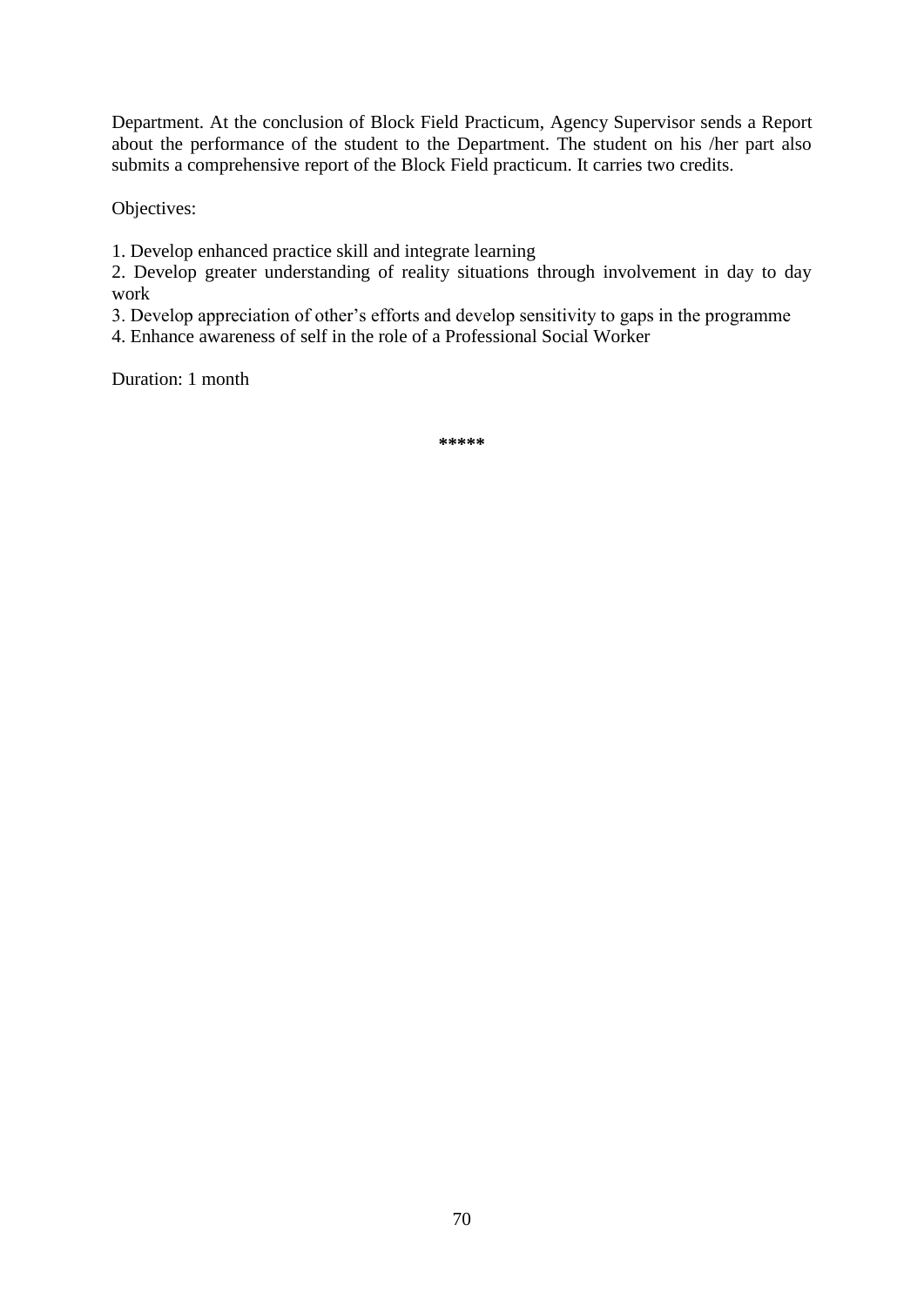Department. At the conclusion of Block Field Practicum, Agency Supervisor sends a Report about the performance of the student to the Department. The student on his /her part also submits a comprehensive report of the Block Field practicum. It carries two credits.

Objectives:

1. Develop enhanced practice skill and integrate learning
2. Develop greater understanding of reality situations through involvement in day to day work
3. Develop appreciation of other's efforts and develop sensitivity to gaps in the programme
4. Enhance awareness of self in the role of a Professional Social Worker

Duration: 1 month

*****